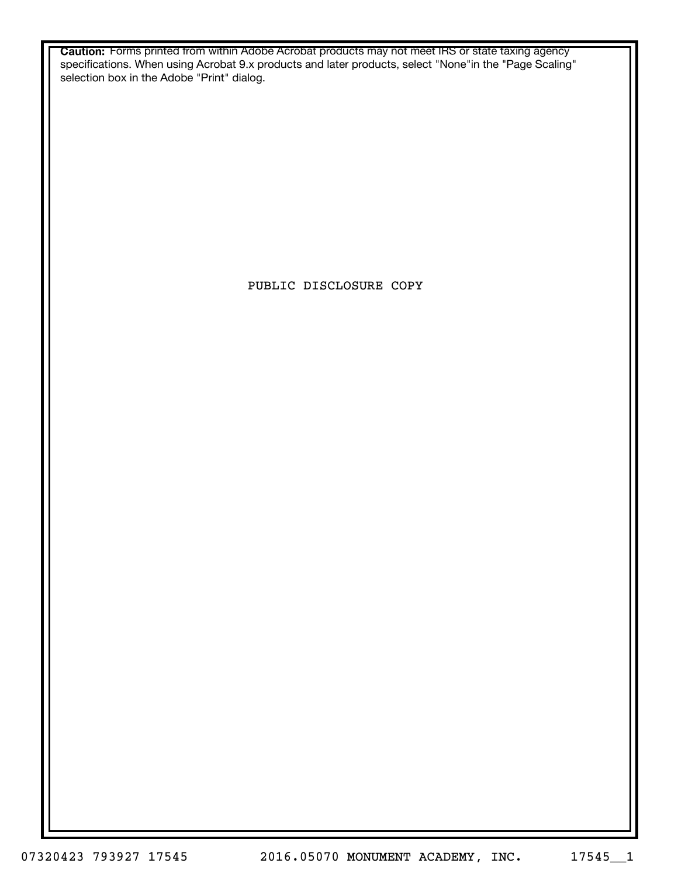**Caution:** Forms printed from within Adobe Acrobat products may not meet IRS or state taxing agency specifications. When using Acrobat 9.x products and later products, select "None"in the "Page Scaling" selection box in the Adobe "Print" dialog.

PUBLIC DISCLOSURE COPY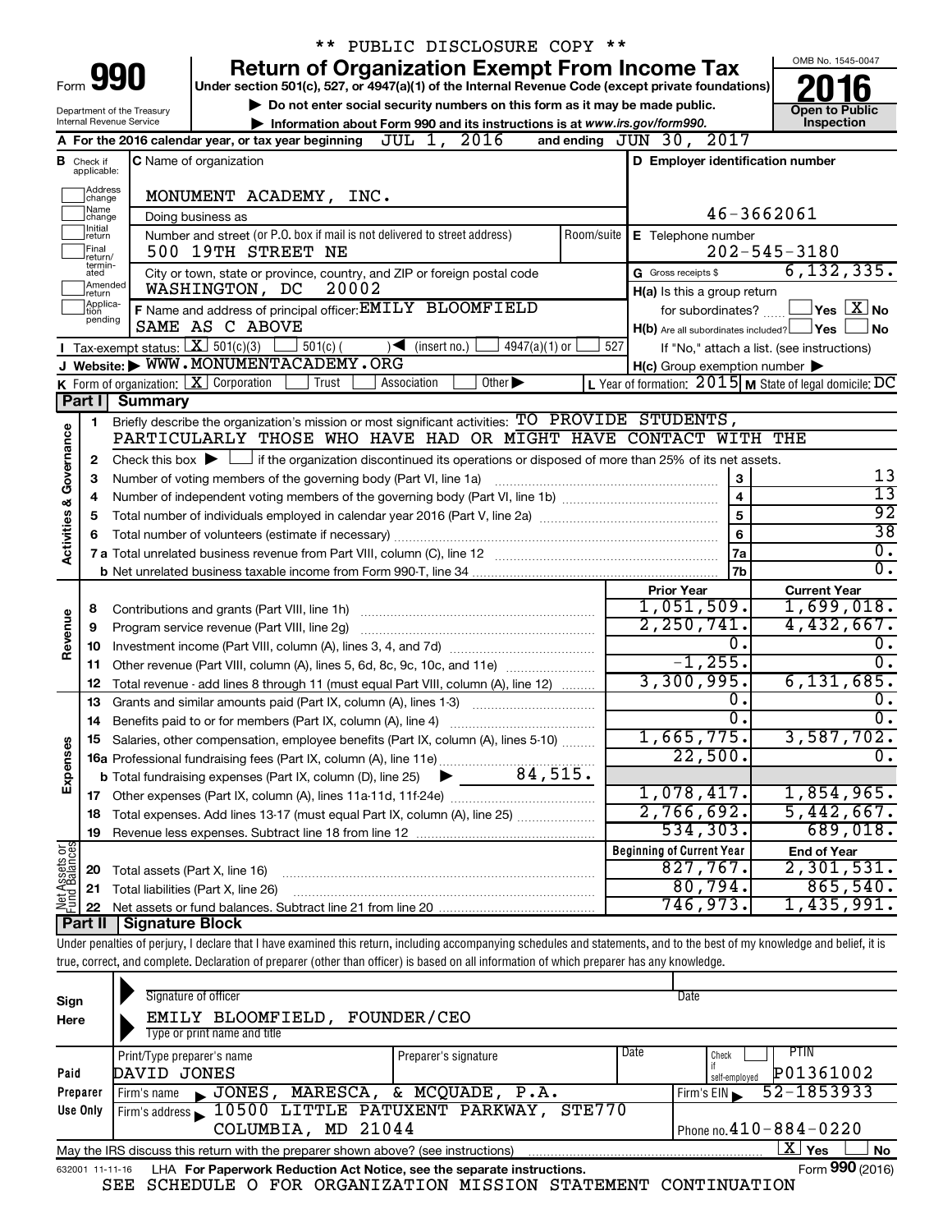\*\* PUBLIC DISCLOSURE COPY \*\*

Form **990**

# Return of Organization Exempt From Income Tax

**Under section 501(c), 527, or 4947(a)(1) of the Internal Revenue Code (except private foundations)**

▶ Do not enter social security numbers on this form as it may be made public.

▶ Information about Form 990 and its instructions is at www.irs.gov/form990.

Department of the Treasury
Internal Revenue Service

OMB No. 1545-0047

**2016**

**Open to Public Inspection**

**A** For the 2016 calendar year, or tax year beginning JUL 1, 2016 and ending JUN 30, 2017

**B** Check if applicable: Address change, Name change, Initial return, Final return/terminated, Amended return, Application pending

**C** Name of organization: MONUMENT ACADEMY, INC.

Doing business as

Number and street (or P.O. box if mail is not delivered to street address) Room/suite: 500 19TH STREET NE

City or town, state or province, country, and ZIP or foreign postal code: WASHINGTON, DC 20002

**D** Employer identification number: 46-3662061

**E** Telephone number: 202-545-3180

**G** Gross receipts $ 6,132,335.

**F** Name and address of principal officer: EMILY BLOOMFIELD
SAME AS C ABOVE

**H(a)** Is this a group return for subordinates? ☐ Yes ☒ No

**H(b)** Are all subordinates included? ☐ Yes ☐ No
If "No," attach a list. (see instructions)

**H(c)** Group exemption number ▶

**I** Tax-exempt status: ☒ 501(c)(3) ☐ 501(c) ( ) ◀ (insert no.) ☐ 4947(a)(1) or ☐ 527

**J** Website: ▶ WWW.MONUMENTACADEMY.ORG

**K** Form of organization: ☒ Corporation ☐ Trust ☐ Association ☐ Other ▶

**L** Year of formation: 2015 **M** State of legal domicile: DC

## Part I Summary

**Activities & Governance**

1. Briefly describe the organization's mission or most significant activities: TO PROVIDE STUDENTS, PARTICULARLY THOSE WHO HAVE HAD OR MIGHT HAVE CONTACT WITH THE
2. Check this box ▶ ☐ if the organization discontinued its operations or disposed of more than 25% of its net assets.

| | | | |
|---|---|---|---|
| 3 | Number of voting members of the governing body (Part VI, line 1a) | 3 | 13 |
| 4 | Number of independent voting members of the governing body (Part VI, line 1b) | 4 | 13 |
| 5 | Total number of individuals employed in calendar year 2016 (Part V, line 2a) | 5 | 92 |
| 6 | Total number of volunteers (estimate if necessary) | 6 | 38 |
| 7a | Total unrelated business revenue from Part VIII, column (C), line 12 | 7a | 0. |
| b | Net unrelated business taxable income from Form 990-T, line 34 | 7b | 0. |

| | | | Prior Year | Current Year |
|---|---|---|---|---|
| **Revenue** | 8 | Contributions and grants (Part VIII, line 1h) | 1,051,509. | 1,699,018. |
| | 9 | Program service revenue (Part VIII, line 2g) | 2,250,741. | 4,432,667. |
| | 10 | Investment income (Part VIII, column (A), lines 3, 4, and 7d) | 0. | 0. |
| | 11 | Other revenue (Part VIII, column (A), lines 5, 6d, 8c, 9c, 10c, and 11e) | -1,255. | 0. |
| | 12 | Total revenue - add lines 8 through 11 (must equal Part VIII, column (A), line 12) | 3,300,995. | 6,131,685. |
| **Expenses** | 13 | Grants and similar amounts paid (Part IX, column (A), lines 1-3) | 0. | 0. |
| | 14 | Benefits paid to or for members (Part IX, column (A), line 4) | 0. | 0. |
| | 15 | Salaries, other compensation, employee benefits (Part IX, column (A), lines 5-10) | 1,665,775. | 3,587,702. |
| | 16a | Professional fundraising fees (Part IX, column (A), line 11e) | 22,500. | 0. |
| | b | Total fundraising expenses (Part IX, column (D), line 25) ▶ 84,515. | | |
| | 17 | Other expenses (Part IX, column (A), lines 11a-11d, 11f-24e) | 1,078,417. | 1,854,965. |
| | 18 | Total expenses. Add lines 13-17 (must equal Part IX, column (A), line 25) | 2,766,692. | 5,442,667. |
| | 19 | Revenue less expenses. Subtract line 18 from line 12 | 534,303. | 689,018. |
| | | | **Beginning of Current Year** | **End of Year** |
| **Net Assets or Fund Balances** | 20 | Total assets (Part X, line 16) | 827,767. | 2,301,531. |
| | 21 | Total liabilities (Part X, line 26) | 80,794. | 865,540. |
| | 22 | Net assets or fund balances. Subtract line 21 from line 20 | 746,973. | 1,435,991. |

## Part II Signature Block

Under penalties of perjury, I declare that I have examined this return, including accompanying schedules and statements, and to the best of my knowledge and belief, it is true, correct, and complete. Declaration of preparer (other than officer) is based on all information of which preparer has any knowledge.

**Sign Here**

Signature of officer — Date

EMILY BLOOMFIELD, FOUNDER/CEO
Type or print name and title

**Paid Preparer Use Only**

| Print/Type preparer's name | Preparer's signature | Date | Check ☐ if self-employed | PTIN |
|---|---|---|---|---|
| DAVID JONES | | | | P01361002 |

Firm's name ▶ JONES, MARESCA, & MCQUADE, P.A. — Firm's EIN ▶ 52-1853933

Firm's address ▶ 10500 LITTLE PATUXENT PARKWAY, STE770, COLUMBIA, MD 21044 — Phone no. 410-884-0220

May the IRS discuss this return with the preparer shown above? (see instructions) ☒ Yes ☐ No

632001 11-11-16 LHA For Paperwork Reduction Act Notice, see the separate instructions. Form **990** (2016)

SEE SCHEDULE O FOR ORGANIZATION MISSION STATEMENT CONTINUATION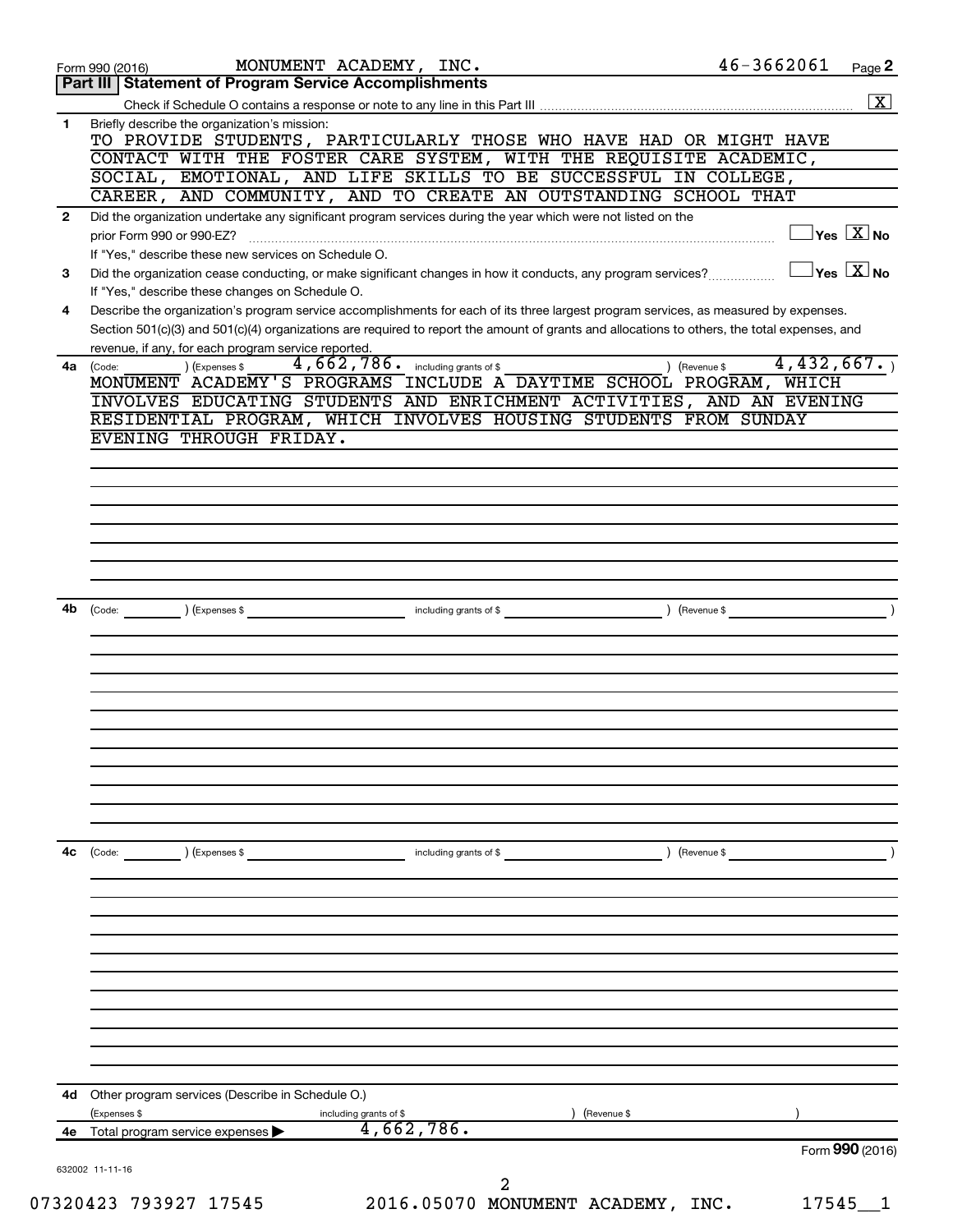Form 990 (2016) MONUMENT ACADEMY, INC. 46-3662061 Page **2**

**Part III | Statement of Program Service Accomplishments**

Check if Schedule O contains a response or note to any line in this Part III ☒

**1** Briefly describe the organization's mission:

TO PROVIDE STUDENTS, PARTICULARLY THOSE WHO HAVE HAD OR MIGHT HAVE CONTACT WITH THE FOSTER CARE SYSTEM, WITH THE REQUISITE ACADEMIC, SOCIAL, EMOTIONAL, AND LIFE SKILLS TO BE SUCCESSFUL IN COLLEGE, CAREER, AND COMMUNITY, AND TO CREATE AN OUTSTANDING SCHOOL THAT

**2** Did the organization undertake any significant program services during the year which were not listed on the prior Form 990 or 990-EZ? ☐ Yes ☒ No

If "Yes," describe these new services on Schedule O.

**3** Did the organization cease conducting, or make significant changes in how it conducts, any program services? ☐ Yes ☒ No

If "Yes," describe these changes on Schedule O.

**4** Describe the organization's program service accomplishments for each of its three largest program services, as measured by expenses. Section 501(c)(3) and 501(c)(4) organizations are required to report the amount of grants and allocations to others, the total expenses, and revenue, if any, for each program service reported.

**4a** (Code: ) (Expenses $ 4,662,786. including grants of $ ) (Revenue $ 4,432,667.)

MONUMENT ACADEMY'S PROGRAMS INCLUDE A DAYTIME SCHOOL PROGRAM, WHICH INVOLVES EDUCATING STUDENTS AND ENRICHMENT ACTIVITIES, AND AN EVENING RESIDENTIAL PROGRAM, WHICH INVOLVES HOUSING STUDENTS FROM SUNDAY EVENING THROUGH FRIDAY.

**4b** (Code: ) (Expenses $ including grants of $ ) (Revenue $ )

**4c** (Code: ) (Expenses $ including grants of $ ) (Revenue $ )

**4d** Other program services (Describe in Schedule O.)

(Expenses $ including grants of $ ) (Revenue $ )

**4e** Total program service expenses ▶ 4,662,786.

Form **990** (2016)

632002 11-11-16

07320423 793927 17545 2016.05070 MONUMENT ACADEMY, INC. 17545__1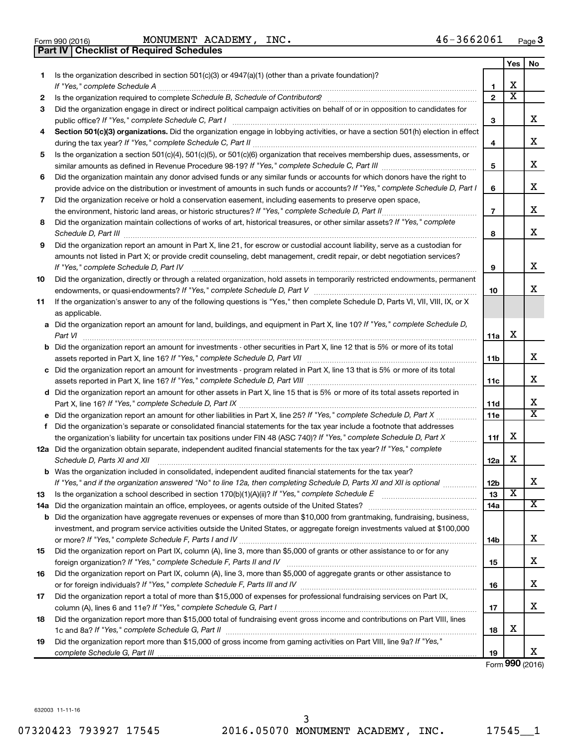Form 990 (2016) MONUMENT ACADEMY, INC. 46-3662061 Page 3

**Part IV | Checklist of Required Schedules**

| | | | Yes | No |
|---|---|---|---|---|
| 1 | Is the organization described in section 501(c)(3) or 4947(a)(1) (other than a private foundation)? *If "Yes," complete Schedule A* | 1 | X | |
| 2 | Is the organization required to complete *Schedule B, Schedule of Contributors*? | 2 | X | |
| 3 | Did the organization engage in direct or indirect political campaign activities on behalf of or in opposition to candidates for public office? *If "Yes," complete Schedule C, Part I* | 3 | | X |
| 4 | **Section 501(c)(3) organizations.** Did the organization engage in lobbying activities, or have a section 501(h) election in effect during the tax year? *If "Yes," complete Schedule C, Part II* | 4 | | X |
| 5 | Is the organization a section 501(c)(4), 501(c)(5), or 501(c)(6) organization that receives membership dues, assessments, or similar amounts as defined in Revenue Procedure 98-19? *If "Yes," complete Schedule C, Part III* | 5 | | X |
| 6 | Did the organization maintain any donor advised funds or any similar funds or accounts for which donors have the right to provide advice on the distribution or investment of amounts in such funds or accounts? *If "Yes," complete Schedule D, Part I* | 6 | | X |
| 7 | Did the organization receive or hold a conservation easement, including easements to preserve open space, the environment, historic land areas, or historic structures? *If "Yes," complete Schedule D, Part II* | 7 | | X |
| 8 | Did the organization maintain collections of works of art, historical treasures, or other similar assets? *If "Yes," complete Schedule D, Part III* | 8 | | X |
| 9 | Did the organization report an amount in Part X, line 21, for escrow or custodial account liability, serve as a custodian for amounts not listed in Part X; or provide credit counseling, debt management, credit repair, or debt negotiation services? *If "Yes," complete Schedule D, Part IV* | 9 | | X |
| 10 | Did the organization, directly or through a related organization, hold assets in temporarily restricted endowments, permanent endowments, or quasi-endowments? *If "Yes," complete Schedule D, Part V* | 10 | | X |
| 11 | If the organization's answer to any of the following questions is "Yes," then complete Schedule D, Parts VI, VII, VIII, IX, or X as applicable. | | | |
| a | Did the organization report an amount for land, buildings, and equipment in Part X, line 10? *If "Yes," complete Schedule D, Part VI* | 11a | X | |
| b | Did the organization report an amount for investments - other securities in Part X, line 12 that is 5% or more of its total assets reported in Part X, line 16? *If "Yes," complete Schedule D, Part VII* | 11b | | X |
| c | Did the organization report an amount for investments - program related in Part X, line 13 that is 5% or more of its total assets reported in Part X, line 16? *If "Yes," complete Schedule D, Part VIII* | 11c | | X |
| d | Did the organization report an amount for other assets in Part X, line 15 that is 5% or more of its total assets reported in Part X, line 16? *If "Yes," complete Schedule D, Part IX* | 11d | | X |
| e | Did the organization report an amount for other liabilities in Part X, line 25? *If "Yes," complete Schedule D, Part X* | 11e | | X |
| f | Did the organization's separate or consolidated financial statements for the tax year include a footnote that addresses the organization's liability for uncertain tax positions under FIN 48 (ASC 740)? *If "Yes," complete Schedule D, Part X* | 11f | X | |
| 12a | Did the organization obtain separate, independent audited financial statements for the tax year? *If "Yes," complete Schedule D, Parts XI and XII* | 12a | X | |
| b | Was the organization included in consolidated, independent audited financial statements for the tax year? *If "Yes," and if the organization answered "No" to line 12a, then completing Schedule D, Parts XI and XII is optional* | 12b | | X |
| 13 | Is the organization a school described in section 170(b)(1)(A)(ii)? *If "Yes," complete Schedule E* | 13 | X | |
| 14a | Did the organization maintain an office, employees, or agents outside of the United States? | 14a | | X |
| b | Did the organization have aggregate revenues or expenses of more than $10,000 from grantmaking, fundraising, business, investment, and program service activities outside the United States, or aggregate foreign investments valued at $100,000 or more? *If "Yes," complete Schedule F, Parts I and IV* | 14b | | X |
| 15 | Did the organization report on Part IX, column (A), line 3, more than $5,000 of grants or other assistance to or for any foreign organization? *If "Yes," complete Schedule F, Parts II and IV* | 15 | | X |
| 16 | Did the organization report on Part IX, column (A), line 3, more than $5,000 of aggregate grants or other assistance to or for foreign individuals? *If "Yes," complete Schedule F, Parts III and IV* | 16 | | X |
| 17 | Did the organization report a total of more than $15,000 of expenses for professional fundraising services on Part IX, column (A), lines 6 and 11e? *If "Yes," complete Schedule G, Part I* | 17 | | X |
| 18 | Did the organization report more than $15,000 total of fundraising event gross income and contributions on Part VIII, lines 1c and 8a? *If "Yes," complete Schedule G, Part II* | 18 | X | |
| 19 | Did the organization report more than $15,000 of gross income from gaming activities on Part VIII, line 9a? *If "Yes," complete Schedule G, Part III* | 19 | | X |

Form **990** (2016)

632003 11-11-16

07320423 793927 17545 2016.05070 MONUMENT ACADEMY, INC. 17545__1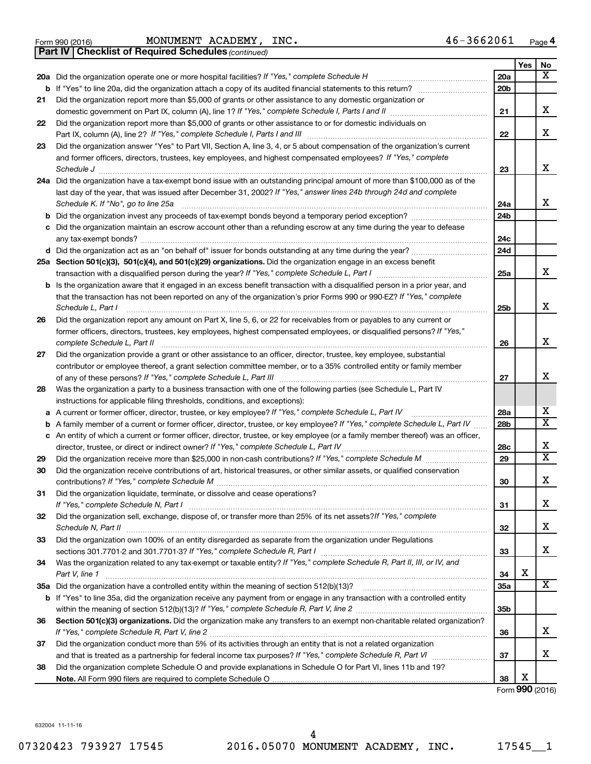Form 990 (2016) MONUMENT ACADEMY, INC. 46-3662061 Page 4

**Part IV | Checklist of Required Schedules** *(continued)*

| | | | Yes | No |
|---|---|---|---|---|
| **20a** | Did the organization operate one or more hospital facilities? *If "Yes," complete Schedule H* | 20a | | X |
| **b** | If "Yes" to line 20a, did the organization attach a copy of its audited financial statements to this return? | 20b | | |
| **21** | Did the organization report more than $5,000 of grants or other assistance to any domestic organization or domestic government on Part IX, column (A), line 1? *If "Yes," complete Schedule I, Parts I and II* | 21 | | X |
| **22** | Did the organization report more than $5,000 of grants or other assistance to or for domestic individuals on Part IX, column (A), line 2? *If "Yes," complete Schedule I, Parts I and III* | 22 | | X |
| **23** | Did the organization answer "Yes" to Part VII, Section A, line 3, 4, or 5 about compensation of the organization's current and former officers, directors, trustees, key employees, and highest compensated employees? *If "Yes," complete Schedule J* | 23 | | X |
| **24a** | Did the organization have a tax-exempt bond issue with an outstanding principal amount of more than $100,000 as of the last day of the year, that was issued after December 31, 2002? *If "Yes," answer lines 24b through 24d and complete Schedule K. If "No", go to line 25a* | 24a | | X |
| **b** | Did the organization invest any proceeds of tax-exempt bonds beyond a temporary period exception? | 24b | | |
| **c** | Did the organization maintain an escrow account other than a refunding escrow at any time during the year to defease any tax-exempt bonds? | 24c | | |
| **d** | Did the organization act as an "on behalf of" issuer for bonds outstanding at any time during the year? | 24d | | |
| **25a** | **Section 501(c)(3), 501(c)(4), and 501(c)(29) organizations.** Did the organization engage in an excess benefit transaction with a disqualified person during the year? *If "Yes," complete Schedule L, Part I* | 25a | | X |
| **b** | Is the organization aware that it engaged in an excess benefit transaction with a disqualified person in a prior year, and that the transaction has not been reported on any of the organization's prior Forms 990 or 990-EZ? *If "Yes," complete Schedule L, Part I* | 25b | | X |
| **26** | Did the organization report any amount on Part X, line 5, 6, or 22 for receivables from or payables to any current or former officers, directors, trustees, key employees, highest compensated employees, or disqualified persons? *If "Yes," complete Schedule L, Part II* | 26 | | X |
| **27** | Did the organization provide a grant or other assistance to an officer, director, trustee, key employee, substantial contributor or employee thereof, a grant selection committee member, or to a 35% controlled entity or family member of any of these persons? *If "Yes," complete Schedule L, Part III* | 27 | | X |
| **28** | Was the organization a party to a business transaction with one of the following parties (see Schedule L, Part IV instructions for applicable filing thresholds, conditions, and exceptions): | | | |
| **a** | A current or former officer, director, trustee, or key employee? *If "Yes," complete Schedule L, Part IV* | 28a | | X |
| **b** | A family member of a current or former officer, director, trustee, or key employee? *If "Yes," complete Schedule L, Part IV* | 28b | | X |
| **c** | An entity of which a current or former officer, director, trustee, or key employee (or a family member thereof) was an officer, director, trustee, or direct or indirect owner? *If "Yes," complete Schedule L, Part IV* | 28c | | X |
| **29** | Did the organization receive more than $25,000 in non-cash contributions? *If "Yes," complete Schedule M* | 29 | | X |
| **30** | Did the organization receive contributions of art, historical treasures, or other similar assets, or qualified conservation contributions? *If "Yes," complete Schedule M* | 30 | | X |
| **31** | Did the organization liquidate, terminate, or dissolve and cease operations? *If "Yes," complete Schedule N, Part I* | 31 | | X |
| **32** | Did the organization sell, exchange, dispose of, or transfer more than 25% of its net assets? *If "Yes," complete Schedule N, Part II* | 32 | | X |
| **33** | Did the organization own 100% of an entity disregarded as separate from the organization under Regulations sections 301.7701-2 and 301.7701-3? *If "Yes," complete Schedule R, Part I* | 33 | | X |
| **34** | Was the organization related to any tax-exempt or taxable entity? *If "Yes," complete Schedule R, Part II, III, or IV, and Part V, line 1* | 34 | X | |
| **35a** | Did the organization have a controlled entity within the meaning of section 512(b)(13)? | 35a | | X |
| **b** | If "Yes" to line 35a, did the organization receive any payment from or engage in any transaction with a controlled entity within the meaning of section 512(b)(13)? *If "Yes," complete Schedule R, Part V, line 2* | 35b | | |
| **36** | **Section 501(c)(3) organizations.** Did the organization make any transfers to an exempt non-charitable related organization? *If "Yes," complete Schedule R, Part V, line 2* | 36 | | X |
| **37** | Did the organization conduct more than 5% of its activities through an entity that is not a related organization and that is treated as a partnership for federal income tax purposes? *If "Yes," complete Schedule R, Part VI* | 37 | | X |
| **38** | Did the organization complete Schedule O and provide explanations in Schedule O for Part VI, lines 11b and 19? **Note.** All Form 990 filers are required to complete Schedule O | 38 | X | |

Form **990** (2016)

632004 11-11-16

07320423 793927 17545 2016.05070 MONUMENT ACADEMY, INC. 17545__1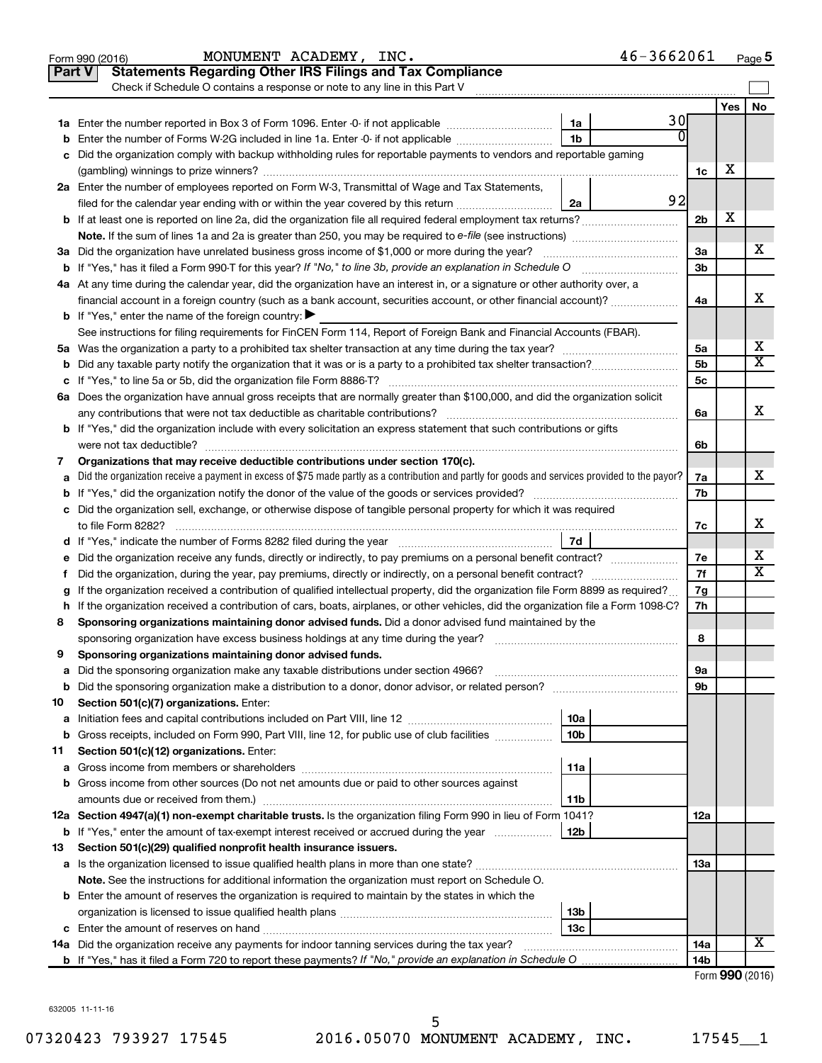Form 990 (2016) MONUMENT ACADEMY, INC. 46-3662061 Page 5

## Part V Statements Regarding Other IRS Filings and Tax Compliance

Check if Schedule O contains a response or note to any line in this Part V

| | | | | | Yes | No |
|---|---|---|---|---|---|---|
| **1a** | Enter the number reported in Box 3 of Form 1096. Enter -0- if not applicable | 1a | 30 | | | |
| **b** | Enter the number of Forms W-2G included in line 1a. Enter -0- if not applicable | 1b | 0 | | | |
| **c** | Did the organization comply with backup withholding rules for reportable payments to vendors and reportable gaming (gambling) winnings to prize winners? | | | 1c | X | |
| **2a** | Enter the number of employees reported on Form W-3, Transmittal of Wage and Tax Statements, filed for the calendar year ending with or within the year covered by this return | 2a | 92 | | | |
| **b** | If at least one is reported on line 2a, did the organization file all required federal employment tax returns? | | | 2b | X | |
| | **Note.** If the sum of lines 1a and 2a is greater than 250, you may be required to *e-file* (see instructions) | | | | | |
| **3a** | Did the organization have unrelated business gross income of $1,000 or more during the year? | | | 3a | | X |
| **b** | If "Yes," has it filed a Form 990-T for this year? *If "No," to line 3b, provide an explanation in Schedule O* | | | 3b | | |
| **4a** | At any time during the calendar year, did the organization have an interest in, or a signature or other authority over, a financial account in a foreign country (such as a bank account, securities account, or other financial account)? | | | 4a | | X |
| **b** | If "Yes," enter the name of the foreign country: ▶ | | | | | |
| | See instructions for filing requirements for FinCEN Form 114, Report of Foreign Bank and Financial Accounts (FBAR). | | | | | |
| **5a** | Was the organization a party to a prohibited tax shelter transaction at any time during the tax year? | | | 5a | | X |
| **b** | Did any taxable party notify the organization that it was or is a party to a prohibited tax shelter transaction? | | | 5b | | X |
| **c** | If "Yes," to line 5a or 5b, did the organization file Form 8886-T? | | | 5c | | |
| **6a** | Does the organization have annual gross receipts that are normally greater than $100,000, and did the organization solicit any contributions that were not tax deductible as charitable contributions? | | | 6a | | X |
| **b** | If "Yes," did the organization include with every solicitation an express statement that such contributions or gifts were not tax deductible? | | | 6b | | |
| **7** | **Organizations that may receive deductible contributions under section 170(c).** | | | | | |
| **a** | Did the organization receive a payment in excess of $75 made partly as a contribution and partly for goods and services provided to the payor? | | | 7a | | X |
| **b** | If "Yes," did the organization notify the donor of the value of the goods or services provided? | | | 7b | | |
| **c** | Did the organization sell, exchange, or otherwise dispose of tangible personal property for which it was required to file Form 8282? | | | 7c | | X |
| **d** | If "Yes," indicate the number of Forms 8282 filed during the year | 7d | | | | |
| **e** | Did the organization receive any funds, directly or indirectly, to pay premiums on a personal benefit contract? | | | 7e | | X |
| **f** | Did the organization, during the year, pay premiums, directly or indirectly, on a personal benefit contract? | | | 7f | | X |
| **g** | If the organization received a contribution of qualified intellectual property, did the organization file Form 8899 as required? | | | 7g | | |
| **h** | If the organization received a contribution of cars, boats, airplanes, or other vehicles, did the organization file a Form 1098-C? | | | 7h | | |
| **8** | **Sponsoring organizations maintaining donor advised funds.** Did a donor advised fund maintained by the sponsoring organization have excess business holdings at any time during the year? | | | 8 | | |
| **9** | **Sponsoring organizations maintaining donor advised funds.** | | | | | |
| **a** | Did the sponsoring organization make any taxable distributions under section 4966? | | | 9a | | |
| **b** | Did the sponsoring organization make a distribution to a donor, donor advisor, or related person? | | | 9b | | |
| **10** | **Section 501(c)(7) organizations.** Enter: | | | | | |
| **a** | Initiation fees and capital contributions included on Part VIII, line 12 | 10a | | | | |
| **b** | Gross receipts, included on Form 990, Part VIII, line 12, for public use of club facilities | 10b | | | | |
| **11** | **Section 501(c)(12) organizations.** Enter: | | | | | |
| **a** | Gross income from members or shareholders | 11a | | | | |
| **b** | Gross income from other sources (Do not net amounts due or paid to other sources against amounts due or received from them.) | 11b | | | | |
| **12a** | **Section 4947(a)(1) non-exempt charitable trusts.** Is the organization filing Form 990 in lieu of Form 1041? | | | 12a | | |
| **b** | If "Yes," enter the amount of tax-exempt interest received or accrued during the year | 12b | | | | |
| **13** | **Section 501(c)(29) qualified nonprofit health insurance issuers.** | | | | | |
| **a** | Is the organization licensed to issue qualified health plans in more than one state? | | | 13a | | |
| | **Note.** See the instructions for additional information the organization must report on Schedule O. | | | | | |
| **b** | Enter the amount of reserves the organization is required to maintain by the states in which the organization is licensed to issue qualified health plans | 13b | | | | |
| **c** | Enter the amount of reserves on hand | 13c | | | | |
| **14a** | Did the organization receive any payments for indoor tanning services during the tax year? | | | 14a | | X |
| **b** | If "Yes," has it filed a Form 720 to report these payments? *If "No," provide an explanation in Schedule O* | | | 14b | | |

Form **990** (2016)

632005 11-11-16

07320423 793927 17545 2016.05070 MONUMENT ACADEMY, INC. 17545__1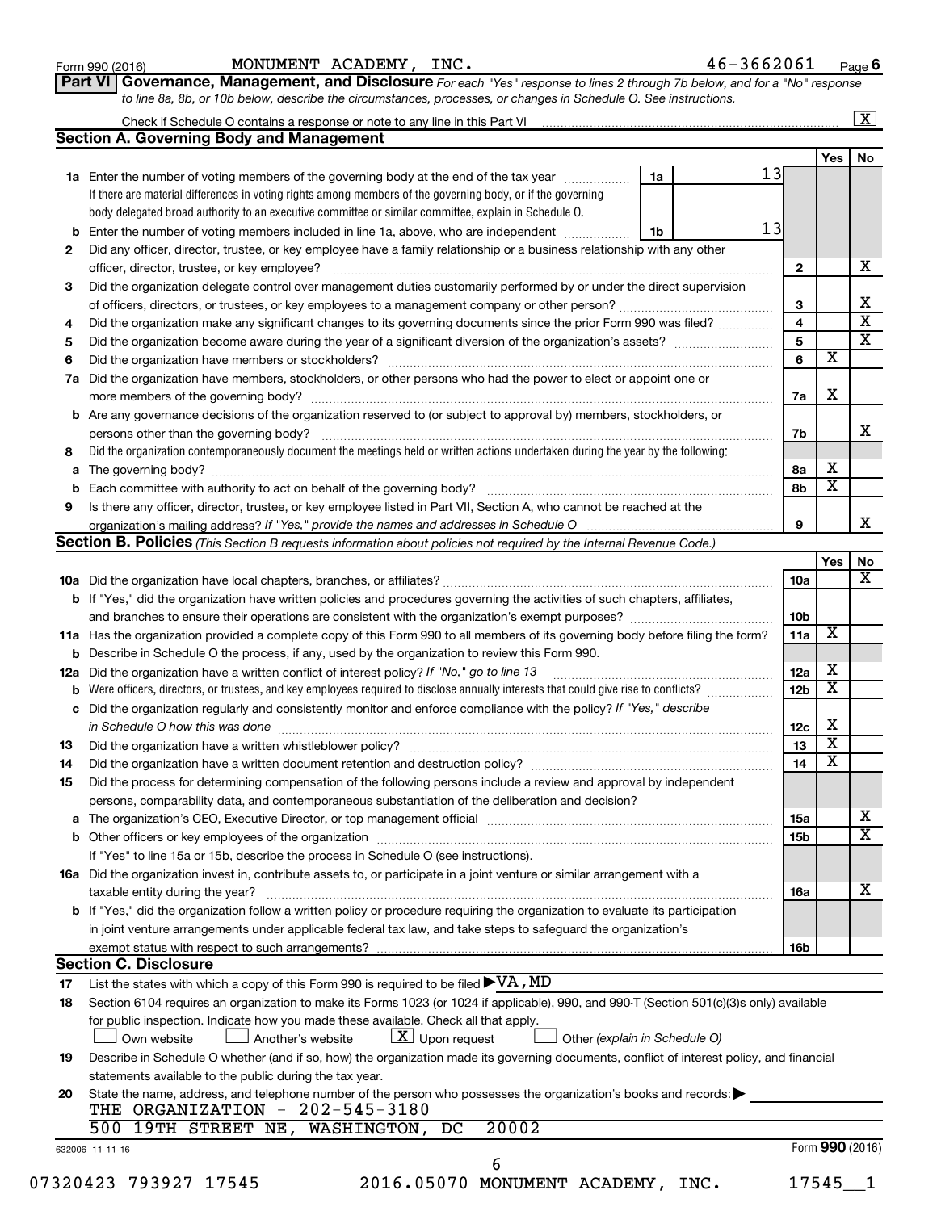Form 990 (2016) MONUMENT ACADEMY, INC. 46-3662061 Page **6**

**Part VI Governance, Management, and Disclosure** *For each "Yes" response to lines 2 through 7b below, and for a "No" response to line 8a, 8b, or 10b below, describe the circumstances, processes, or changes in Schedule O. See instructions.*

Check if Schedule O contains a response or note to any line in this Part VI ☒

## Section A. Governing Body and Management

| | | | | Yes | No |
|---|---|---|---|---|---|
| **1a** | Enter the number of voting members of the governing body at the end of the tax year | 1a | 13 | | |
| | If there are material differences in voting rights among members of the governing body, or if the governing body delegated broad authority to an executive committee or similar committee, explain in Schedule O. | | | | |
| **b** | Enter the number of voting members included in line 1a, above, who are independent | 1b | 13 | | |
| **2** | Did any officer, director, trustee, or key employee have a family relationship or a business relationship with any other officer, director, trustee, or key employee? | 2 | | | X |
| **3** | Did the organization delegate control over management duties customarily performed by or under the direct supervision of officers, directors, or trustees, or key employees to a management company or other person? | 3 | | | X |
| **4** | Did the organization make any significant changes to its governing documents since the prior Form 990 was filed? | 4 | | | X |
| **5** | Did the organization become aware during the year of a significant diversion of the organization's assets? | 5 | | | X |
| **6** | Did the organization have members or stockholders? | 6 | | X | |
| **7a** | Did the organization have members, stockholders, or other persons who had the power to elect or appoint one or more members of the governing body? | 7a | | X | |
| **b** | Are any governance decisions of the organization reserved to (or subject to approval by) members, stockholders, or persons other than the governing body? | 7b | | | X |
| **8** | Did the organization contemporaneously document the meetings held or written actions undertaken during the year by the following: | | | | |
| **a** | The governing body? | 8a | | X | |
| **b** | Each committee with authority to act on behalf of the governing body? | 8b | | X | |
| **9** | Is there any officer, director, trustee, or key employee listed in Part VII, Section A, who cannot be reached at the organization's mailing address? *If "Yes," provide the names and addresses in Schedule O* | 9 | | | X |

## Section B. Policies *(This Section B requests information about policies not required by the Internal Revenue Code.)*

| | | | Yes | No |
|---|---|---|---|---|
| **10a** | Did the organization have local chapters, branches, or affiliates? | 10a | | X |
| **b** | If "Yes," did the organization have written policies and procedures governing the activities of such chapters, affiliates, and branches to ensure their operations are consistent with the organization's exempt purposes? | 10b | | |
| **11a** | Has the organization provided a complete copy of this Form 990 to all members of its governing body before filing the form? | 11a | X | |
| **b** | Describe in Schedule O the process, if any, used by the organization to review this Form 990. | | | |
| **12a** | Did the organization have a written conflict of interest policy? *If "No," go to line 13* | 12a | X | |
| **b** | Were officers, directors, or trustees, and key employees required to disclose annually interests that could give rise to conflicts? | 12b | X | |
| **c** | Did the organization regularly and consistently monitor and enforce compliance with the policy? *If "Yes," describe in Schedule O how this was done* | 12c | X | |
| **13** | Did the organization have a written whistleblower policy? | 13 | X | |
| **14** | Did the organization have a written document retention and destruction policy? | 14 | X | |
| **15** | Did the process for determining compensation of the following persons include a review and approval by independent persons, comparability data, and contemporaneous substantiation of the deliberation and decision? | | | |
| **a** | The organization's CEO, Executive Director, or top management official | 15a | | X |
| **b** | Other officers or key employees of the organization | 15b | | X |
| | If "Yes" to line 15a or 15b, describe the process in Schedule O (see instructions). | | | |
| **16a** | Did the organization invest in, contribute assets to, or participate in a joint venture or similar arrangement with a taxable entity during the year? | 16a | | X |
| **b** | If "Yes," did the organization follow a written policy or procedure requiring the organization to evaluate its participation in joint venture arrangements under applicable federal tax law, and take steps to safeguard the organization's exempt status with respect to such arrangements? | 16b | | |

## Section C. Disclosure

**17** List the states with which a copy of this Form 990 is required to be filed ▶ VA, MD

**18** Section 6104 requires an organization to make its Forms 1023 (or 1024 if applicable), 990, and 990-T (Section 501(c)(3)s only) available for public inspection. Indicate how you made these available. Check all that apply.

☐ Own website ☐ Another's website ☒ Upon request ☐ Other *(explain in Schedule O)*

**19** Describe in Schedule O whether (and if so, how) the organization made its governing documents, conflict of interest policy, and financial statements available to the public during the tax year.

**20** State the name, address, and telephone number of the person who possesses the organization's books and records: ▶

THE ORGANIZATION - 202-545-3180
500 19TH STREET NE, WASHINGTON, DC 20002

632006 11-11-16 Form **990** (2016)

07320423 793927 17545 2016.05070 MONUMENT ACADEMY, INC. 17545__1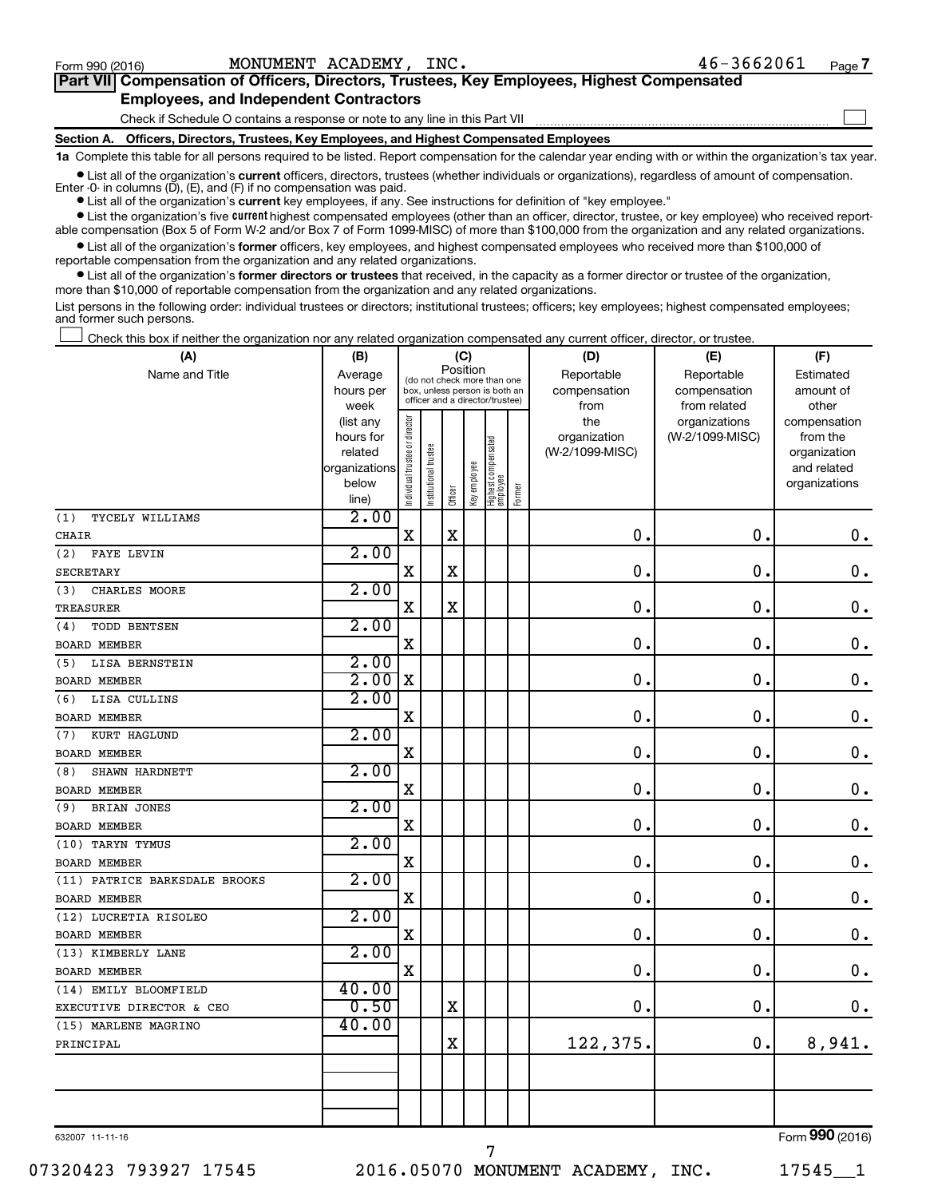Form 990 (2016) MONUMENT ACADEMY, INC. 46-3662061 Page **7**

## Part VII Compensation of Officers, Directors, Trustees, Key Employees, Highest Compensated Employees, and Independent Contractors

Check if Schedule O contains a response or note to any line in this Part VII ☐

### Section A. Officers, Directors, Trustees, Key Employees, and Highest Compensated Employees

**1a** Complete this table for all persons required to be listed. Report compensation for the calendar year ending with or within the organization's tax year.

- List all of the organization's **current** officers, directors, trustees (whether individuals or organizations), regardless of amount of compensation. Enter -0- in columns (D), (E), and (F) if no compensation was paid.
- List all of the organization's **current** key employees, if any. See instructions for definition of "key employee."
- List the organization's five **current** highest compensated employees (other than an officer, director, trustee, or key employee) who received reportable compensation (Box 5 of Form W-2 and/or Box 7 of Form 1099-MISC) of more than $100,000 from the organization and any related organizations.
- List all of the organization's **former** officers, key employees, and highest compensated employees who received more than $100,000 of reportable compensation from the organization and any related organizations.
- List all of the organization's **former directors or trustees** that received, in the capacity as a former director or trustee of the organization, more than $10,000 of reportable compensation from the organization and any related organizations.

List persons in the following order: individual trustees or directors; institutional trustees; officers; key employees; highest compensated employees; and former such persons.

☐ Check this box if neither the organization nor any related organization compensated any current officer, director, or trustee.

| (A) Name and Title | (B) Average hours per week (list any hours for related organizations below line) | (C) Individual trustee or director | Institutional trustee | Officer | Key employee | Highest compensated employee | Former | (D) Reportable compensation from the organization (W-2/1099-MISC) | (E) Reportable compensation from related organizations (W-2/1099-MISC) | (F) Estimated amount of other compensation from the organization and related organizations |
|---|---|---|---|---|---|---|---|---|---|---|
| (1) TYCELY WILLIAMS<br>CHAIR | 2.00 | X | | X | | | | 0. | 0. | 0. |
| (2) FAYE LEVIN<br>SECRETARY | 2.00 | X | | X | | | | 0. | 0. | 0. |
| (3) CHARLES MOORE<br>TREASURER | 2.00 | X | | X | | | | 0. | 0. | 0. |
| (4) TODD BENTSEN<br>BOARD MEMBER | 2.00 | X | | | | | | 0. | 0. | 0. |
| (5) LISA BERNSTEIN<br>BOARD MEMBER | 2.00<br>2.00 | X | | | | | | 0. | 0. | 0. |
| (6) LISA CULLINS<br>BOARD MEMBER | 2.00 | X | | | | | | 0. | 0. | 0. |
| (7) KURT HAGLUND<br>BOARD MEMBER | 2.00 | X | | | | | | 0. | 0. | 0. |
| (8) SHAWN HARDNETT<br>BOARD MEMBER | 2.00 | X | | | | | | 0. | 0. | 0. |
| (9) BRIAN JONES<br>BOARD MEMBER | 2.00 | X | | | | | | 0. | 0. | 0. |
| (10) TARYN TYMUS<br>BOARD MEMBER | 2.00 | X | | | | | | 0. | 0. | 0. |
| (11) PATRICE BARKSDALE BROOKS<br>BOARD MEMBER | 2.00 | X | | | | | | 0. | 0. | 0. |
| (12) LUCRETIA RISOLEO<br>BOARD MEMBER | 2.00 | X | | | | | | 0. | 0. | 0. |
| (13) KIMBERLY LANE<br>BOARD MEMBER | 2.00 | X | | | | | | 0. | 0. | 0. |
| (14) EMILY BLOOMFIELD<br>EXECUTIVE DIRECTOR & CEO | 40.00<br>0.50 | | | X | | | | 0. | 0. | 0. |
| (15) MARLENE MAGRINO<br>PRINCIPAL | 40.00 | | | X | | | | 122,375. | 0. | 8,941. |
| | | | | | | | | | | |
| | | | | | | | | | | |

632007 11-11-16 Form **990** (2016)

07320423 793927 17545 2016.05070 MONUMENT ACADEMY, INC. 17545__1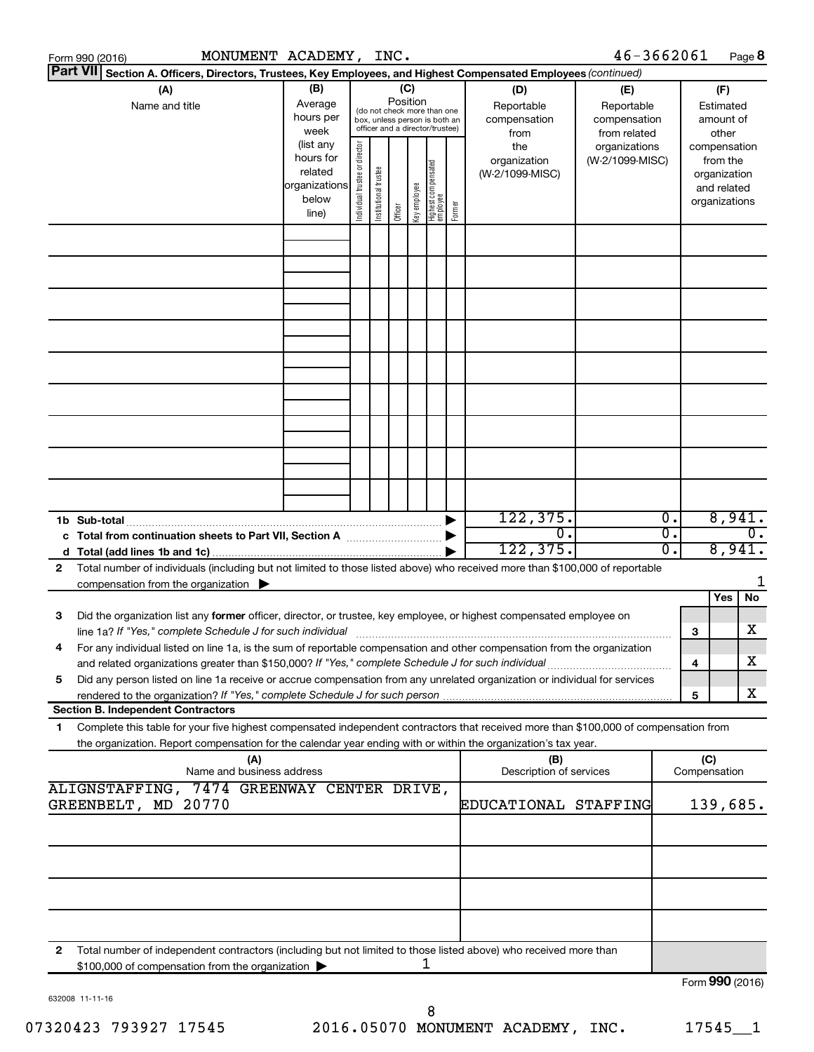Form 990 (2016) MONUMENT ACADEMY, INC. 46-3662061 Page **8**

**Part VII** **Section A. Officers, Directors, Trustees, Key Employees, and Highest Compensated Employees** *(continued)*

| (A) Name and title | (B) Average hours per week (list any hours for related organizations below line) | (C) Position (do not check more than one box, unless person is both an officer and a director/trustee) Individual trustee or director | Institutional trustee | Officer | Key employee | Highest compensated employee | Former | (D) Reportable compensation from the organization (W-2/1099-MISC) | (E) Reportable compensation from related organizations (W-2/1099-MISC) | (F) Estimated amount of other compensation from the organization and related organizations |
|---|---|---|---|---|---|---|---|---|---|---|
| | | | | | | | | | | |
| | | | | | | | | | | |
| | | | | | | | | | | |
| | | | | | | | | | | |
| | | | | | | | | | | |
| | | | | | | | | | | |
| | | | | | | | | | | |
| | | | | | | | | | | |
| | | | | | | | | | | |
| **1b Sub-total** | | | | | | | | 122,375. | 0. | 8,941. |
| **c Total from continuation sheets to Part VII, Section A** | | | | | | | | 0. | 0. | 0. |
| **d Total (add lines 1b and 1c)** | | | | | | | | 122,375. | 0. | 8,941. |

**2** Total number of individuals (including but not limited to those listed above) who received more than $100,000 of reportable compensation from the organization ▶ 1

| | | | Yes | No |
|---|---|---|---|---|
| **3** | Did the organization list any **former** officer, director, or trustee, key employee, or highest compensated employee on line 1a? *If "Yes," complete Schedule J for such individual* | **3** | | X |
| **4** | For any individual listed on line 1a, is the sum of reportable compensation and other compensation from the organization and related organizations greater than $150,000? *If "Yes," complete Schedule J for such individual* | **4** | | X |
| **5** | Did any person listed on line 1a receive or accrue compensation from any unrelated organization or individual for services rendered to the organization? *If "Yes," complete Schedule J for such person* | **5** | | X |

**Section B. Independent Contractors**

**1** Complete this table for your five highest compensated independent contractors that received more than $100,000 of compensation from the organization. Report compensation for the calendar year ending with or within the organization's tax year.

| (A) Name and business address | (B) Description of services | (C) Compensation |
|---|---|---|
| ALIGNSTAFFING, 7474 GREENWAY CENTER DRIVE, GREENBELT, MD 20770 | EDUCATIONAL STAFFING | 139,685. |
| | | |
| | | |
| | | |
| | | |

**2** Total number of independent contractors (including but not limited to those listed above) who received more than $100,000 of compensation from the organization ▶ 1

Form **990** (2016)

632008 11-11-16

07320423 793927 17545 2016.05070 MONUMENT ACADEMY, INC. 17545__1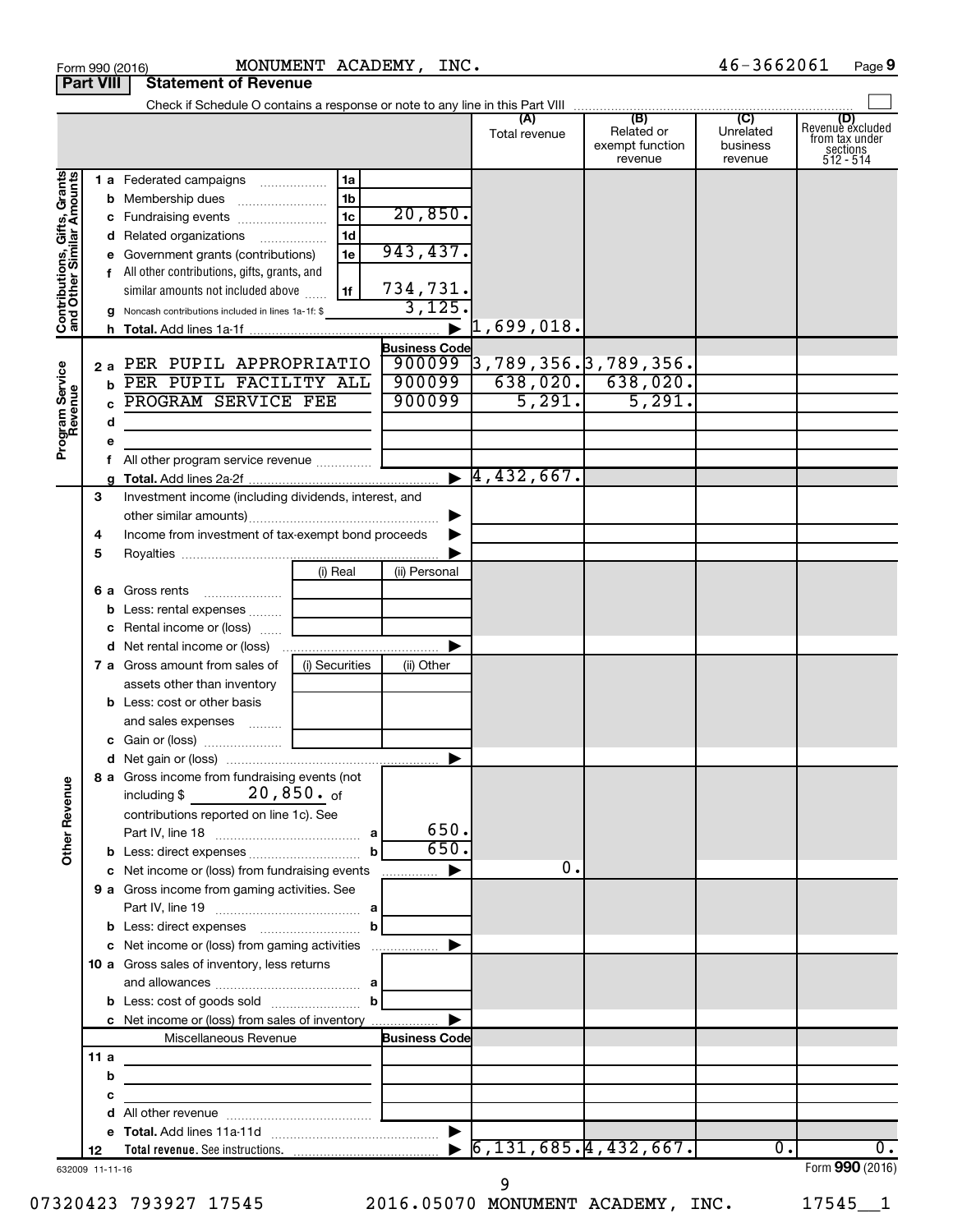Form 990 (2016) MONUMENT ACADEMY, INC. 46-3662061 Page 9

**Part VIII** **Statement of Revenue**

Check if Schedule O contains a response or note to any line in this Part VIII ☐

| | | | | (A) Total revenue | (B) Related or exempt function revenue | (C) Unrelated business revenue | (D) Revenue excluded from tax under sections 512 - 514 |
|---|---|---|---|---|---|---|---|
| **Contributions, Gifts, Grants and Other Similar Amounts** | 1 a Federated campaigns | 1a | | | | | |
| | b Membership dues | 1b | | | | | |
| | c Fundraising events | 1c | 20,850. | | | | |
| | d Related organizations | 1d | | | | | |
| | e Government grants (contributions) | 1e | 943,437. | | | | |
| | f All other contributions, gifts, grants, and similar amounts not included above | 1f | 734,731. | | | | |
| | g Noncash contributions included in lines 1a-1f: $ | | 3,125. | | | | |
| | h **Total.** Add lines 1a-1f | | ▶ | 1,699,018. | | | |
| **Program Service Revenue** | | | **Business Code** | | | | |
| | 2 a PER PUPIL APPROPRIATIO | | 900099 | 3,789,356. | 3,789,356. | | |
| | b PER PUPIL FACILITY ALL | | 900099 | 638,020. | 638,020. | | |
| | c PROGRAM SERVICE FEE | | 900099 | 5,291. | 5,291. | | |
| | d | | | | | | |
| | e | | | | | | |
| | f All other program service revenue | | | | | | |
| | g **Total.** Add lines 2a-2f | | ▶ | 4,432,667. | | | |
| **Other Revenue** | 3 Investment income (including dividends, interest, and other similar amounts) | | ▶ | | | | |
| | 4 Income from investment of tax-exempt bond proceeds | | ▶ | | | | |
| | 5 Royalties | | ▶ | | | | |
| | | (i) Real | (ii) Personal | | | | |
| | 6 a Gross rents | | | | | | |
| | b Less: rental expenses | | | | | | |
| | c Rental income or (loss) | | | | | | |
| | d Net rental income or (loss) | | ▶ | | | | |
| | | (i) Securities | (ii) Other | | | | |
| | 7 a Gross amount from sales of assets other than inventory | | | | | | |
| | b Less: cost or other basis and sales expenses | | | | | | |
| | c Gain or (loss) | | | | | | |
| | d Net gain or (loss) | | ▶ | | | | |
| | 8 a Gross income from fundraising events (not including $ 20,850. of contributions reported on line 1c). See Part IV, line 18 | a | 650. | | | | |
| | b Less: direct expenses | b | 650. | | | | |
| | c Net income or (loss) from fundraising events | | ▶ | 0. | | | |
| | 9 a Gross income from gaming activities. See Part IV, line 19 | a | | | | | |
| | b Less: direct expenses | b | | | | | |
| | c Net income or (loss) from gaming activities | | ▶ | | | | |
| | 10 a Gross sales of inventory, less returns and allowances | a | | | | | |
| | b Less: cost of goods sold | b | | | | | |
| | c Net income or (loss) from sales of inventory | | ▶ | | | | |
| | Miscellaneous Revenue | | **Business Code** | | | | |
| | 11 a | | | | | | |
| | b | | | | | | |
| | c | | | | | | |
| | d All other revenue | | | | | | |
| | e **Total.** Add lines 11a-11d | | ▶ | | | | |
| | 12 **Total revenue.** See instructions. | | ▶ | 6,131,685. | 4,432,667. | 0. | 0. |

632009 11-11-16 Form **990** (2016)

07320423 793927 17545 2016.05070 MONUMENT ACADEMY, INC. 17545__1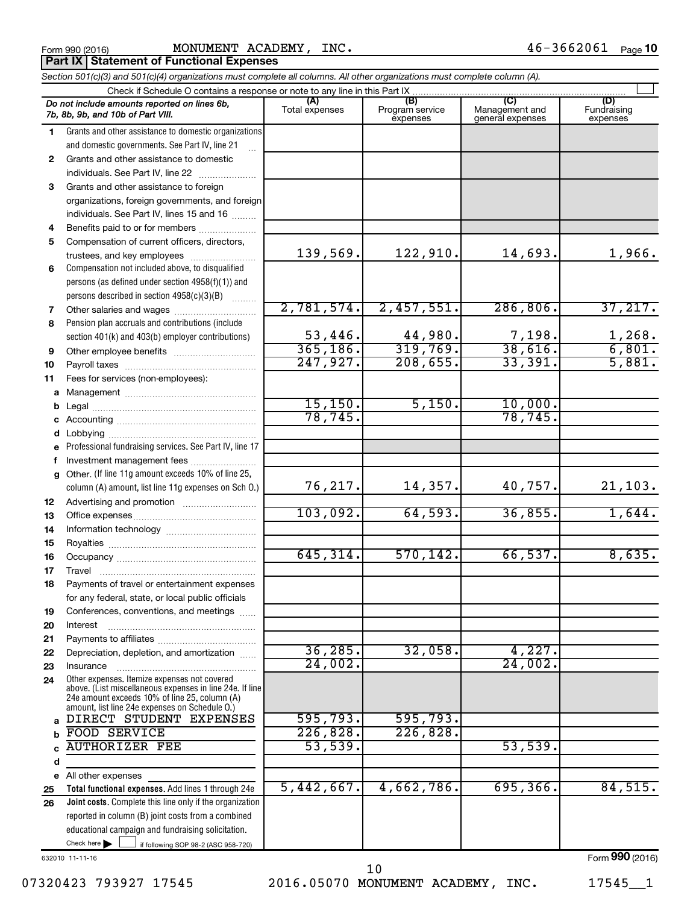Form 990 (2016) MONUMENT ACADEMY, INC. 46-3662061 Page **10**

## Part IX Statement of Functional Expenses

*Section 501(c)(3) and 501(c)(4) organizations must complete all columns. All other organizations must complete column (A).*

Check if Schedule O contains a response or note to any line in this Part IX ☐

| | *Do not include amounts reported on lines 6b, 7b, 8b, 9b, and 10b of Part VIII.* | (A) Total expenses | (B) Program service expenses | (C) Management and general expenses | (D) Fundraising expenses |
|---|---|---|---|---|---|
| 1 | Grants and other assistance to domestic organizations and domestic governments. See Part IV, line 21 | | | | |
| 2 | Grants and other assistance to domestic individuals. See Part IV, line 22 | | | | |
| 3 | Grants and other assistance to foreign organizations, foreign governments, and foreign individuals. See Part IV, lines 15 and 16 | | | | |
| 4 | Benefits paid to or for members | | | | |
| 5 | Compensation of current officers, directors, trustees, and key employees | 139,569. | 122,910. | 14,693. | 1,966. |
| 6 | Compensation not included above, to disqualified persons (as defined under section 4958(f)(1)) and persons described in section 4958(c)(3)(B) | | | | |
| 7 | Other salaries and wages | 2,781,574. | 2,457,551. | 286,806. | 37,217. |
| 8 | Pension plan accruals and contributions (include section 401(k) and 403(b) employer contributions) | 53,446. | 44,980. | 7,198. | 1,268. |
| 9 | Other employee benefits | 365,186. | 319,769. | 38,616. | 6,801. |
| 10 | Payroll taxes | 247,927. | 208,655. | 33,391. | 5,881. |
| 11 | Fees for services (non-employees): | | | | |
| a | Management | | | | |
| b | Legal | 15,150. | 5,150. | 10,000. | |
| c | Accounting | 78,745. | | 78,745. | |
| d | Lobbying | | | | |
| e | Professional fundraising services. See Part IV, line 17 | | | | |
| f | Investment management fees | | | | |
| g | Other. (If line 11g amount exceeds 10% of line 25, column (A) amount, list line 11g expenses on Sch O.) | 76,217. | 14,357. | 40,757. | 21,103. |
| 12 | Advertising and promotion | | | | |
| 13 | Office expenses | 103,092. | 64,593. | 36,855. | 1,644. |
| 14 | Information technology | | | | |
| 15 | Royalties | | | | |
| 16 | Occupancy | 645,314. | 570,142. | 66,537. | 8,635. |
| 17 | Travel | | | | |
| 18 | Payments of travel or entertainment expenses for any federal, state, or local public officials | | | | |
| 19 | Conferences, conventions, and meetings | | | | |
| 20 | Interest | | | | |
| 21 | Payments to affiliates | | | | |
| 22 | Depreciation, depletion, and amortization | 36,285. | 32,058. | 4,227. | |
| 23 | Insurance | 24,002. | | 24,002. | |
| 24 | Other expenses. Itemize expenses not covered above. (List miscellaneous expenses in line 24e. If line 24e amount exceeds 10% of line 25, column (A) amount, list line 24e expenses on Schedule O.) | | | | |
| a | DIRECT STUDENT EXPENSES | 595,793. | 595,793. | | |
| b | FOOD SERVICE | 226,828. | 226,828. | | |
| c | AUTHORIZER FEE | 53,539. | | 53,539. | |
| d | | | | | |
| e | All other expenses | | | | |
| 25 | **Total functional expenses.** Add lines 1 through 24e | 5,442,667. | 4,662,786. | 695,366. | 84,515. |
| 26 | **Joint costs.** Complete this line only if the organization reported in column (B) joint costs from a combined educational campaign and fundraising solicitation. Check here ☐ if following SOP 98-2 (ASC 958-720) | | | | |

632010 11-11-16 Form **990** (2016)

07320423 793927 17545 2016.05070 MONUMENT ACADEMY, INC. 17545__1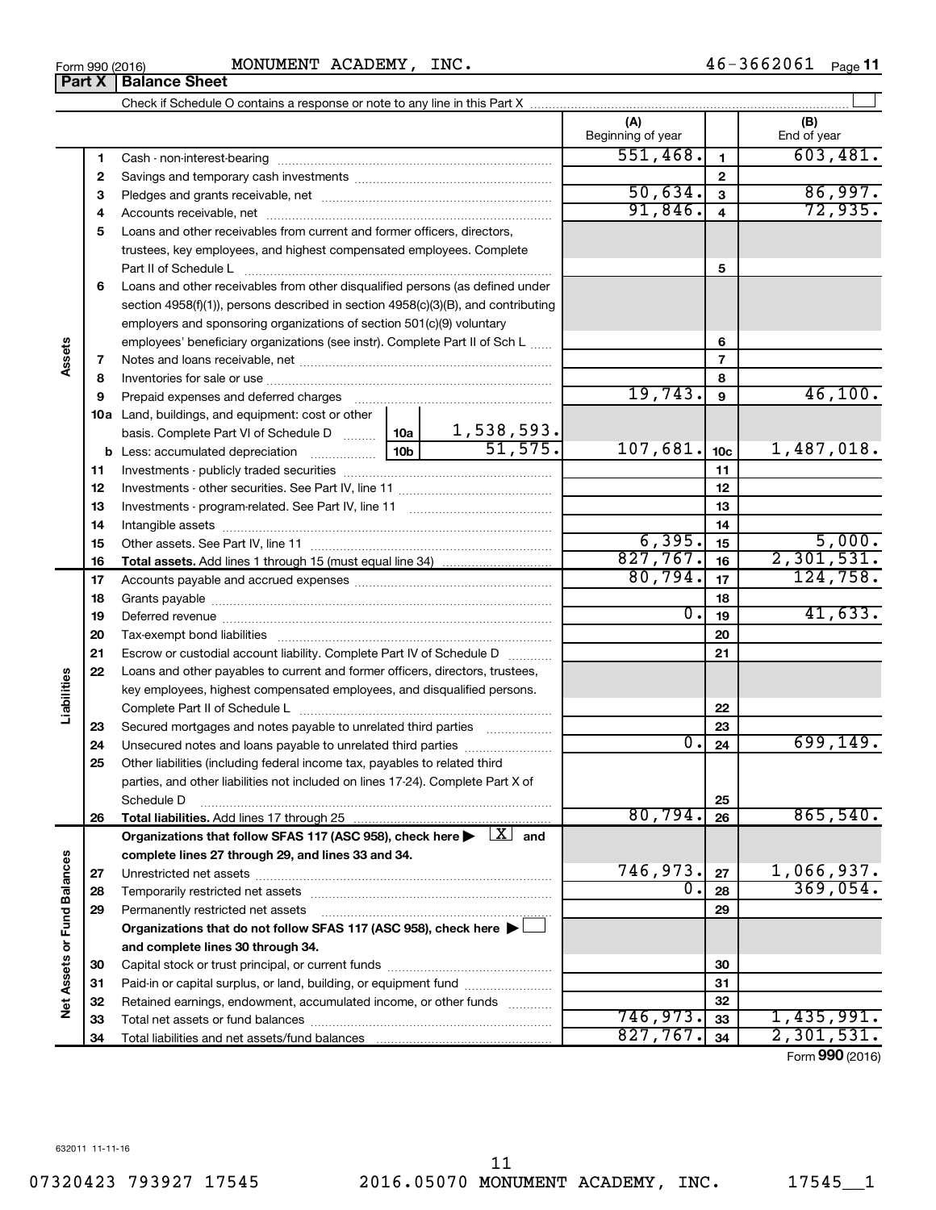Form 990 (2016) MONUMENT ACADEMY, INC. 46-3662061 Page 11

**Part X | Balance Sheet**

Check if Schedule O contains a response or note to any line in this Part X ☐

| | | | | (A) Beginning of year | | (B) End of year |
|---|---|---|---|---|---|---|
| Assets | 1 | Cash - non-interest-bearing | | 551,468. | 1 | 603,481. |
| | 2 | Savings and temporary cash investments | | | 2 | |
| | 3 | Pledges and grants receivable, net | | 50,634. | 3 | 86,997. |
| | 4 | Accounts receivable, net | | 91,846. | 4 | 72,935. |
| | 5 | Loans and other receivables from current and former officers, directors, trustees, key employees, and highest compensated employees. Complete Part II of Schedule L | | | 5 | |
| | 6 | Loans and other receivables from other disqualified persons (as defined under section 4958(f)(1)), persons described in section 4958(c)(3)(B), and contributing employers and sponsoring organizations of section 501(c)(9) voluntary employees' beneficiary organizations (see instr). Complete Part II of Sch L | | | 6 | |
| | 7 | Notes and loans receivable, net | | | 7 | |
| | 8 | Inventories for sale or use | | | 8 | |
| | 9 | Prepaid expenses and deferred charges | | 19,743. | 9 | 46,100. |
| | 10a | Land, buildings, and equipment: cost or other basis. Complete Part VI of Schedule D | 10a 1,538,593. | | | |
| | b | Less: accumulated depreciation | 10b 51,575. | 107,681. | 10c | 1,487,018. |
| | 11 | Investments - publicly traded securities | | | 11 | |
| | 12 | Investments - other securities. See Part IV, line 11 | | | 12 | |
| | 13 | Investments - program-related. See Part IV, line 11 | | | 13 | |
| | 14 | Intangible assets | | | 14 | |
| | 15 | Other assets. See Part IV, line 11 | | 6,395. | 15 | 5,000. |
| | 16 | **Total assets.** Add lines 1 through 15 (must equal line 34) | | 827,767. | 16 | 2,301,531. |
| Liabilities | 17 | Accounts payable and accrued expenses | | 80,794. | 17 | 124,758. |
| | 18 | Grants payable | | | 18 | |
| | 19 | Deferred revenue | | 0. | 19 | 41,633. |
| | 20 | Tax-exempt bond liabilities | | | 20 | |
| | 21 | Escrow or custodial account liability. Complete Part IV of Schedule D | | | 21 | |
| | 22 | Loans and other payables to current and former officers, directors, trustees, key employees, highest compensated employees, and disqualified persons. Complete Part II of Schedule L | | | 22 | |
| | 23 | Secured mortgages and notes payable to unrelated third parties | | | 23 | |
| | 24 | Unsecured notes and loans payable to unrelated third parties | | 0. | 24 | 699,149. |
| | 25 | Other liabilities (including federal income tax, payables to related third parties, and other liabilities not included on lines 17-24). Complete Part X of Schedule D | | | 25 | |
| | 26 | **Total liabilities.** Add lines 17 through 25 | | 80,794. | 26 | 865,540. |
| Net Assets or Fund Balances | | **Organizations that follow SFAS 117 (ASC 958), check here ▶ ☒ and complete lines 27 through 29, and lines 33 and 34.** | | | | |
| | 27 | Unrestricted net assets | | 746,973. | 27 | 1,066,937. |
| | 28 | Temporarily restricted net assets | | 0. | 28 | 369,054. |
| | 29 | Permanently restricted net assets | | | 29 | |
| | | **Organizations that do not follow SFAS 117 (ASC 958), check here ▶ ☐ and complete lines 30 through 34.** | | | | |
| | 30 | Capital stock or trust principal, or current funds | | | 30 | |
| | 31 | Paid-in or capital surplus, or land, building, or equipment fund | | | 31 | |
| | 32 | Retained earnings, endowment, accumulated income, or other funds | | | 32 | |
| | 33 | Total net assets or fund balances | | 746,973. | 33 | 1,435,991. |
| | 34 | Total liabilities and net assets/fund balances | | 827,767. | 34 | 2,301,531. |

Form **990** (2016)

632011 11-11-16

07320423 793927 17545 2016.05070 MONUMENT ACADEMY, INC. 17545__1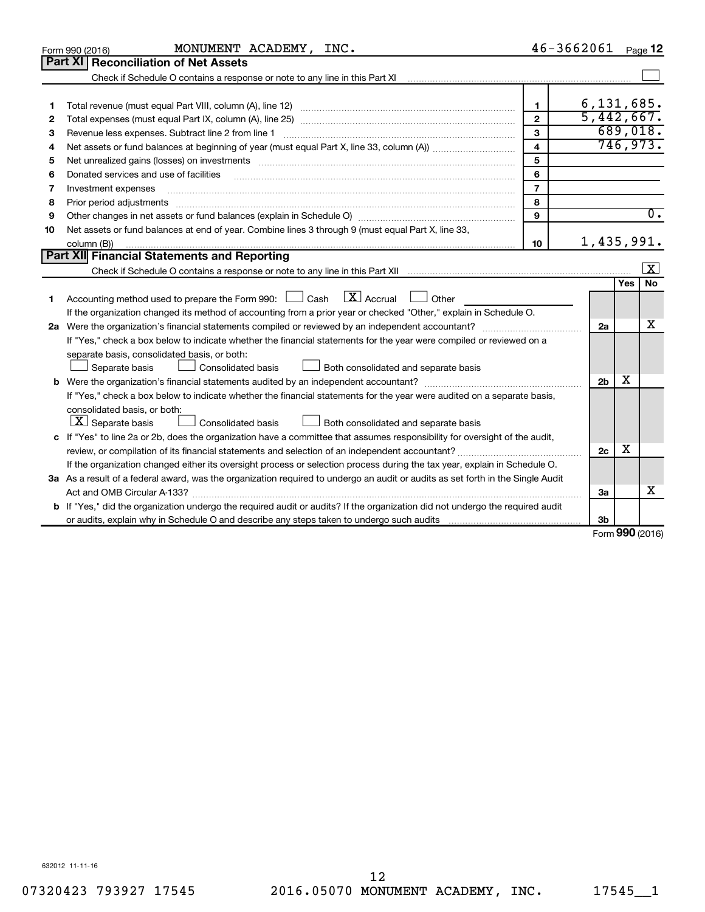Form 990 (2016) MONUMENT ACADEMY, INC. 46-3662061 Page 12

## Part XI Reconciliation of Net Assets

Check if Schedule O contains a response or note to any line in this Part XI ☐

| | | | |
|---|---|---|---|
| 1 | Total revenue (must equal Part VIII, column (A), line 12) | 1 | 6,131,685. |
| 2 | Total expenses (must equal Part IX, column (A), line 25) | 2 | 5,442,667. |
| 3 | Revenue less expenses. Subtract line 2 from line 1 | 3 | 689,018. |
| 4 | Net assets or fund balances at beginning of year (must equal Part X, line 33, column (A)) | 4 | 746,973. |
| 5 | Net unrealized gains (losses) on investments | 5 | |
| 6 | Donated services and use of facilities | 6 | |
| 7 | Investment expenses | 7 | |
| 8 | Prior period adjustments | 8 | |
| 9 | Other changes in net assets or fund balances (explain in Schedule O) | 9 | 0. |
| 10 | Net assets or fund balances at end of year. Combine lines 3 through 9 (must equal Part X, line 33, column (B)) | 10 | 1,435,991. |

## Part XII Financial Statements and Reporting

Check if Schedule O contains a response or note to any line in this Part XII ☒

| | | | Yes | No |
|---|---|---|---|---|
| 1 | Accounting method used to prepare the Form 990: ☐ Cash ☒ Accrual ☐ Other<br>If the organization changed its method of accounting from a prior year or checked "Other," explain in Schedule O. | | | |
| 2a | Were the organization's financial statements compiled or reviewed by an independent accountant?<br>If "Yes," check a box below to indicate whether the financial statements for the year were compiled or reviewed on a separate basis, consolidated basis, or both:<br>☐ Separate basis ☐ Consolidated basis ☐ Both consolidated and separate basis | 2a | | X |
| b | Were the organization's financial statements audited by an independent accountant?<br>If "Yes," check a box below to indicate whether the financial statements for the year were audited on a separate basis, consolidated basis, or both:<br>☒ Separate basis ☐ Consolidated basis ☐ Both consolidated and separate basis | 2b | X | |
| c | If "Yes" to line 2a or 2b, does the organization have a committee that assumes responsibility for oversight of the audit, review, or compilation of its financial statements and selection of an independent accountant?<br>If the organization changed either its oversight process or selection process during the tax year, explain in Schedule O. | 2c | X | |
| 3a | As a result of a federal award, was the organization required to undergo an audit or audits as set forth in the Single Audit Act and OMB Circular A-133? | 3a | | X |
| b | If "Yes," did the organization undergo the required audit or audits? If the organization did not undergo the required audit or audits, explain why in Schedule O and describe any steps taken to undergo such audits | 3b | | |

Form **990** (2016)

632012 11-11-16

07320423 793927 17545 2016.05070 MONUMENT ACADEMY, INC. 17545__1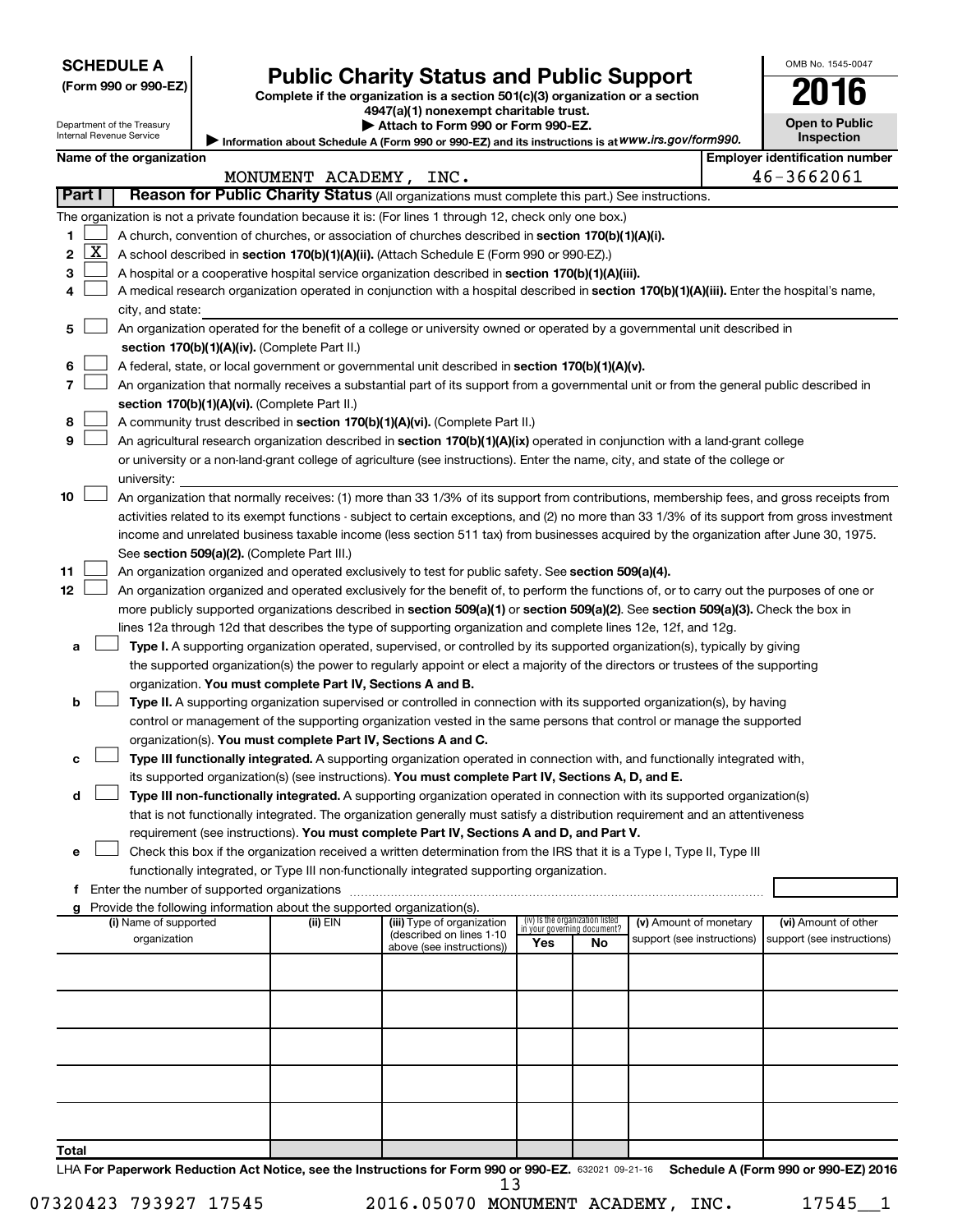**SCHEDULE A**
**(Form 990 or 990-EZ)**

Department of the Treasury
Internal Revenue Service

# Public Charity Status and Public Support

**Complete if the organization is a section 501(c)(3) organization or a section 4947(a)(1) nonexempt charitable trust.**
**▶ Attach to Form 990 or Form 990-EZ.**
**▶ Information about Schedule A (Form 990 or 990-EZ) and its instructions is at www.irs.gov/form990.**

OMB No. 1545-0047

**2016**

**Open to Public Inspection**

**Name of the organization**
MONUMENT ACADEMY, INC.

**Employer identification number**
46-3662061

**Part I** **Reason for Public Charity Status** (All organizations must complete this part.) See instructions.

The organization is not a private foundation because it is: (For lines 1 through 12, check only one box.)

1 ☐ A church, convention of churches, or association of churches described in **section 170(b)(1)(A)(i).**

2 ☒ A school described in **section 170(b)(1)(A)(ii).** (Attach Schedule E (Form 990 or 990-EZ).)

3 ☐ A hospital or a cooperative hospital service organization described in **section 170(b)(1)(A)(iii).**

4 ☐ A medical research organization operated in conjunction with a hospital described in **section 170(b)(1)(A)(iii).** Enter the hospital's name, city, and state:

5 ☐ An organization operated for the benefit of a college or university owned or operated by a governmental unit described in **section 170(b)(1)(A)(iv).** (Complete Part II.)

6 ☐ A federal, state, or local government or governmental unit described in **section 170(b)(1)(A)(v).**

7 ☐ An organization that normally receives a substantial part of its support from a governmental unit or from the general public described in **section 170(b)(1)(A)(vi).** (Complete Part II.)

8 ☐ A community trust described in **section 170(b)(1)(A)(vi).** (Complete Part II.)

9 ☐ An agricultural research organization described in **section 170(b)(1)(A)(ix)** operated in conjunction with a land-grant college or university or a non-land-grant college of agriculture (see instructions). Enter the name, city, and state of the college or university:

10 ☐ An organization that normally receives: (1) more than 33 1/3% of its support from contributions, membership fees, and gross receipts from activities related to its exempt functions - subject to certain exceptions, and (2) no more than 33 1/3% of its support from gross investment income and unrelated business taxable income (less section 511 tax) from businesses acquired by the organization after June 30, 1975. See **section 509(a)(2).** (Complete Part III.)

11 ☐ An organization organized and operated exclusively to test for public safety. See **section 509(a)(4).**

12 ☐ An organization organized and operated exclusively for the benefit of, to perform the functions of, or to carry out the purposes of one or more publicly supported organizations described in **section 509(a)(1)** or **section 509(a)(2).** See **section 509(a)(3).** Check the box in lines 12a through 12d that describes the type of supporting organization and complete lines 12e, 12f, and 12g.

a ☐ **Type I.** A supporting organization operated, supervised, or controlled by its supported organization(s), typically by giving the supported organization(s) the power to regularly appoint or elect a majority of the directors or trustees of the supporting organization. **You must complete Part IV, Sections A and B.**

b ☐ **Type II.** A supporting organization supervised or controlled in connection with its supported organization(s), by having control or management of the supporting organization vested in the same persons that control or manage the supported organization(s). **You must complete Part IV, Sections A and C.**

c ☐ **Type III functionally integrated.** A supporting organization operated in connection with, and functionally integrated with, its supported organization(s) (see instructions). **You must complete Part IV, Sections A, D, and E.**

d ☐ **Type III non-functionally integrated.** A supporting organization operated in connection with its supported organization(s) that is not functionally integrated. The organization generally must satisfy a distribution requirement and an attentiveness requirement (see instructions). **You must complete Part IV, Sections A and D, and Part V.**

e ☐ Check this box if the organization received a written determination from the IRS that it is a Type I, Type II, Type III functionally integrated, or Type III non-functionally integrated supporting organization.

f Enter the number of supported organizations

g Provide the following information about the supported organization(s).

| (i) Name of supported organization | (ii) EIN | (iii) Type of organization (described on lines 1-10 above (see instructions)) | (iv) Is the organization listed in your governing document? Yes | No | (v) Amount of monetary support (see instructions) | (vi) Amount of other support (see instructions) |
|---|---|---|---|---|---|---|
| | | | | | | |
| | | | | | | |
| | | | | | | |
| | | | | | | |
| | | | | | | |
| **Total** | | | | | | |

LHA **For Paperwork Reduction Act Notice, see the Instructions for Form 990 or 990-EZ.** 632021 09-21-16 **Schedule A (Form 990 or 990-EZ) 2016**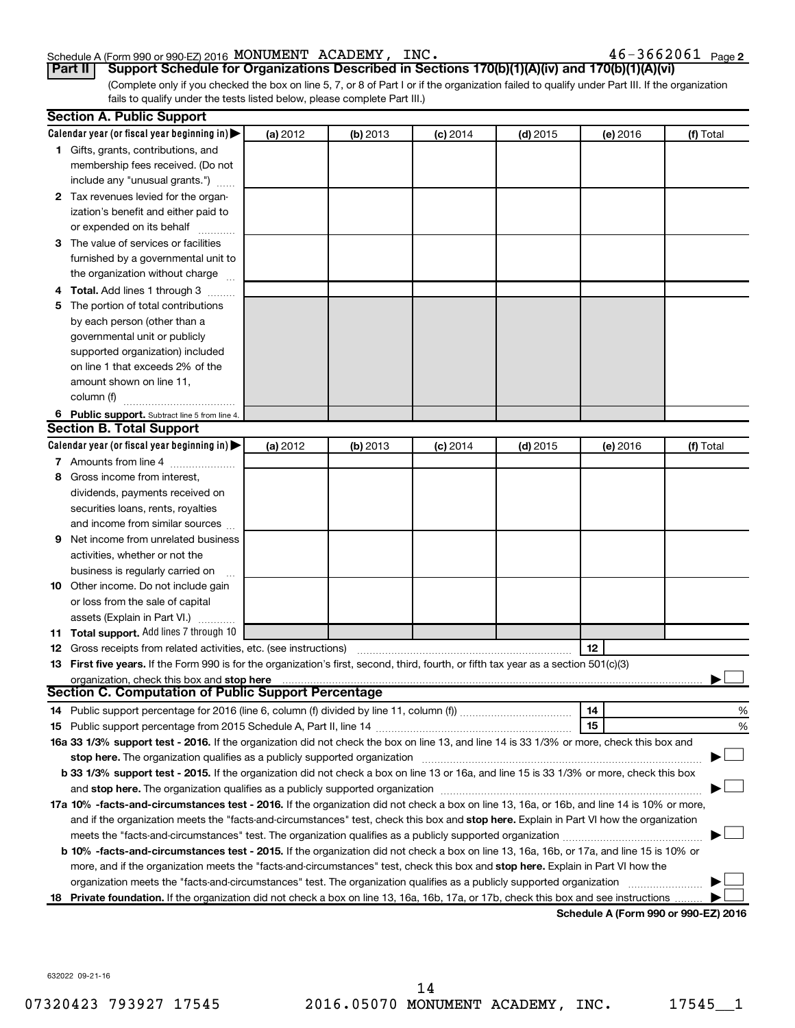Schedule A (Form 990 or 990-EZ) 2016 MONUMENT ACADEMY, INC. 46-3662061 Page 2

**Part II Support Schedule for Organizations Described in Sections 170(b)(1)(A)(iv) and 170(b)(1)(A)(vi)**

(Complete only if you checked the box on line 5, 7, or 8 of Part I or if the organization failed to qualify under Part III. If the organization fails to qualify under the tests listed below, please complete Part III.)

## Section A. Public Support

| Calendar year (or fiscal year beginning in) ▶ | (a) 2012 | (b) 2013 | (c) 2014 | (d) 2015 | (e) 2016 | (f) Total |
|---|---|---|---|---|---|---|
| 1 Gifts, grants, contributions, and membership fees received. (Do not include any "unusual grants.") | | | | | | |
| 2 Tax revenues levied for the organization's benefit and either paid to or expended on its behalf | | | | | | |
| 3 The value of services or facilities furnished by a governmental unit to the organization without charge | | | | | | |
| 4 **Total.** Add lines 1 through 3 | | | | | | |
| 5 The portion of total contributions by each person (other than a governmental unit or publicly supported organization) included on line 1 that exceeds 2% of the amount shown on line 11, column (f) | | | | | | |
| 6 **Public support.** Subtract line 5 from line 4. | | | | | | |

## Section B. Total Support

| Calendar year (or fiscal year beginning in) ▶ | (a) 2012 | (b) 2013 | (c) 2014 | (d) 2015 | (e) 2016 | (f) Total |
|---|---|---|---|---|---|---|
| 7 Amounts from line 4 | | | | | | |
| 8 Gross income from interest, dividends, payments received on securities loans, rents, royalties and income from similar sources | | | | | | |
| 9 Net income from unrelated business activities, whether or not the business is regularly carried on | | | | | | |
| 10 Other income. Do not include gain or loss from the sale of capital assets (Explain in Part VI.) | | | | | | |
| 11 **Total support.** Add lines 7 through 10 | | | | | | |

12 Gross receipts from related activities, etc. (see instructions) 12

13 **First five years.** If the Form 990 is for the organization's first, second, third, fourth, or fifth tax year as a section 501(c)(3) organization, check this box and **stop here** ▶ ☐

## Section C. Computation of Public Support Percentage

14 Public support percentage for 2016 (line 6, column (f) divided by line 11, column (f)) 14 %

15 Public support percentage from 2015 Schedule A, Part II, line 14 15 %

**16a 33 1/3% support test - 2016.** If the organization did not check the box on line 13, and line 14 is 33 1/3% or more, check this box and **stop here.** The organization qualifies as a publicly supported organization ▶ ☐

**b 33 1/3% support test - 2015.** If the organization did not check a box on line 13 or 16a, and line 15 is 33 1/3% or more, check this box and **stop here.** The organization qualifies as a publicly supported organization ▶ ☐

**17a 10% -facts-and-circumstances test - 2016.** If the organization did not check a box on line 13, 16a, or 16b, and line 14 is 10% or more, and if the organization meets the "facts-and-circumstances" test, check this box and **stop here.** Explain in Part VI how the organization meets the "facts-and-circumstances" test. The organization qualifies as a publicly supported organization ▶ ☐

**b 10% -facts-and-circumstances test - 2015.** If the organization did not check a box on line 13, 16a, 16b, or 17a, and line 15 is 10% or more, and if the organization meets the "facts-and-circumstances" test, check this box and **stop here.** Explain in Part VI how the organization meets the "facts-and-circumstances" test. The organization qualifies as a publicly supported organization ▶ ☐

**18 Private foundation.** If the organization did not check a box on line 13, 16a, 16b, 17a, or 17b, check this box and see instructions ▶ ☐

**Schedule A (Form 990 or 990-EZ) 2016**

632022 09-21-16

07320423 793927 17545 2016.05070 MONUMENT ACADEMY, INC. 17545__1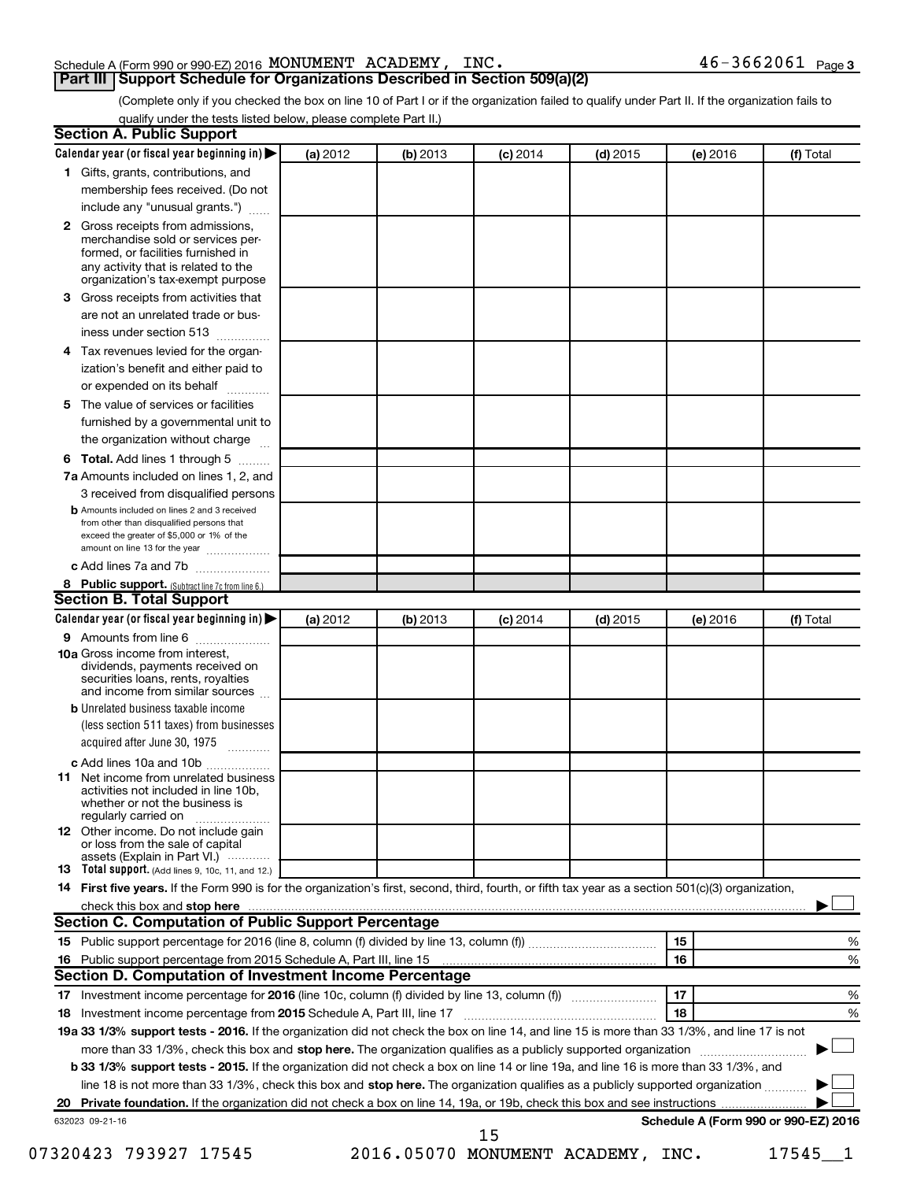Schedule A (Form 990 or 990-EZ) 2016 MONUMENT ACADEMY, INC. 46-3662061 Page 3

## Part III Support Schedule for Organizations Described in Section 509(a)(2)

(Complete only if you checked the box on line 10 of Part I or if the organization failed to qualify under Part II. If the organization fails to qualify under the tests listed below, please complete Part II.)

### Section A. Public Support

| Calendar year (or fiscal year beginning in) ▶ | (a) 2012 | (b) 2013 | (c) 2014 | (d) 2015 | (e) 2016 | (f) Total |
|---|---|---|---|---|---|---|
| **1** Gifts, grants, contributions, and membership fees received. (Do not include any "unusual grants.") | | | | | | |
| **2** Gross receipts from admissions, merchandise sold or services performed, or facilities furnished in any activity that is related to the organization's tax-exempt purpose | | | | | | |
| **3** Gross receipts from activities that are not an unrelated trade or business under section 513 | | | | | | |
| **4** Tax revenues levied for the organization's benefit and either paid to or expended on its behalf | | | | | | |
| **5** The value of services or facilities furnished by a governmental unit to the organization without charge | | | | | | |
| **6** **Total.** Add lines 1 through 5 | | | | | | |
| **7a** Amounts included on lines 1, 2, and 3 received from disqualified persons | | | | | | |
| **b** Amounts included on lines 2 and 3 received from other than disqualified persons that exceed the greater of \$5,000 or 1% of the amount on line 13 for the year | | | | | | |
| **c** Add lines 7a and 7b | | | | | | |
| **8** **Public support.** (Subtract line 7c from line 6.) | | | | | | |

### Section B. Total Support

| Calendar year (or fiscal year beginning in) ▶ | (a) 2012 | (b) 2013 | (c) 2014 | (d) 2015 | (e) 2016 | (f) Total |
|---|---|---|---|---|---|---|
| **9** Amounts from line 6 | | | | | | |
| **10a** Gross income from interest, dividends, payments received on securities loans, rents, royalties and income from similar sources | | | | | | |
| **b** Unrelated business taxable income (less section 511 taxes) from businesses acquired after June 30, 1975 | | | | | | |
| **c** Add lines 10a and 10b | | | | | | |
| **11** Net income from unrelated business activities not included in line 10b, whether or not the business is regularly carried on | | | | | | |
| **12** Other income. Do not include gain or loss from the sale of capital assets (Explain in Part VI.) | | | | | | |
| **13** **Total support.** (Add lines 9, 10c, 11, and 12.) | | | | | | |

**14** **First five years.** If the Form 990 is for the organization's first, second, third, fourth, or fifth tax year as a section 501(c)(3) organization, check this box and **stop here** ▶ ☐

### Section C. Computation of Public Support Percentage

**15** Public support percentage for 2016 (line 8, column (f) divided by line 13, column (f)) — 15 — %

**16** Public support percentage from 2015 Schedule A, Part III, line 15 — 16 — %

### Section D. Computation of Investment Income Percentage

**17** Investment income percentage for **2016** (line 10c, column (f) divided by line 13, column (f)) — 17 — %

**18** Investment income percentage from **2015** Schedule A, Part III, line 17 — 18 — %

**19a 33 1/3% support tests - 2016.** If the organization did not check the box on line 14, and line 15 is more than 33 1/3%, and line 17 is not more than 33 1/3%, check this box and **stop here.** The organization qualifies as a publicly supported organization ▶ ☐

**b 33 1/3% support tests - 2015.** If the organization did not check a box on line 14 or line 19a, and line 16 is more than 33 1/3%, and line 18 is not more than 33 1/3%, check this box and **stop here.** The organization qualifies as a publicly supported organization ▶ ☐

**20** **Private foundation.** If the organization did not check a box on line 14, 19a, or 19b, check this box and see instructions ▶ ☐

632023 09-21-16 **Schedule A (Form 990 or 990-EZ) 2016**

07320423 793927 17545 2016.05070 MONUMENT ACADEMY, INC. 17545__1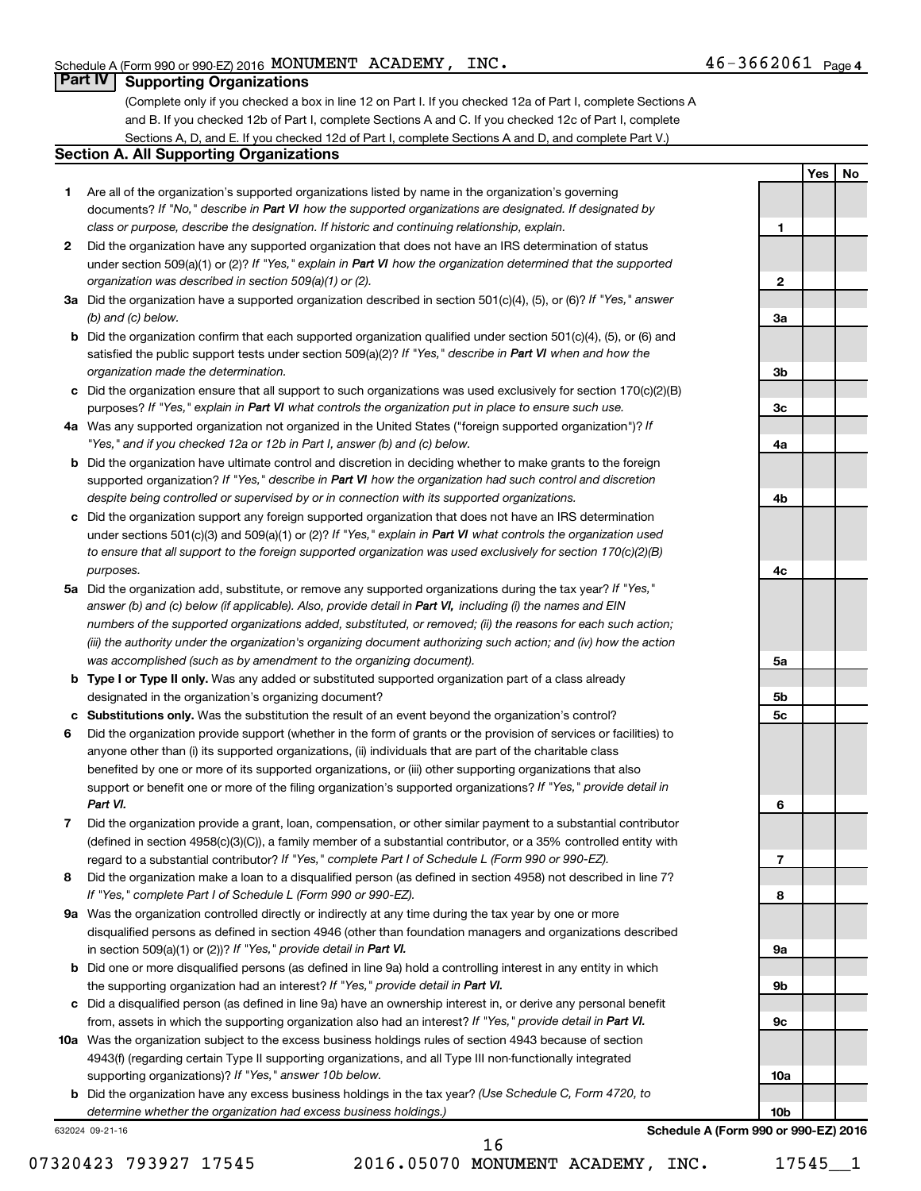Schedule A (Form 990 or 990-EZ) 2016 MONUMENT ACADEMY, INC. 46-3662061 Page 4

## Part IV Supporting Organizations

(Complete only if you checked a box in line 12 on Part I. If you checked 12a of Part I, complete Sections A and B. If you checked 12b of Part I, complete Sections A and C. If you checked 12c of Part I, complete Sections A, D, and E. If you checked 12d of Part I, complete Sections A and D, and complete Part V.)

### Section A. All Supporting Organizations

| | | Line | Yes | No |
|---|---|---|---|---|
| **1** | Are all of the organization's supported organizations listed by name in the organization's governing documents? *If "No," describe in **Part VI** how the supported organizations are designated. If designated by class or purpose, describe the designation. If historic and continuing relationship, explain.* | 1 | | |
| **2** | Did the organization have any supported organization that does not have an IRS determination of status under section 509(a)(1) or (2)? *If "Yes," explain in **Part VI** how the organization determined that the supported organization was described in section 509(a)(1) or (2).* | 2 | | |
| **3a** | Did the organization have a supported organization described in section 501(c)(4), (5), or (6)? *If "Yes," answer (b) and (c) below.* | 3a | | |
| **b** | Did the organization confirm that each supported organization qualified under section 501(c)(4), (5), or (6) and satisfied the public support tests under section 509(a)(2)? *If "Yes," describe in **Part VI** when and how the organization made the determination.* | 3b | | |
| **c** | Did the organization ensure that all support to such organizations was used exclusively for section 170(c)(2)(B) purposes? *If "Yes," explain in **Part VI** what controls the organization put in place to ensure such use.* | 3c | | |
| **4a** | Was any supported organization not organized in the United States ("foreign supported organization")? *If "Yes," and if you checked 12a or 12b in Part I, answer (b) and (c) below.* | 4a | | |
| **b** | Did the organization have ultimate control and discretion in deciding whether to make grants to the foreign supported organization? *If "Yes," describe in **Part VI** how the organization had such control and discretion despite being controlled or supervised by or in connection with its supported organizations.* | 4b | | |
| **c** | Did the organization support any foreign supported organization that does not have an IRS determination under sections 501(c)(3) and 509(a)(1) or (2)? *If "Yes," explain in **Part VI** what controls the organization used to ensure that all support to the foreign supported organization was used exclusively for section 170(c)(2)(B) purposes.* | 4c | | |
| **5a** | Did the organization add, substitute, or remove any supported organizations during the tax year? *If "Yes," answer (b) and (c) below (if applicable). Also, provide detail in **Part VI**, including (i) the names and EIN numbers of the supported organizations added, substituted, or removed; (ii) the reasons for each such action; (iii) the authority under the organization's organizing document authorizing such action; and (iv) how the action was accomplished (such as by amendment to the organizing document).* | 5a | | |
| **b** | **Type I or Type II only.** Was any added or substituted supported organization part of a class already designated in the organization's organizing document? | 5b | | |
| **c** | **Substitutions only.** Was the substitution the result of an event beyond the organization's control? | 5c | | |
| **6** | Did the organization provide support (whether in the form of grants or the provision of services or facilities) to anyone other than (i) its supported organizations, (ii) individuals that are part of the charitable class benefited by one or more of its supported organizations, or (iii) other supporting organizations that also support or benefit one or more of the filing organization's supported organizations? *If "Yes," provide detail in **Part VI.*** | 6 | | |
| **7** | Did the organization provide a grant, loan, compensation, or other similar payment to a substantial contributor (defined in section 4958(c)(3)(C)), a family member of a substantial contributor, or a 35% controlled entity with regard to a substantial contributor? *If "Yes," complete Part I of Schedule L (Form 990 or 990-EZ).* | 7 | | |
| **8** | Did the organization make a loan to a disqualified person (as defined in section 4958) not described in line 7? *If "Yes," complete Part I of Schedule L (Form 990 or 990-EZ).* | 8 | | |
| **9a** | Was the organization controlled directly or indirectly at any time during the tax year by one or more disqualified persons as defined in section 4946 (other than foundation managers and organizations described in section 509(a)(1) or (2))? *If "Yes," provide detail in **Part VI.*** | 9a | | |
| **b** | Did one or more disqualified persons (as defined in line 9a) hold a controlling interest in any entity in which the supporting organization had an interest? *If "Yes," provide detail in **Part VI.*** | 9b | | |
| **c** | Did a disqualified person (as defined in line 9a) have an ownership interest in, or derive any personal benefit from, assets in which the supporting organization also had an interest? *If "Yes," provide detail in **Part VI.*** | 9c | | |
| **10a** | Was the organization subject to the excess business holdings rules of section 4943 because of section 4943(f) (regarding certain Type II supporting organizations, and all Type III non-functionally integrated supporting organizations)? *If "Yes," answer 10b below.* | 10a | | |
| **b** | Did the organization have any excess business holdings in the tax year? *(Use Schedule C, Form 4720, to determine whether the organization had excess business holdings.)* | 10b | | |

632024 09-21-16

**Schedule A (Form 990 or 990-EZ) 2016**

07320423 793927 17545 2016.05070 MONUMENT ACADEMY, INC. 17545__1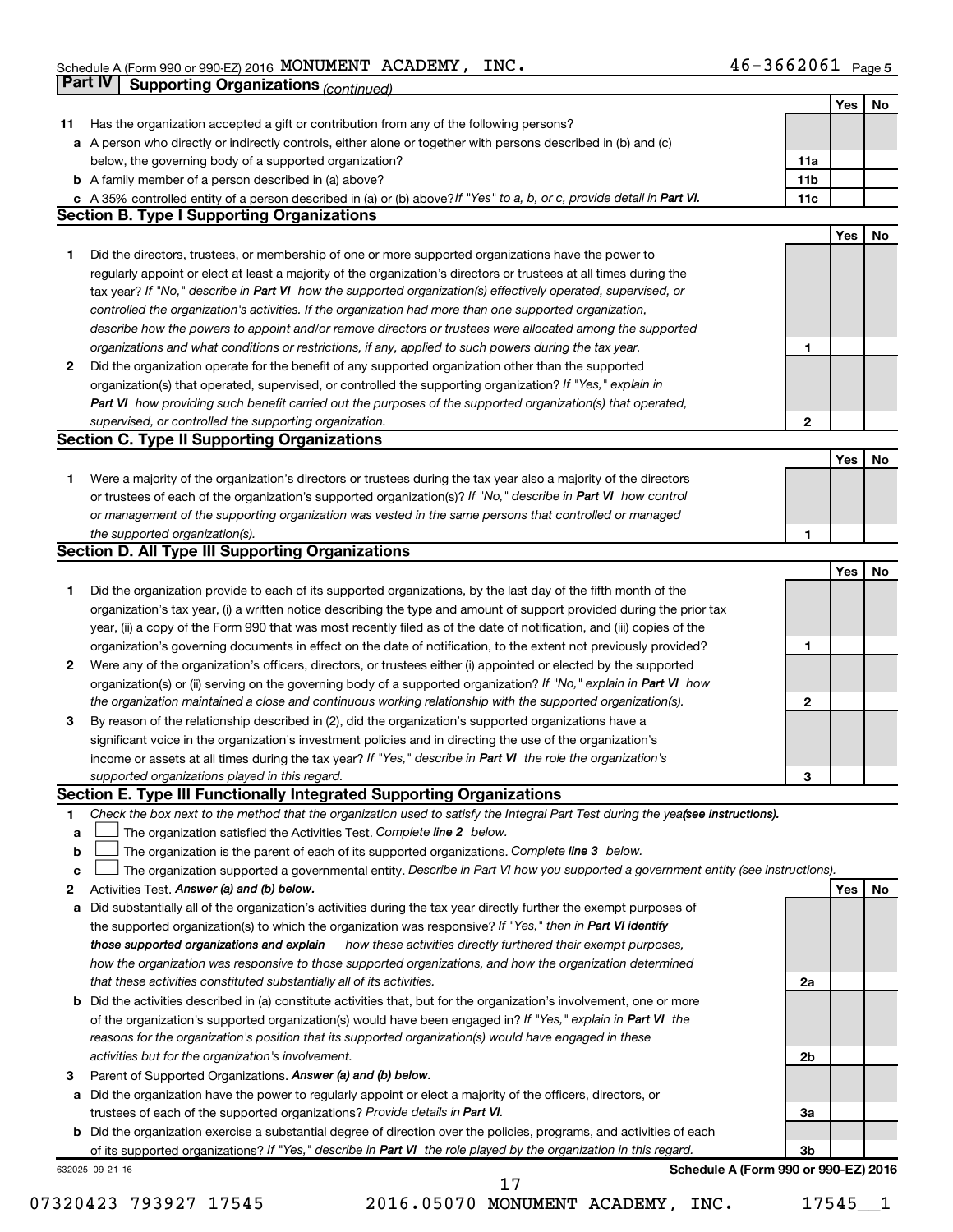Schedule A (Form 990 or 990-EZ) 2016 MONUMENT ACADEMY, INC. 46-3662061 Page 5

## Part IV Supporting Organizations *(continued)*

| | | | Yes | No |
|---|---|---|---|---|
| **11** | Has the organization accepted a gift or contribution from any of the following persons? | | | |
| **a** | A person who directly or indirectly controls, either alone or together with persons described in (b) and (c) below, the governing body of a supported organization? | **11a** | | |
| **b** | A family member of a person described in (a) above? | **11b** | | |
| **c** | A 35% controlled entity of a person described in (a) or (b) above? *If "Yes" to a, b, or c, provide detail in* ***Part VI.*** | **11c** | | |

### Section B. Type I Supporting Organizations

| | | | Yes | No |
|---|---|---|---|---|
| **1** | Did the directors, trustees, or membership of one or more supported organizations have the power to regularly appoint or elect at least a majority of the organization's directors or trustees at all times during the tax year? *If "No," describe in* ***Part VI*** *how the supported organization(s) effectively operated, supervised, or controlled the organization's activities. If the organization had more than one supported organization, describe how the powers to appoint and/or remove directors or trustees were allocated among the supported organizations and what conditions or restrictions, if any, applied to such powers during the tax year.* | **1** | | |
| **2** | Did the organization operate for the benefit of any supported organization other than the supported organization(s) that operated, supervised, or controlled the supporting organization? *If "Yes," explain in* ***Part VI*** *how providing such benefit carried out the purposes of the supported organization(s) that operated, supervised, or controlled the supporting organization.* | **2** | | |

### Section C. Type II Supporting Organizations

| | | | Yes | No |
|---|---|---|---|---|
| **1** | Were a majority of the organization's directors or trustees during the tax year also a majority of the directors or trustees of each of the organization's supported organization(s)? *If "No," describe in* ***Part VI*** *how control or management of the supporting organization was vested in the same persons that controlled or managed the supported organization(s).* | **1** | | |

### Section D. All Type III Supporting Organizations

| | | | Yes | No |
|---|---|---|---|---|
| **1** | Did the organization provide to each of its supported organizations, by the last day of the fifth month of the organization's tax year, (i) a written notice describing the type and amount of support provided during the prior tax year, (ii) a copy of the Form 990 that was most recently filed as of the date of notification, and (iii) copies of the organization's governing documents in effect on the date of notification, to the extent not previously provided? | **1** | | |
| **2** | Were any of the organization's officers, directors, or trustees either (i) appointed or elected by the supported organization(s) or (ii) serving on the governing body of a supported organization? *If "No," explain in* ***Part VI*** *how the organization maintained a close and continuous working relationship with the supported organization(s).* | **2** | | |
| **3** | By reason of the relationship described in (2), did the organization's supported organizations have a significant voice in the organization's investment policies and in directing the use of the organization's income or assets at all times during the tax year? *If "Yes," describe in* ***Part VI*** *the role the organization's supported organizations played in this regard.* | **3** | | |

### Section E. Type III Functionally Integrated Supporting Organizations

**1** *Check the box next to the method that the organization used to satisfy the Integral Part Test during the year* ***(see instructions).***

- **a** ☐ The organization satisfied the Activities Test. *Complete* ***line 2*** *below.*
- **b** ☐ The organization is the parent of each of its supported organizations. *Complete* ***line 3*** *below.*
- **c** ☐ The organization supported a governmental entity. *Describe in Part VI how you supported a government entity (see instructions).*

| | | | Yes | No |
|---|---|---|---|---|
| **2** | Activities Test. ***Answer (a) and (b) below.*** | | | |
| **a** | Did substantially all of the organization's activities during the tax year directly further the exempt purposes of the supported organization(s) to which the organization was responsive? *If "Yes," then in* ***Part VI identify those supported organizations and explain*** *how these activities directly furthered their exempt purposes, how the organization was responsive to those supported organizations, and how the organization determined that these activities constituted substantially all of its activities.* | **2a** | | |
| **b** | Did the activities described in (a) constitute activities that, but for the organization's involvement, one or more of the organization's supported organization(s) would have been engaged in? *If "Yes," explain in* ***Part VI*** *the reasons for the organization's position that its supported organization(s) would have engaged in these activities but for the organization's involvement.* | **2b** | | |
| **3** | Parent of Supported Organizations. ***Answer (a) and (b) below.*** | | | |
| **a** | Did the organization have the power to regularly appoint or elect a majority of the officers, directors, or trustees of each of the supported organizations? *Provide details in* ***Part VI.*** | **3a** | | |
| **b** | Did the organization exercise a substantial degree of direction over the policies, programs, and activities of each of its supported organizations? *If "Yes," describe in* ***Part VI*** *the role played by the organization in this regard.* | **3b** | | |

632025 09-21-16 **Schedule A (Form 990 or 990-EZ) 2016**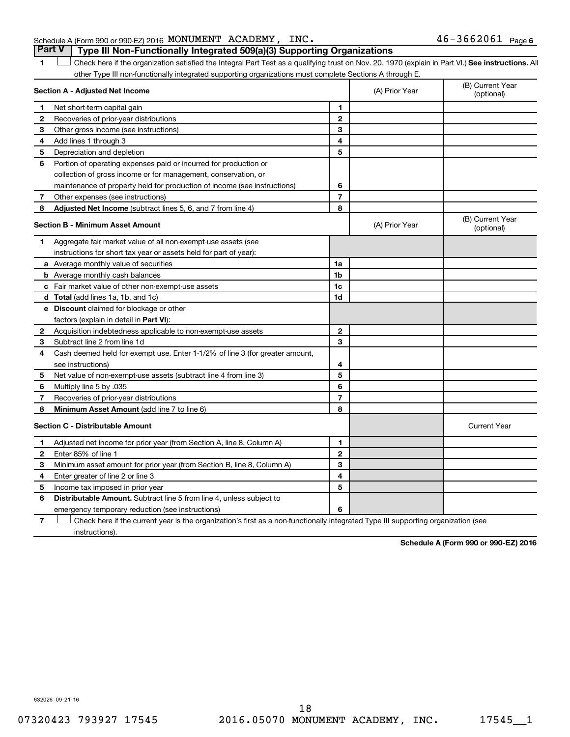Schedule A (Form 990 or 990-EZ) 2016 MONUMENT ACADEMY, INC. 46-3662061

## Part V Type III Non-Functionally Integrated 509(a)(3) Supporting Organizations

1 ☐ Check here if the organization satisfied the Integral Part Test as a qualifying trust on Nov. 20, 1970 (explain in Part VI.) **See instructions.** All other Type III non-functionally integrated supporting organizations must complete Sections A through E.

| Section A - Adjusted Net Income | | (A) Prior Year | (B) Current Year (optional) |
|---|---|---|---|
| 1 Net short-term capital gain | 1 | | |
| 2 Recoveries of prior-year distributions | 2 | | |
| 3 Other gross income (see instructions) | 3 | | |
| 4 Add lines 1 through 3 | 4 | | |
| 5 Depreciation and depletion | 5 | | |
| 6 Portion of operating expenses paid or incurred for production or collection of gross income or for management, conservation, or maintenance of property held for production of income (see instructions) | 6 | | |
| 7 Other expenses (see instructions) | 7 | | |
| 8 **Adjusted Net Income** (subtract lines 5, 6, and 7 from line 4) | 8 | | |

| Section B - Minimum Asset Amount | | (A) Prior Year | (B) Current Year (optional) |
|---|---|---|---|
| 1 Aggregate fair market value of all non-exempt-use assets (see instructions for short tax year or assets held for part of year): | | | |
| a Average monthly value of securities | 1a | | |
| b Average monthly cash balances | 1b | | |
| c Fair market value of other non-exempt-use assets | 1c | | |
| d **Total** (add lines 1a, 1b, and 1c) | 1d | | |
| e **Discount** claimed for blockage or other factors (explain in detail in **Part VI**): | | | |
| 2 Acquisition indebtedness applicable to non-exempt-use assets | 2 | | |
| 3 Subtract line 2 from line 1d | 3 | | |
| 4 Cash deemed held for exempt use. Enter 1-1/2% of line 3 (for greater amount, see instructions) | 4 | | |
| 5 Net value of non-exempt-use assets (subtract line 4 from line 3) | 5 | | |
| 6 Multiply line 5 by .035 | 6 | | |
| 7 Recoveries of prior-year distributions | 7 | | |
| 8 **Minimum Asset Amount** (add line 7 to line 6) | 8 | | |

| Section C - Distributable Amount | | | Current Year |
|---|---|---|---|
| 1 Adjusted net income for prior year (from Section A, line 8, Column A) | 1 | | |
| 2 Enter 85% of line 1 | 2 | | |
| 3 Minimum asset amount for prior year (from Section B, line 8, Column A) | 3 | | |
| 4 Enter greater of line 2 or line 3 | 4 | | |
| 5 Income tax imposed in prior year | 5 | | |
| 6 **Distributable Amount.** Subtract line 5 from line 4, unless subject to emergency temporary reduction (see instructions) | 6 | | |

7 ☐ Check here if the current year is the organization's first as a non-functionally integrated Type III supporting organization (see instructions).

**Schedule A (Form 990 or 990-EZ) 2016**

632026 09-21-16

07320423 793927 17545 2016.05070 MONUMENT ACADEMY, INC. 17545__1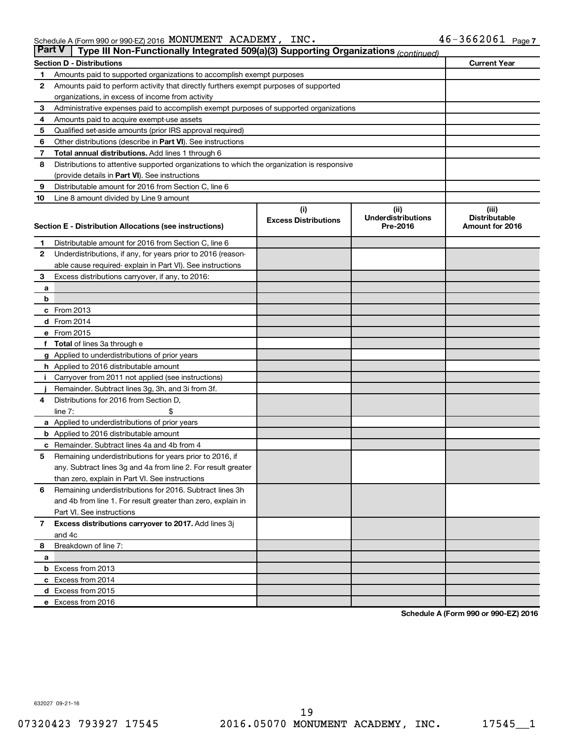Schedule A (Form 990 or 990-EZ) 2016 MONUMENT ACADEMY, INC. 46-3662061 Page 7

**Part V | Type III Non-Functionally Integrated 509(a)(3) Supporting Organizations** *(continued)*

| Section D - Distributions | | Current Year |
|---|---|---|
| 1 | Amounts paid to supported organizations to accomplish exempt purposes | |
| 2 | Amounts paid to perform activity that directly furthers exempt purposes of supported organizations, in excess of income from activity | |
| 3 | Administrative expenses paid to accomplish exempt purposes of supported organizations | |
| 4 | Amounts paid to acquire exempt-use assets | |
| 5 | Qualified set-aside amounts (prior IRS approval required) | |
| 6 | Other distributions (describe in **Part VI**). See instructions | |
| 7 | **Total annual distributions.** Add lines 1 through 6 | |
| 8 | Distributions to attentive supported organizations to which the organization is responsive (provide details in **Part VI**). See instructions | |
| 9 | Distributable amount for 2016 from Section C, line 6 | |
| 10 | Line 8 amount divided by Line 9 amount | |

| Section E - Distribution Allocations (see instructions) | | (i) Excess Distributions | (ii) Underdistributions Pre-2016 | (iii) Distributable Amount for 2016 |
|---|---|---|---|---|
| 1 | Distributable amount for 2016 from Section C, line 6 | | | |
| 2 | Underdistributions, if any, for years prior to 2016 (reasonable cause required- explain in Part VI). See instructions | | | |
| 3 | Excess distributions carryover, if any, to 2016: | | | |
| a | | | | |
| b | | | | |
| c | From 2013 | | | |
| d | From 2014 | | | |
| e | From 2015 | | | |
| f | **Total** of lines 3a through e | | | |
| g | Applied to underdistributions of prior years | | | |
| h | Applied to 2016 distributable amount | | | |
| i | Carryover from 2011 not applied (see instructions) | | | |
| j | Remainder. Subtract lines 3g, 3h, and 3i from 3f. | | | |
| 4 | Distributions for 2016 from Section D, line 7: $ | | | |
| a | Applied to underdistributions of prior years | | | |
| b | Applied to 2016 distributable amount | | | |
| c | Remainder. Subtract lines 4a and 4b from 4 | | | |
| 5 | Remaining underdistributions for years prior to 2016, if any. Subtract lines 3g and 4a from line 2. For result greater than zero, explain in Part VI. See instructions | | | |
| 6 | Remaining underdistributions for 2016. Subtract lines 3h and 4b from line 1. For result greater than zero, explain in Part VI. See instructions | | | |
| 7 | **Excess distributions carryover to 2017.** Add lines 3j and 4c | | | |
| 8 | Breakdown of line 7: | | | |
| a | | | | |
| b | Excess from 2013 | | | |
| c | Excess from 2014 | | | |
| d | Excess from 2015 | | | |
| e | Excess from 2016 | | | |

**Schedule A (Form 990 or 990-EZ) 2016**

632027 09-21-16

07320423 793927 17545 2016.05070 MONUMENT ACADEMY, INC. 17545__1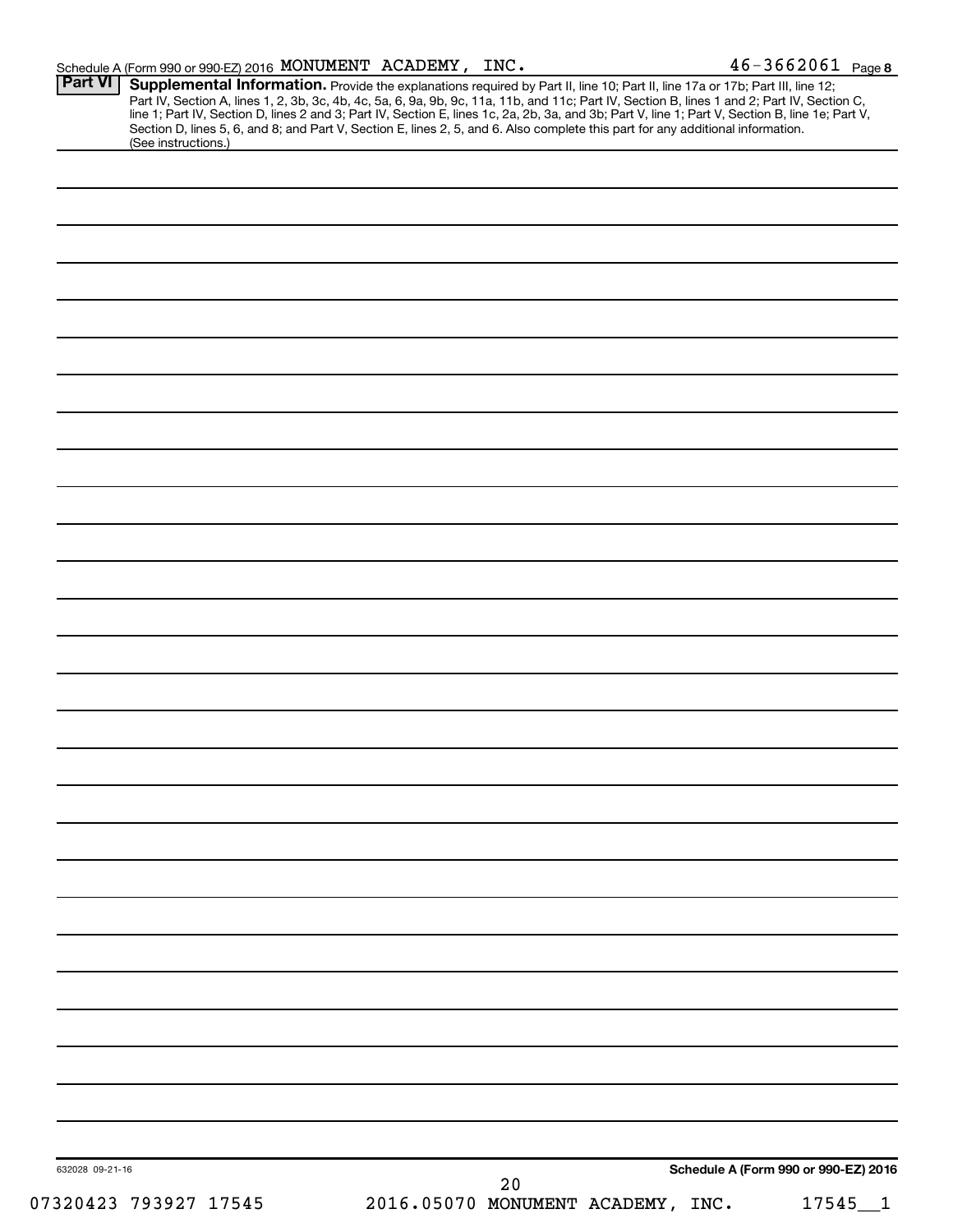Schedule A (Form 990 or 990-EZ) 2016 MONUMENT ACADEMY, INC. 46-3662061 Page **8**

## Part VI Supplemental Information.

Provide the explanations required by Part II, line 10; Part II, line 17a or 17b; Part III, line 12; Part IV, Section A, lines 1, 2, 3b, 3c, 4b, 4c, 5a, 6, 9a, 9b, 9c, 11a, 11b, and 11c; Part IV, Section B, lines 1 and 2; Part IV, Section C, line 1; Part IV, Section D, lines 2 and 3; Part IV, Section E, lines 1c, 2a, 2b, 3a, and 3b; Part V, line 1; Part V, Section B, line 1e; Part V, Section D, lines 5, 6, and 8; and Part V, Section E, lines 2, 5, and 6. Also complete this part for any additional information. (See instructions.)

632028 09-21-16

**Schedule A (Form 990 or 990-EZ) 2016**

07320423 793927 17545 2016.05070 MONUMENT ACADEMY, INC. 17545__1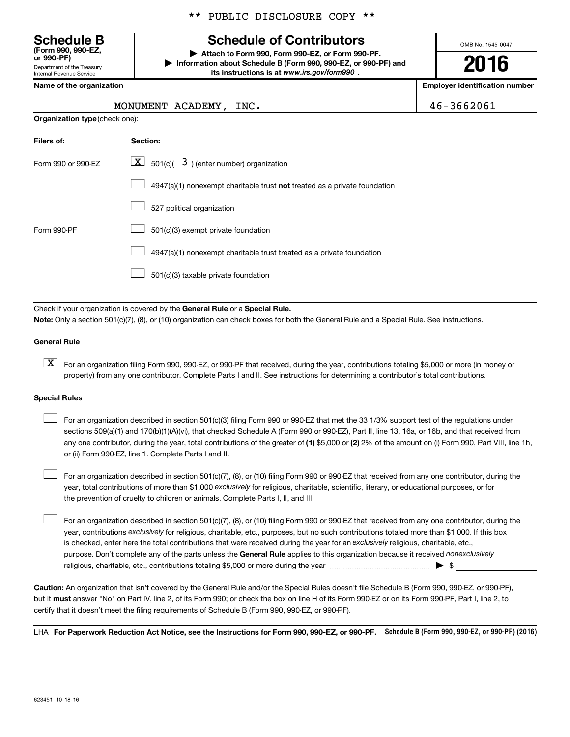\*\* PUBLIC DISCLOSURE COPY \*\*

**Schedule B**
**(Form 990, 990-EZ, or 990-PF)**
Department of the Treasury
Internal Revenue Service

# Schedule of Contributors

▶ **Attach to Form 990, Form 990-EZ, or Form 990-PF.**
▶ **Information about Schedule B (Form 990, 990-EZ, or 990-PF) and its instructions is at www.irs.gov/form990 .**

OMB No. 1545-0047

**2016**

| Name of the organization | Employer identification number |
|---|---|
| MONUMENT ACADEMY, INC. | 46-3662061 |

**Organization type** (check one):

| Filers of: | Section: |
|---|---|
| Form 990 or 990-EZ | [X] 501(c)( 3 ) (enter number) organization |
| | [ ] 4947(a)(1) nonexempt charitable trust **not** treated as a private foundation |
| | [ ] 527 political organization |
| Form 990-PF | [ ] 501(c)(3) exempt private foundation |
| | [ ] 4947(a)(1) nonexempt charitable trust treated as a private foundation |
| | [ ] 501(c)(3) taxable private foundation |

Check if your organization is covered by the **General Rule** or a **Special Rule.**

**Note:** Only a section 501(c)(7), (8), or (10) organization can check boxes for both the General Rule and a Special Rule. See instructions.

**General Rule**

[X] For an organization filing Form 990, 990-EZ, or 990-PF that received, during the year, contributions totaling $5,000 or more (in money or property) from any one contributor. Complete Parts I and II. See instructions for determining a contributor's total contributions.

**Special Rules**

[ ] For an organization described in section 501(c)(3) filing Form 990 or 990-EZ that met the 33 1/3% support test of the regulations under sections 509(a)(1) and 170(b)(1)(A)(vi), that checked Schedule A (Form 990 or 990-EZ), Part II, line 13, 16a, or 16b, and that received from any one contributor, during the year, total contributions of the greater of **(1)** $5,000 or **(2)** 2% of the amount on (i) Form 990, Part VIII, line 1h, or (ii) Form 990-EZ, line 1. Complete Parts I and II.

[ ] For an organization described in section 501(c)(7), (8), or (10) filing Form 990 or 990-EZ that received from any one contributor, during the year, total contributions of more than $1,000 *exclusively* for religious, charitable, scientific, literary, or educational purposes, or for the prevention of cruelty to children or animals. Complete Parts I, II, and III.

[ ] For an organization described in section 501(c)(7), (8), or (10) filing Form 990 or 990-EZ that received from any one contributor, during the year, contributions *exclusively* for religious, charitable, etc., purposes, but no such contributions totaled more than $1,000. If this box is checked, enter here the total contributions that were received during the year for an *exclusively* religious, charitable, etc., purpose. Don't complete any of the parts unless the **General Rule** applies to this organization because it received *nonexclusively* religious, charitable, etc., contributions totaling $5,000 or more during the year ▶ $ ____________

**Caution:** An organization that isn't covered by the General Rule and/or the Special Rules doesn't file Schedule B (Form 990, 990-EZ, or 990-PF), but it **must** answer "No" on Part IV, line 2, of its Form 990; or check the box on line H of its Form 990-EZ or on its Form 990-PF, Part I, line 2, to certify that it doesn't meet the filing requirements of Schedule B (Form 990, 990-EZ, or 990-PF).

LHA **For Paperwork Reduction Act Notice, see the Instructions for Form 990, 990-EZ, or 990-PF.** **Schedule B (Form 990, 990-EZ, or 990-PF) (2016)**

623451 10-18-16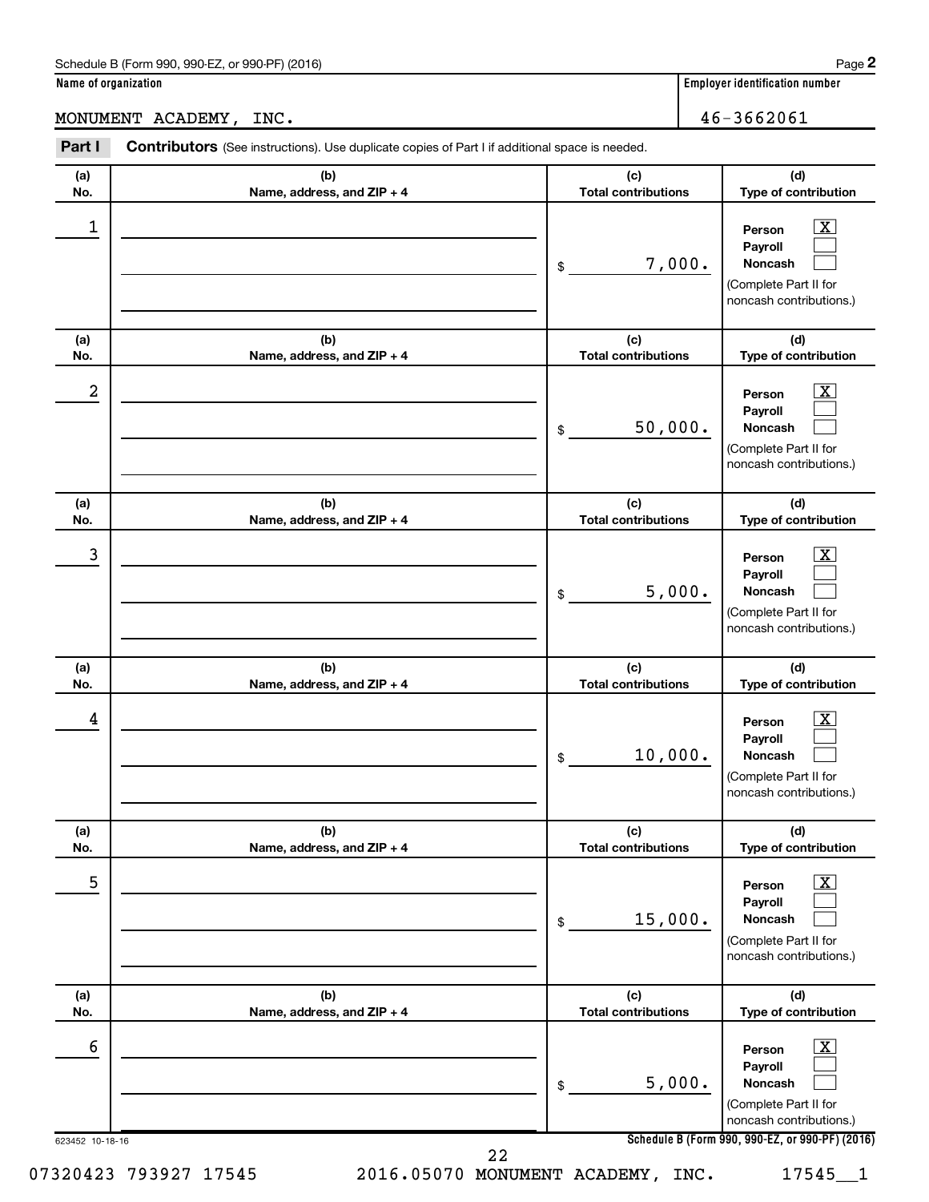Schedule B (Form 990, 990-EZ, or 990-PF) (2016)

**Name of organization**

MONUMENT ACADEMY, INC.

**Employer identification number**

46-3662061

**Part I** **Contributors** (See instructions). Use duplicate copies of Part I if additional space is needed.

| (a) No. | (b) Name, address, and ZIP + 4 | (c) Total contributions | (d) Type of contribution |
|---|---|---|---|
| 1 | | $ 7,000. | Person [X] Payroll [ ] Noncash [ ] (Complete Part II for noncash contributions.) |
| 2 | | $ 50,000. | Person [X] Payroll [ ] Noncash [ ] (Complete Part II for noncash contributions.) |
| 3 | | $ 5,000. | Person [X] Payroll [ ] Noncash [ ] (Complete Part II for noncash contributions.) |
| 4 | | $ 10,000. | Person [X] Payroll [ ] Noncash [ ] (Complete Part II for noncash contributions.) |
| 5 | | $ 15,000. | Person [X] Payroll [ ] Noncash [ ] (Complete Part II for noncash contributions.) |
| 6 | | $ 5,000. | Person [X] Payroll [ ] Noncash [ ] (Complete Part II for noncash contributions.) |

623452 10-18-16

**Schedule B (Form 990, 990-EZ, or 990-PF) (2016)**

07320423 793927 17545 2016.05070 MONUMENT ACADEMY, INC. 17545__1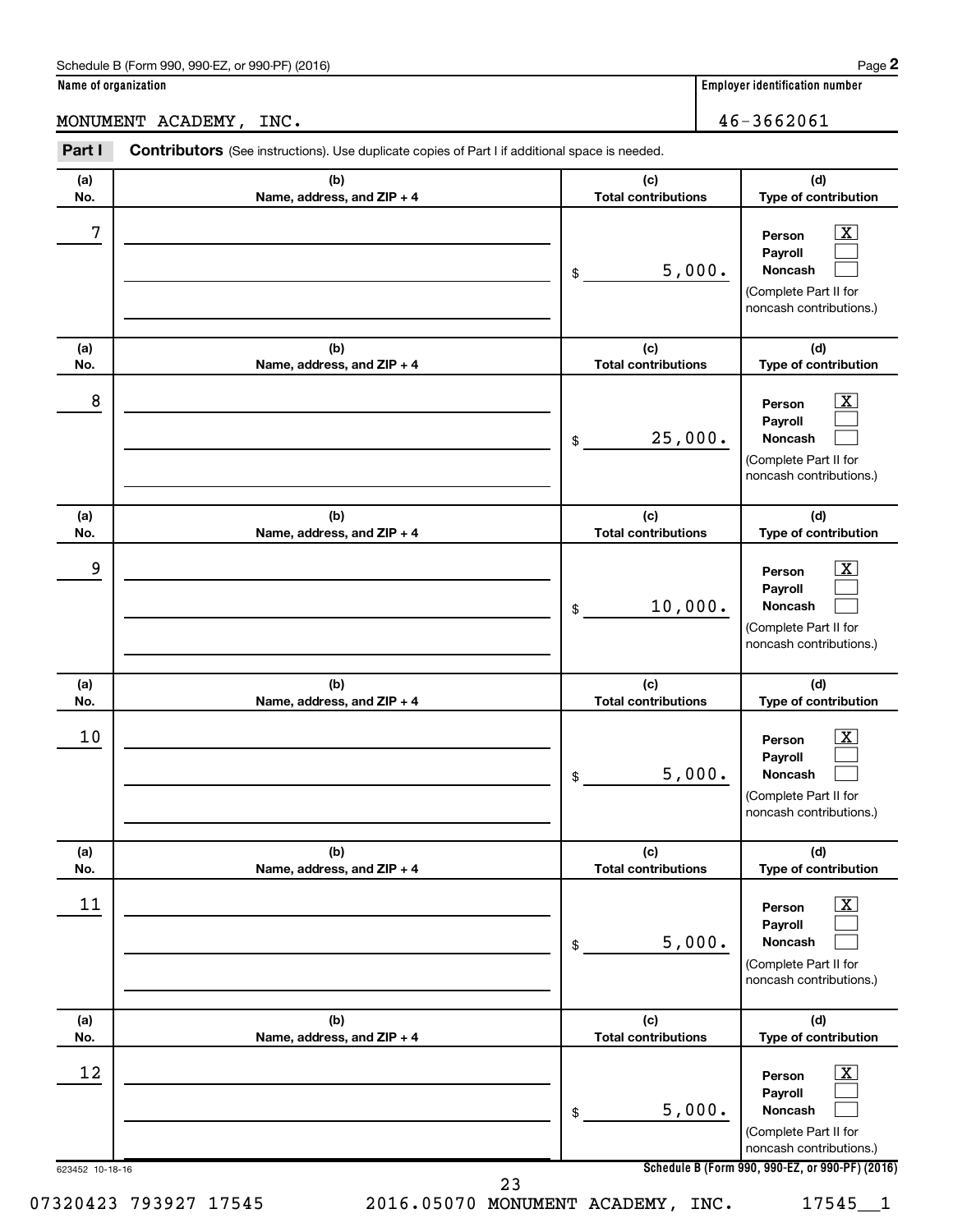Schedule B (Form 990, 990-EZ, or 990-PF) (2016) Page **2**

**Name of organization** | **Employer identification number**

MONUMENT ACADEMY, INC. | 46-3662061

**Part I** **Contributors** (See instructions). Use duplicate copies of Part I if additional space is needed.

| (a) No. | (b) Name, address, and ZIP + 4 | (c) Total contributions | (d) Type of contribution |
|---|---|---|---|
| 7 | | $ 5,000. | Person [X] Payroll [ ] Noncash [ ] (Complete Part II for noncash contributions.) |
| 8 | | $ 25,000. | Person [X] Payroll [ ] Noncash [ ] (Complete Part II for noncash contributions.) |
| 9 | | $ 10,000. | Person [X] Payroll [ ] Noncash [ ] (Complete Part II for noncash contributions.) |
| 10 | | $ 5,000. | Person [X] Payroll [ ] Noncash [ ] (Complete Part II for noncash contributions.) |
| 11 | | $ 5,000. | Person [X] Payroll [ ] Noncash [ ] (Complete Part II for noncash contributions.) |
| 12 | | $ 5,000. | Person [X] Payroll [ ] Noncash [ ] (Complete Part II for noncash contributions.) |

623452 10-18-16 **Schedule B (Form 990, 990-EZ, or 990-PF) (2016)**

07320423 793927 17545 2016.05070 MONUMENT ACADEMY, INC. 17545__1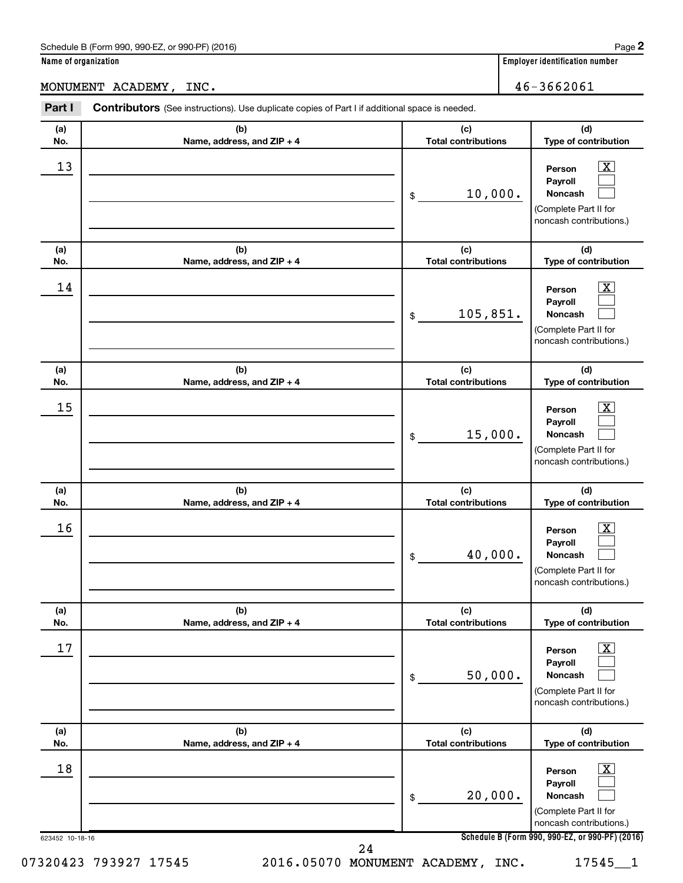Schedule B (Form 990, 990-EZ, or 990-PF) (2016)

**Name of organization**

MONUMENT ACADEMY, INC.

**Employer identification number**

46-3662061

**Part I** **Contributors** (See instructions). Use duplicate copies of Part I if additional space is needed.

| (a) No. | (b) Name, address, and ZIP + 4 | (c) Total contributions | (d) Type of contribution |
|---|---|---|---|
| 13 | | $ 10,000. | Person [X] Payroll [ ] Noncash [ ] (Complete Part II for noncash contributions.) |
| 14 | | $ 105,851. | Person [X] Payroll [ ] Noncash [ ] (Complete Part II for noncash contributions.) |
| 15 | | $ 15,000. | Person [X] Payroll [ ] Noncash [ ] (Complete Part II for noncash contributions.) |
| 16 | | $ 40,000. | Person [X] Payroll [ ] Noncash [ ] (Complete Part II for noncash contributions.) |
| 17 | | $ 50,000. | Person [X] Payroll [ ] Noncash [ ] (Complete Part II for noncash contributions.) |
| 18 | | $ 20,000. | Person [X] Payroll [ ] Noncash [ ] (Complete Part II for noncash contributions.) |

623452 10-18-16

**Schedule B (Form 990, 990-EZ, or 990-PF) (2016)**

07320423 793927 17545 2016.05070 MONUMENT ACADEMY, INC. 17545__1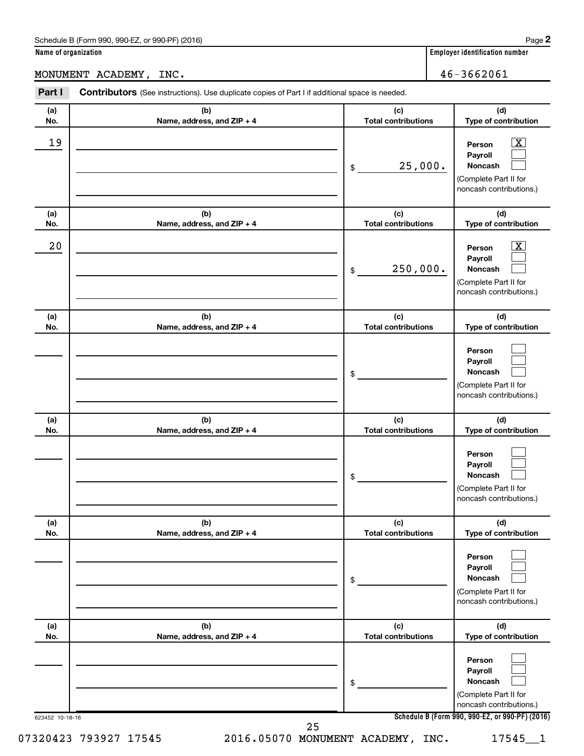Schedule B (Form 990, 990-EZ, or 990-PF) (2016) Page **2**

**Name of organization** | **Employer identification number**

MONUMENT ACADEMY, INC. | 46-3662061

**Part I** **Contributors** (See instructions). Use duplicate copies of Part I if additional space is needed.

| (a) No. | (b) Name, address, and ZIP + 4 | (c) Total contributions | (d) Type of contribution |
|---|---|---|---|
| 19 | | $ 25,000. | Person [X] Payroll [ ] Noncash [ ] (Complete Part II for noncash contributions.) |
| 20 | | $ 250,000. | Person [X] Payroll [ ] Noncash [ ] (Complete Part II for noncash contributions.) |
| | | $ | Person [ ] Payroll [ ] Noncash [ ] (Complete Part II for noncash contributions.) |
| | | $ | Person [ ] Payroll [ ] Noncash [ ] (Complete Part II for noncash contributions.) |
| | | $ | Person [ ] Payroll [ ] Noncash [ ] (Complete Part II for noncash contributions.) |
| | | $ | Person [ ] Payroll [ ] Noncash [ ] (Complete Part II for noncash contributions.) |

623452 10-18-16 **Schedule B (Form 990, 990-EZ, or 990-PF) (2016)**

07320423 793927 17545 2016.05070 MONUMENT ACADEMY, INC. 17545__1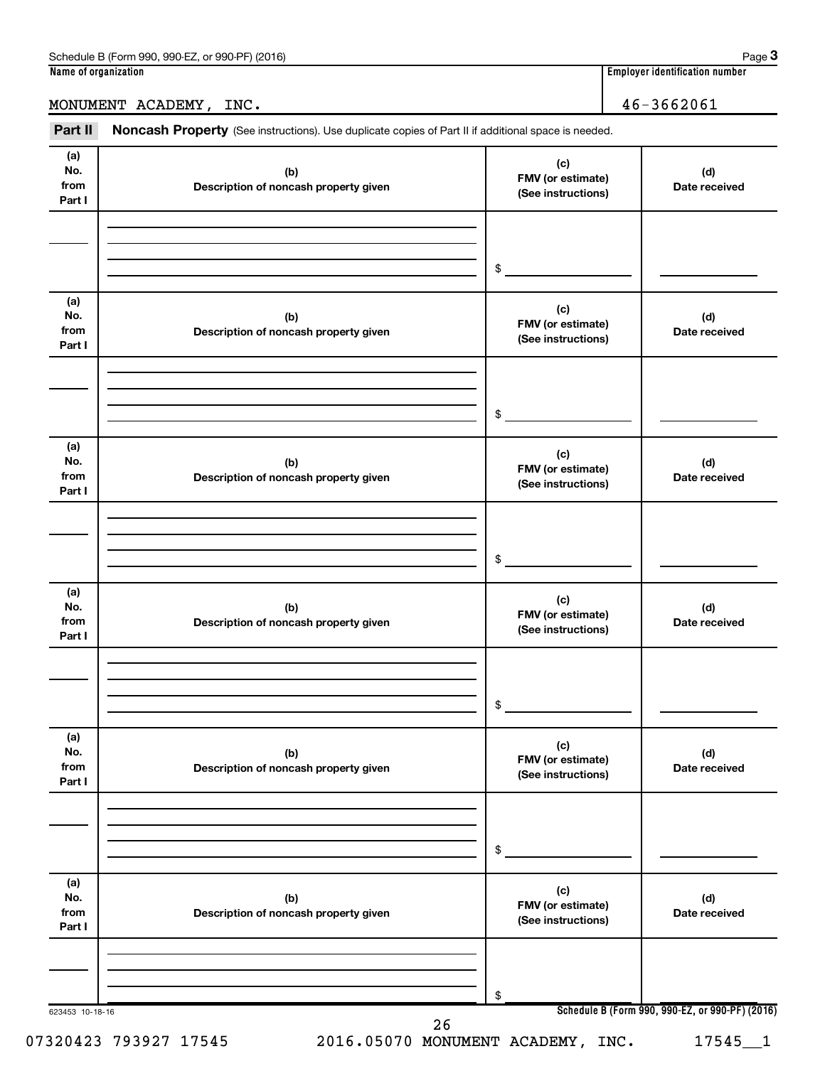Schedule B (Form 990, 990-EZ, or 990-PF) (2016)

**Name of organization**

MONUMENT ACADEMY, INC.

**Employer identification number**

46-3662061

**Part II** **Noncash Property** (See instructions). Use duplicate copies of Part II if additional space is needed.

| (a) No. from Part I | (b) Description of noncash property given | (c) FMV (or estimate) (See instructions) | (d) Date received |
|---|---|---|---|
| | | $ | |

| (a) No. from Part I | (b) Description of noncash property given | (c) FMV (or estimate) (See instructions) | (d) Date received |
|---|---|---|---|
| | | $ | |

| (a) No. from Part I | (b) Description of noncash property given | (c) FMV (or estimate) (See instructions) | (d) Date received |
|---|---|---|---|
| | | $ | |

| (a) No. from Part I | (b) Description of noncash property given | (c) FMV (or estimate) (See instructions) | (d) Date received |
|---|---|---|---|
| | | $ | |

| (a) No. from Part I | (b) Description of noncash property given | (c) FMV (or estimate) (See instructions) | (d) Date received |
|---|---|---|---|
| | | $ | |

| (a) No. from Part I | (b) Description of noncash property given | (c) FMV (or estimate) (See instructions) | (d) Date received |
|---|---|---|---|
| | | $ | |

623453 10-18-16

Schedule B (Form 990, 990-EZ, or 990-PF) (2016)

07320423 793927 17545 2016.05070 MONUMENT ACADEMY, INC. 17545__1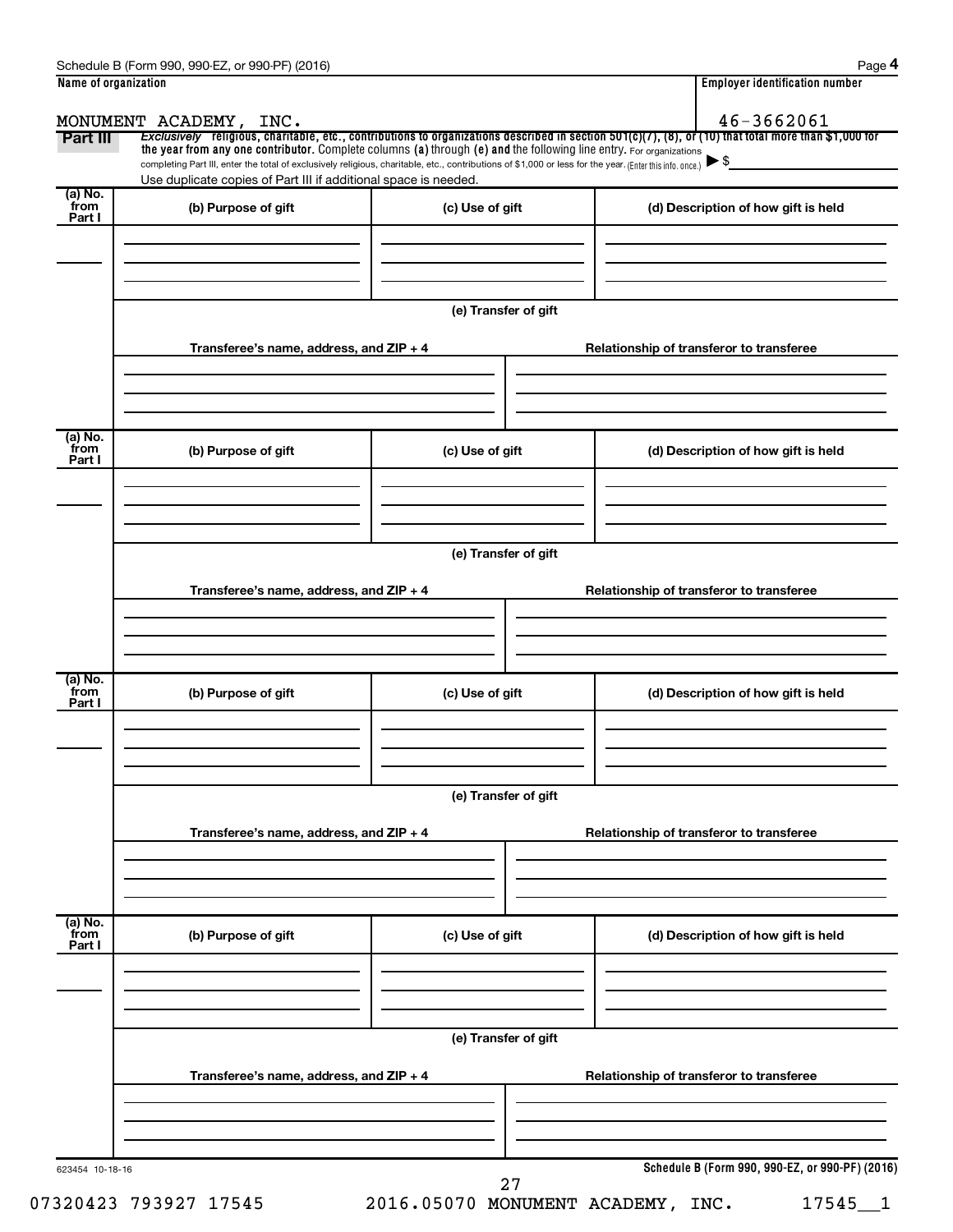Schedule B (Form 990, 990-EZ, or 990-PF) (2016) Page **4**

| Name of organization | Employer identification number |
|---|---|
| MONUMENT ACADEMY, INC. | 46-3662061 |

**Part III** *Exclusively* **religious, charitable, etc., contributions to organizations described in section 501(c)(7), (8), or (10) that total more than $1,000 for the year from any one contributor.** Complete columns **(a)** through **(e)** and the following line entry. For organizations completing Part III, enter the total of exclusively religious, charitable, etc., contributions of $1,000 or less for the year. (Enter this info. once.) ▶ $

Use duplicate copies of Part III if additional space is needed.

| (a) No. from Part I | (b) Purpose of gift | (c) Use of gift | (d) Description of how gift is held |
|---|---|---|---|
| | | | |

**(e) Transfer of gift**

| Transferee's name, address, and ZIP + 4 | Relationship of transferor to transferee |
|---|---|
| | |

| (a) No. from Part I | (b) Purpose of gift | (c) Use of gift | (d) Description of how gift is held |
|---|---|---|---|
| | | | |

**(e) Transfer of gift**

| Transferee's name, address, and ZIP + 4 | Relationship of transferor to transferee |
|---|---|
| | |

| (a) No. from Part I | (b) Purpose of gift | (c) Use of gift | (d) Description of how gift is held |
|---|---|---|---|
| | | | |

**(e) Transfer of gift**

| Transferee's name, address, and ZIP + 4 | Relationship of transferor to transferee |
|---|---|
| | |

| (a) No. from Part I | (b) Purpose of gift | (c) Use of gift | (d) Description of how gift is held |
|---|---|---|---|
| | | | |

**(e) Transfer of gift**

| Transferee's name, address, and ZIP + 4 | Relationship of transferor to transferee |
|---|---|
| | |

623454 10-18-16 **Schedule B (Form 990, 990-EZ, or 990-PF) (2016)**

07320423 793927 17545 2016.05070 MONUMENT ACADEMY, INC. 17545__1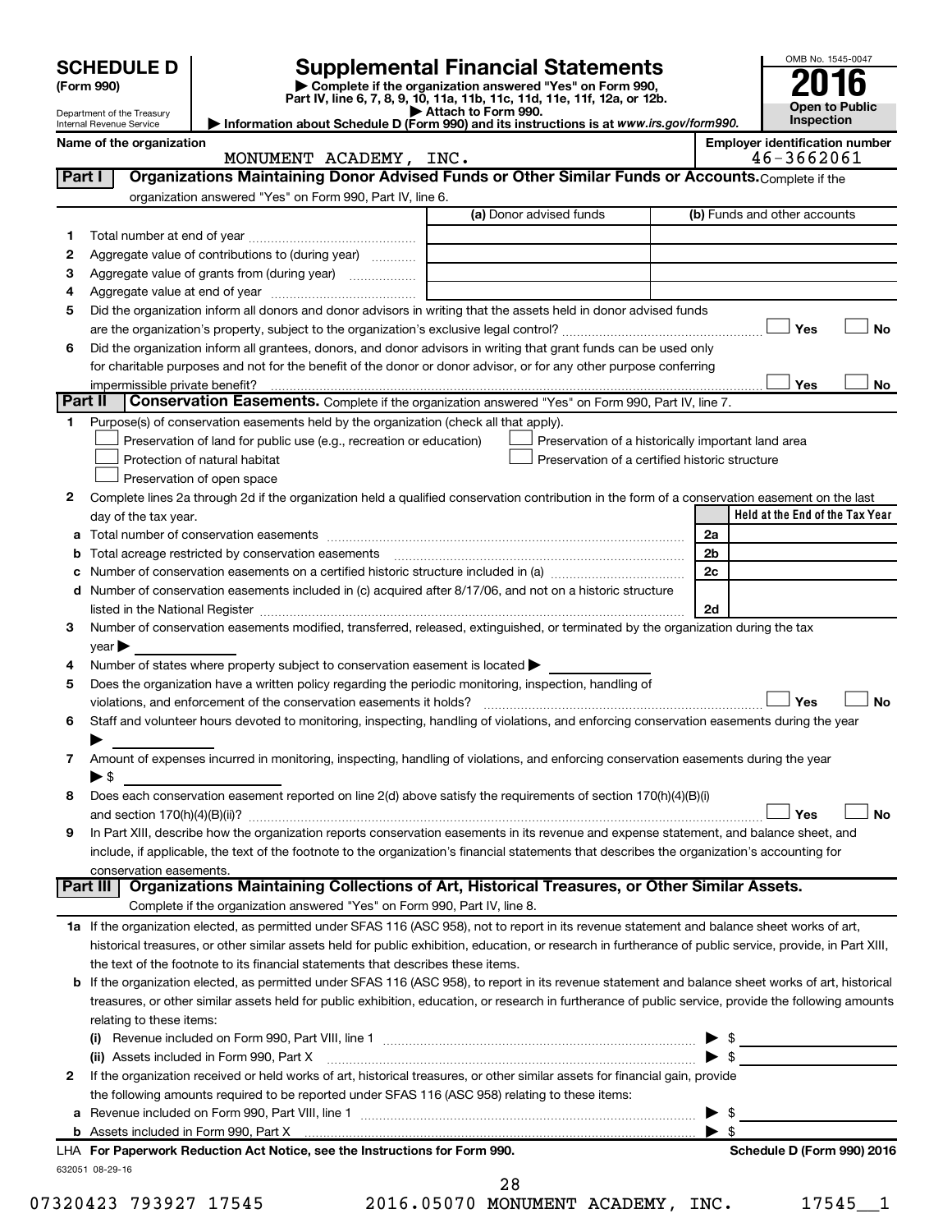# SCHEDULE D (Form 990)

Department of the Treasury
Internal Revenue Service

## Supplemental Financial Statements

▶ Complete if the organization answered "Yes" on Form 990, Part IV, line 6, 7, 8, 9, 10, 11a, 11b, 11c, 11d, 11e, 11f, 12a, or 12b.
▶ Attach to Form 990.
▶ Information about Schedule D (Form 990) and its instructions is at *www.irs.gov/form990.*

OMB No. 1545-0047

**2016**

**Open to Public Inspection**

**Name of the organization:** MONUMENT ACADEMY, INC.

**Employer identification number:** 46-3662061

### Part I — Organizations Maintaining Donor Advised Funds or Other Similar Funds or Accounts. Complete if the organization answered "Yes" on Form 990, Part IV, line 6.

| | | (a) Donor advised funds | (b) Funds and other accounts |
|---|---|---|---|
| 1 | Total number at end of year | | |
| 2 | Aggregate value of contributions to (during year) | | |
| 3 | Aggregate value of grants from (during year) | | |
| 4 | Aggregate value at end of year | | |

5 Did the organization inform all donors and donor advisors in writing that the assets held in donor advised funds are the organization's property, subject to the organization's exclusive legal control? ☐ Yes ☐ No

6 Did the organization inform all grantees, donors, and donor advisors in writing that grant funds can be used only for charitable purposes and not for the benefit of the donor or donor advisor, or for any other purpose conferring impermissible private benefit? ☐ Yes ☐ No

### Part II — Conservation Easements. Complete if the organization answered "Yes" on Form 990, Part IV, line 7.

1 Purpose(s) of conservation easements held by the organization (check all that apply).

- ☐ Preservation of land for public use (e.g., recreation or education)
- ☐ Preservation of a historically important land area
- ☐ Protection of natural habitat
- ☐ Preservation of a certified historic structure
- ☐ Preservation of open space

2 Complete lines 2a through 2d if the organization held a qualified conservation contribution in the form of a conservation easement on the last day of the tax year.

| | | | Held at the End of the Tax Year |
|---|---|---|---|
| a | Total number of conservation easements | 2a | |
| b | Total acreage restricted by conservation easements | 2b | |
| c | Number of conservation easements on a certified historic structure included in (a) | 2c | |
| d | Number of conservation easements included in (c) acquired after 8/17/06, and not on a historic structure listed in the National Register | 2d | |

3 Number of conservation easements modified, transferred, released, extinguished, or terminated by the organization during the tax year ▶

4 Number of states where property subject to conservation easement is located ▶

5 Does the organization have a written policy regarding the periodic monitoring, inspection, handling of violations, and enforcement of the conservation easements it holds? ☐ Yes ☐ No

6 Staff and volunteer hours devoted to monitoring, inspecting, handling of violations, and enforcing conservation easements during the year ▶

7 Amount of expenses incurred in monitoring, inspecting, handling of violations, and enforcing conservation easements during the year ▶ $

8 Does each conservation easement reported on line 2(d) above satisfy the requirements of section 170(h)(4)(B)(i) and section 170(h)(4)(B)(ii)? ☐ Yes ☐ No

9 In Part XIII, describe how the organization reports conservation easements in its revenue and expense statement, and balance sheet, and include, if applicable, the text of the footnote to the organization's financial statements that describes the organization's accounting for conservation easements.

### Part III — Organizations Maintaining Collections of Art, Historical Treasures, or Other Similar Assets. Complete if the organization answered "Yes" on Form 990, Part IV, line 8.

1a If the organization elected, as permitted under SFAS 116 (ASC 958), not to report in its revenue statement and balance sheet works of art, historical treasures, or other similar assets held for public exhibition, education, or research in furtherance of public service, provide, in Part XIII, the text of the footnote to its financial statements that describes these items.

b If the organization elected, as permitted under SFAS 116 (ASC 958), to report in its revenue statement and balance sheet works of art, historical treasures, or other similar assets held for public exhibition, education, or research in furtherance of public service, provide the following amounts relating to these items:

(i) Revenue included on Form 990, Part VIII, line 1 ▶ $

(ii) Assets included in Form 990, Part X ▶ $

2 If the organization received or held works of art, historical treasures, or other similar assets for financial gain, provide the following amounts required to be reported under SFAS 116 (ASC 958) relating to these items:

a Revenue included on Form 990, Part VIII, line 1 ▶ $

b Assets included in Form 990, Part X ▶ $

LHA For Paperwork Reduction Act Notice, see the Instructions for Form 990. **Schedule D (Form 990) 2016**

632051 08-29-16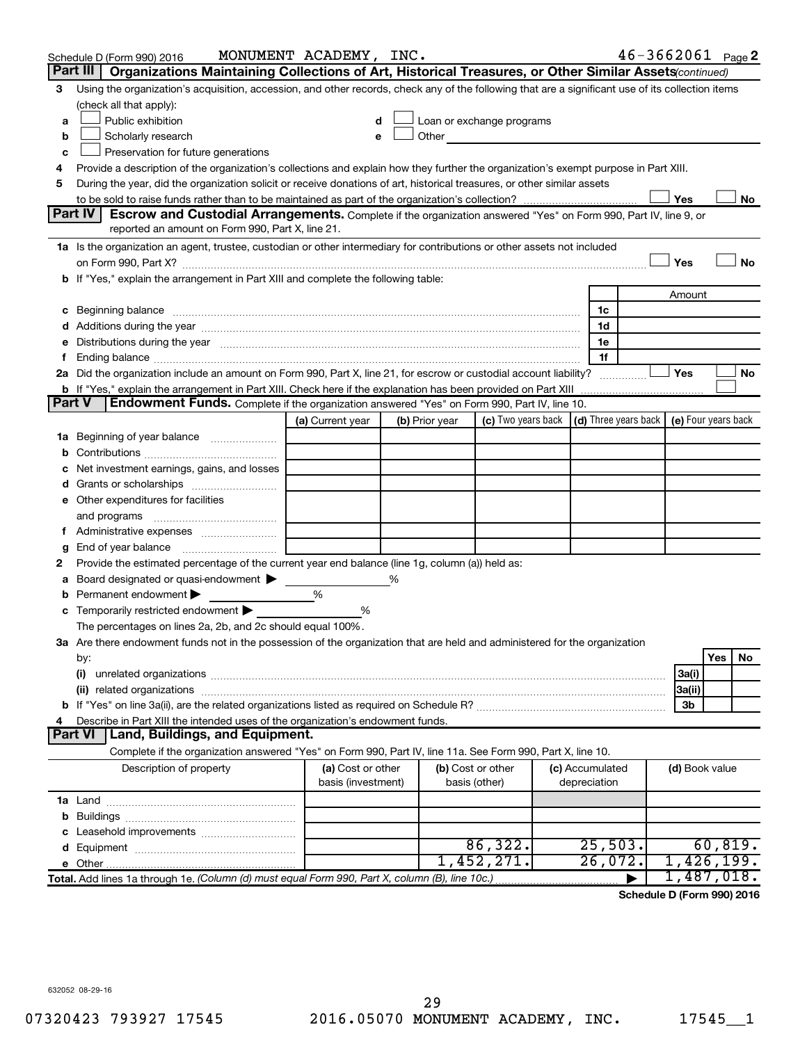Schedule D (Form 990) 2016 MONUMENT ACADEMY, INC. 46-3662061 Page 2

## Part III | Organizations Maintaining Collections of Art, Historical Treasures, or Other Similar Assets *(continued)*

3 Using the organization's acquisition, accession, and other records, check any of the following that are a significant use of its collection items (check all that apply):

a ☐ Public exhibition
b ☐ Scholarly research
c ☐ Preservation for future generations
d ☐ Loan or exchange programs
e ☐ Other

4 Provide a description of the organization's collections and explain how they further the organization's exempt purpose in Part XIII.

5 During the year, did the organization solicit or receive donations of art, historical treasures, or other similar assets to be sold to raise funds rather than to be maintained as part of the organization's collection? ☐ Yes ☐ No

## Part IV | Escrow and Custodial Arrangements.

Complete if the organization answered "Yes" on Form 990, Part IV, line 9, or reported an amount on Form 990, Part X, line 21.

1a Is the organization an agent, trustee, custodian or other intermediary for contributions or other assets not included on Form 990, Part X? ☐ Yes ☐ No

b If "Yes," explain the arrangement in Part XIII and complete the following table:

| | | Amount |
|---|---|---|
| c Beginning balance | 1c | |
| d Additions during the year | 1d | |
| e Distributions during the year | 1e | |
| f Ending balance | 1f | |

2a Did the organization include an amount on Form 990, Part X, line 21, for escrow or custodial account liability? ☐ Yes ☐ No

b If "Yes," explain the arrangement in Part XIII. Check here if the explanation has been provided on Part XIII ☐

## Part V | Endowment Funds.

Complete if the organization answered "Yes" on Form 990, Part IV, line 10.

| | (a) Current year | (b) Prior year | (c) Two years back | (d) Three years back | (e) Four years back |
|---|---|---|---|---|---|
| 1a Beginning of year balance | | | | | |
| b Contributions | | | | | |
| c Net investment earnings, gains, and losses | | | | | |
| d Grants or scholarships | | | | | |
| e Other expenditures for facilities and programs | | | | | |
| f Administrative expenses | | | | | |
| g End of year balance | | | | | |

2 Provide the estimated percentage of the current year end balance (line 1g, column (a)) held as:

a Board designated or quasi-endowment ▶ %
b Permanent endowment ▶ %
c Temporarily restricted endowment ▶ %

The percentages on lines 2a, 2b, and 2c should equal 100%.

3a Are there endowment funds not in the possession of the organization that are held and administered for the organization by:

| | | Yes | No |
|---|---|---|---|
| (i) unrelated organizations | 3a(i) | | |
| (ii) related organizations | 3a(ii) | | |
| b If "Yes" on line 3a(ii), are the related organizations listed as required on Schedule R? | 3b | | |

4 Describe in Part XIII the intended uses of the organization's endowment funds.

## Part VI | Land, Buildings, and Equipment.

Complete if the organization answered "Yes" on Form 990, Part IV, line 11a. See Form 990, Part X, line 10.

| Description of property | (a) Cost or other basis (investment) | (b) Cost or other basis (other) | (c) Accumulated depreciation | (d) Book value |
|---|---|---|---|---|
| 1a Land | | | | |
| b Buildings | | | | |
| c Leasehold improvements | | | | |
| d Equipment | | 86,322. | 25,503. | 60,819. |
| e Other | | 1,452,271. | 26,072. | 1,426,199. |
| **Total.** Add lines 1a through 1e. *(Column (d) must equal Form 990, Part X, column (B), line 10c.)* | | | ▶ | 1,487,018. |

**Schedule D (Form 990) 2016**

632052 08-29-16

07320423 793927 17545 2016.05070 MONUMENT ACADEMY, INC. 17545__1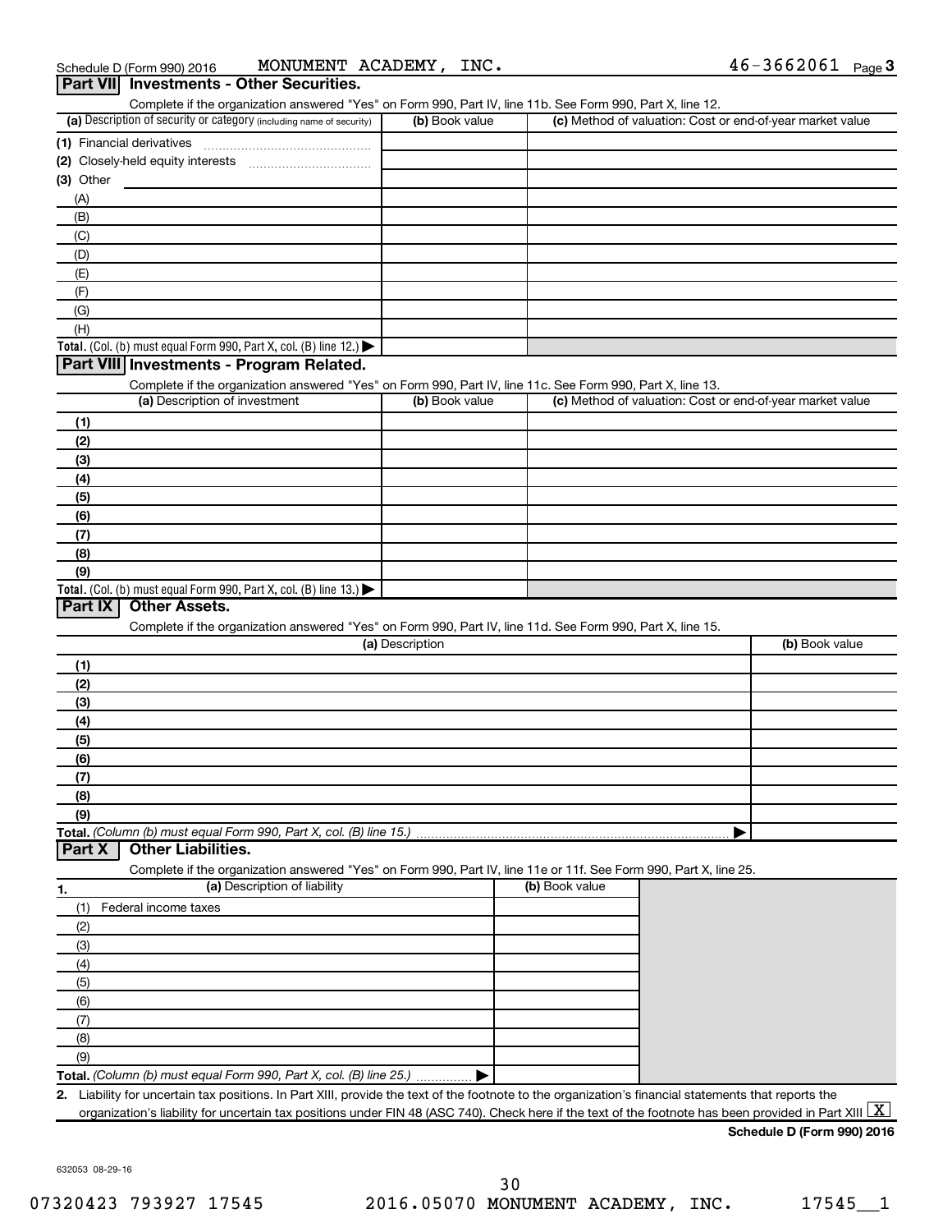Schedule D (Form 990) 2016 MONUMENT ACADEMY, INC. 46-3662061 Page 3

## Part VII Investments - Other Securities.

Complete if the organization answered "Yes" on Form 990, Part IV, line 11b. See Form 990, Part X, line 12.

| (a) Description of security or category (including name of security) | (b) Book value | (c) Method of valuation: Cost or end-of-year market value |
|---|---|---|
| (1) Financial derivatives | | |
| (2) Closely-held equity interests | | |
| (3) Other | | |
| (A) | | |
| (B) | | |
| (C) | | |
| (D) | | |
| (E) | | |
| (F) | | |
| (G) | | |
| (H) | | |
| **Total.** (Col. (b) must equal Form 990, Part X, col. (B) line 12.) ▶ | | |

## Part VIII Investments - Program Related.

Complete if the organization answered "Yes" on Form 990, Part IV, line 11c. See Form 990, Part X, line 13.

| (a) Description of investment | (b) Book value | (c) Method of valuation: Cost or end-of-year market value |
|---|---|---|
| (1) | | |
| (2) | | |
| (3) | | |
| (4) | | |
| (5) | | |
| (6) | | |
| (7) | | |
| (8) | | |
| (9) | | |
| **Total.** (Col. (b) must equal Form 990, Part X, col. (B) line 13.) ▶ | | |

## Part IX Other Assets.

Complete if the organization answered "Yes" on Form 990, Part IV, line 11d. See Form 990, Part X, line 15.

| (a) Description | (b) Book value |
|---|---|
| (1) | |
| (2) | |
| (3) | |
| (4) | |
| (5) | |
| (6) | |
| (7) | |
| (8) | |
| (9) | |
| **Total.** *(Column (b) must equal Form 990, Part X, col. (B) line 15.)* ▶ | |

## Part X Other Liabilities.

Complete if the organization answered "Yes" on Form 990, Part IV, line 11e or 11f. See Form 990, Part X, line 25.

| 1. (a) Description of liability | (b) Book value |
|---|---|
| (1) Federal income taxes | |
| (2) | |
| (3) | |
| (4) | |
| (5) | |
| (6) | |
| (7) | |
| (8) | |
| (9) | |
| **Total.** *(Column (b) must equal Form 990, Part X, col. (B) line 25.)* ▶ | |

2. Liability for uncertain tax positions. In Part XIII, provide the text of the footnote to the organization's financial statements that reports the organization's liability for uncertain tax positions under FIN 48 (ASC 740). Check here if the text of the footnote has been provided in Part XIII [X]

**Schedule D (Form 990) 2016**

632053 08-29-16

07320423 793927 17545 2016.05070 MONUMENT ACADEMY, INC. 17545__1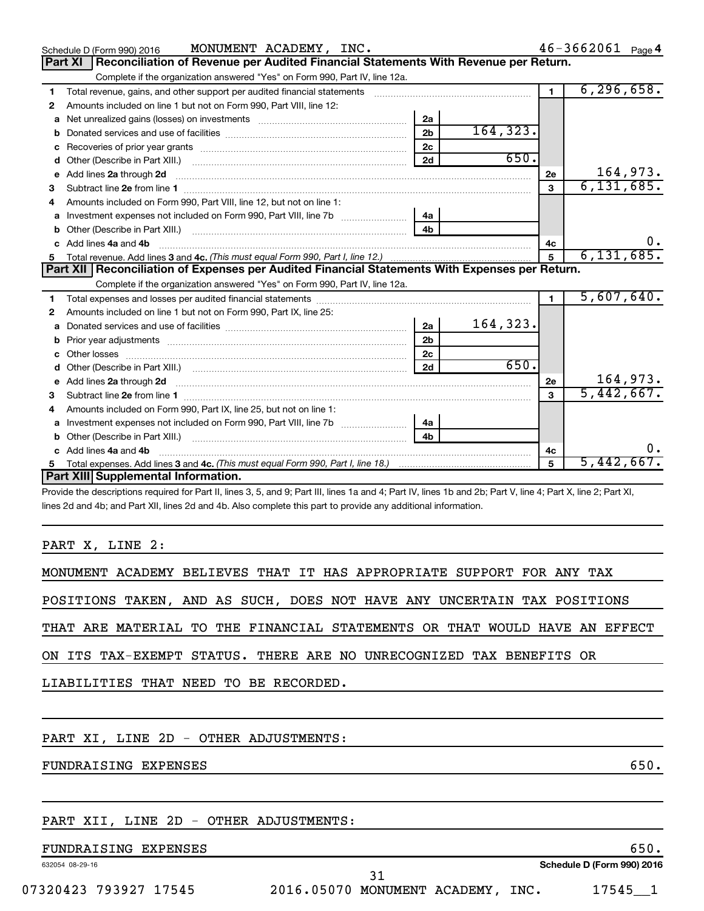Schedule D (Form 990) 2016 MONUMENT ACADEMY, INC. 46-3662061 Page 4

## Part XI Reconciliation of Revenue per Audited Financial Statements With Revenue per Return.

Complete if the organization answered "Yes" on Form 990, Part IV, line 12a.

| | | | | | |
|---|---|---|---|---|---|
| 1 | Total revenue, gains, and other support per audited financial statements | | | 1 | 6,296,658. |
| 2 | Amounts included on line 1 but not on Form 990, Part VIII, line 12: | | | | |
| a | Net unrealized gains (losses) on investments | 2a | | | |
| b | Donated services and use of facilities | 2b | 164,323. | | |
| c | Recoveries of prior year grants | 2c | | | |
| d | Other (Describe in Part XIII.) | 2d | 650. | | |
| e | Add lines 2a through 2d | | | 2e | 164,973. |
| 3 | Subtract line 2e from line 1 | | | 3 | 6,131,685. |
| 4 | Amounts included on Form 990, Part VIII, line 12, but not on line 1: | | | | |
| a | Investment expenses not included on Form 990, Part VIII, line 7b | 4a | | | |
| b | Other (Describe in Part XIII.) | 4b | | | |
| c | Add lines 4a and 4b | | | 4c | 0. |
| 5 | Total revenue. Add lines 3 and 4c. *(This must equal Form 990, Part I, line 12.)* | | | 5 | 6,131,685. |

## Part XII Reconciliation of Expenses per Audited Financial Statements With Expenses per Return.

Complete if the organization answered "Yes" on Form 990, Part IV, line 12a.

| | | | | | |
|---|---|---|---|---|---|
| 1 | Total expenses and losses per audited financial statements | | | 1 | 5,607,640. |
| 2 | Amounts included on line 1 but not on Form 990, Part IX, line 25: | | | | |
| a | Donated services and use of facilities | 2a | 164,323. | | |
| b | Prior year adjustments | 2b | | | |
| c | Other losses | 2c | | | |
| d | Other (Describe in Part XIII.) | 2d | 650. | | |
| e | Add lines 2a through 2d | | | 2e | 164,973. |
| 3 | Subtract line 2e from line 1 | | | 3 | 5,442,667. |
| 4 | Amounts included on Form 990, Part IX, line 25, but not on line 1: | | | | |
| a | Investment expenses not included on Form 990, Part VIII, line 7b | 4a | | | |
| b | Other (Describe in Part XIII.) | 4b | | | |
| c | Add lines 4a and 4b | | | 4c | 0. |
| 5 | Total expenses. Add lines 3 and 4c. *(This must equal Form 990, Part I, line 18.)* | | | 5 | 5,442,667. |

## Part XIII Supplemental Information.

Provide the descriptions required for Part II, lines 3, 5, and 9; Part III, lines 1a and 4; Part IV, lines 1b and 2b; Part V, line 4; Part X, line 2; Part XI, lines 2d and 4b; and Part XII, lines 2d and 4b. Also complete this part to provide any additional information.

PART X, LINE 2:

MONUMENT ACADEMY BELIEVES THAT IT HAS APPROPRIATE SUPPORT FOR ANY TAX POSITIONS TAKEN, AND AS SUCH, DOES NOT HAVE ANY UNCERTAIN TAX POSITIONS THAT ARE MATERIAL TO THE FINANCIAL STATEMENTS OR THAT WOULD HAVE AN EFFECT ON ITS TAX-EXEMPT STATUS. THERE ARE NO UNRECOGNIZED TAX BENEFITS OR LIABILITIES THAT NEED TO BE RECORDED.

PART XI, LINE 2D - OTHER ADJUSTMENTS:

FUNDRAISING EXPENSES 650.

PART XII, LINE 2D - OTHER ADJUSTMENTS:

FUNDRAISING EXPENSES 650.

632054 08-29-16 Schedule D (Form 990) 2016

07320423 793927 17545 2016.05070 MONUMENT ACADEMY, INC. 17545__1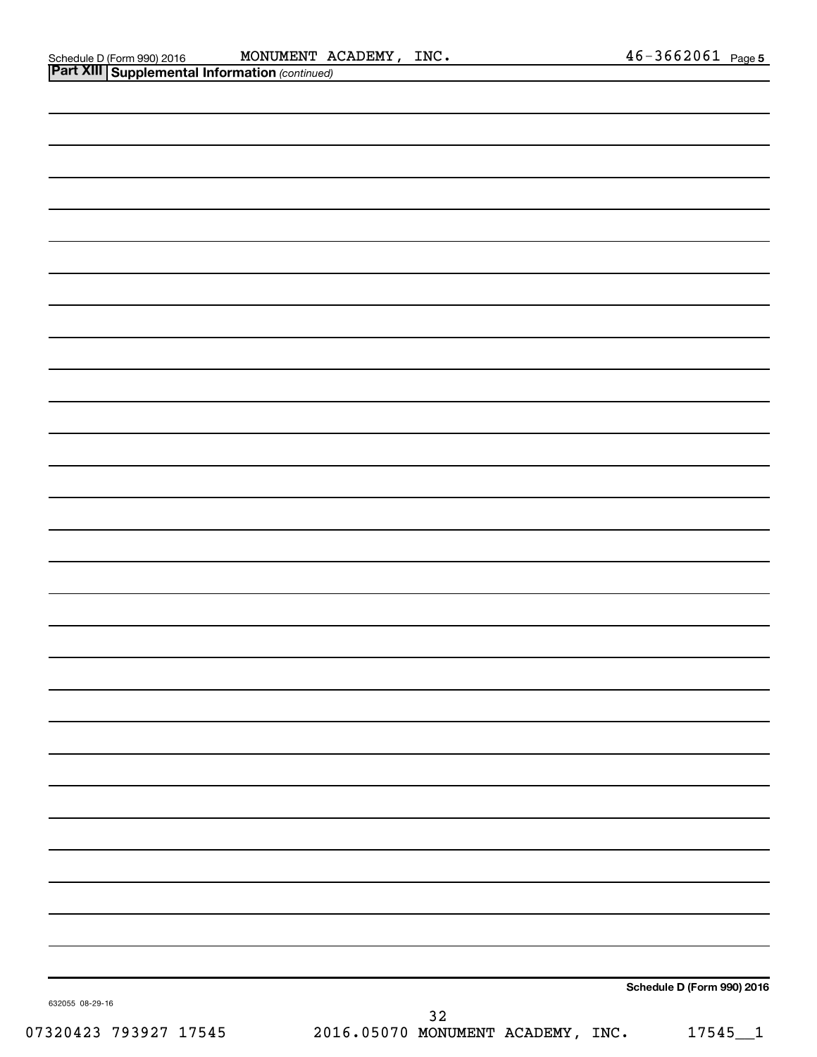Schedule D (Form 990) 2016 MONUMENT ACADEMY, INC. 46-3662061 Page 5

**Part XIII** **Supplemental Information** *(continued)*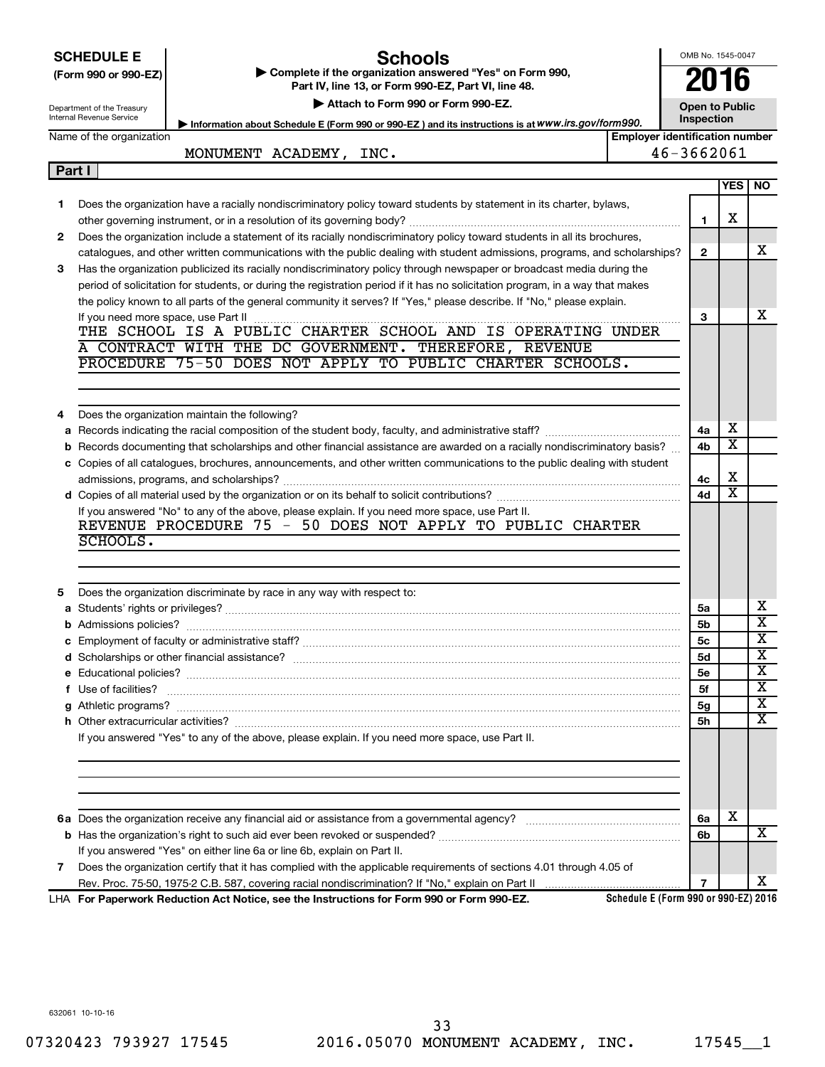**SCHEDULE E (Form 990 or 990-EZ)**

Department of the Treasury
Internal Revenue Service

# Schools

▶ Complete if the organization answered "Yes" on Form 990, Part IV, line 13, or Form 990-EZ, Part VI, line 48.

▶ Attach to Form 990 or Form 990-EZ.

▶ Information about Schedule E (Form 990 or 990-EZ) and its instructions is at www.irs.gov/form990.

OMB No. 1545-0047

**2016**

**Open to Public Inspection**

| Name of the organization | Employer identification number |
|---|---|
| MONUMENT ACADEMY, INC. | 46-3662061 |

## Part I

| | | | YES | NO |
|---|---|---|---|---|
| 1 | Does the organization have a racially nondiscriminatory policy toward students by statement in its charter, bylaws, other governing instrument, or in a resolution of its governing body? | 1 | X | |
| 2 | Does the organization include a statement of its racially nondiscriminatory policy toward students in all its brochures, catalogues, and other written communications with the public dealing with student admissions, programs, and scholarships? | 2 | | X |
| 3 | Has the organization publicized its racially nondiscriminatory policy through newspaper or broadcast media during the period of solicitation for students, or during the registration period if it has no solicitation program, in a way that makes the policy known to all parts of the general community it serves? If "Yes," please describe. If "No," please explain. If you need more space, use Part II | 3 | | X |

THE SCHOOL IS A PUBLIC CHARTER SCHOOL AND IS OPERATING UNDER A CONTRACT WITH THE DC GOVERNMENT. THEREFORE, REVENUE PROCEDURE 75-50 DOES NOT APPLY TO PUBLIC CHARTER SCHOOLS.

| | | | YES | NO |
|---|---|---|---|---|
| 4 | Does the organization maintain the following? | | | |
| a | Records indicating the racial composition of the student body, faculty, and administrative staff? | 4a | X | |
| b | Records documenting that scholarships and other financial assistance are awarded on a racially nondiscriminatory basis? | 4b | X | |
| c | Copies of all catalogues, brochures, announcements, and other written communications to the public dealing with student admissions, programs, and scholarships? | 4c | X | |
| d | Copies of all material used by the organization or on its behalf to solicit contributions? | 4d | X | |

If you answered "No" to any of the above, please explain. If you need more space, use Part II.

REVENUE PROCEDURE 75 - 50 DOES NOT APPLY TO PUBLIC CHARTER SCHOOLS.

| | | | YES | NO |
|---|---|---|---|---|
| 5 | Does the organization discriminate by race in any way with respect to: | | | |
| a | Students' rights or privileges? | 5a | | X |
| b | Admissions policies? | 5b | | X |
| c | Employment of faculty or administrative staff? | 5c | | X |
| d | Scholarships or other financial assistance? | 5d | | X |
| e | Educational policies? | 5e | | X |
| f | Use of facilities? | 5f | | X |
| g | Athletic programs? | 5g | | X |
| h | Other extracurricular activities? | 5h | | X |

If you answered "Yes" to any of the above, please explain. If you need more space, use Part II.

| | | | YES | NO |
|---|---|---|---|---|
| 6a | Does the organization receive any financial aid or assistance from a governmental agency? | 6a | X | |
| b | Has the organization's right to such aid ever been revoked or suspended? | 6b | | X |
| | If you answered "Yes" on either line 6a or line 6b, explain on Part II. | | | |
| 7 | Does the organization certify that it has complied with the applicable requirements of sections 4.01 through 4.05 of Rev. Proc. 75-50, 1975-2 C.B. 587, covering racial nondiscrimination? If "No," explain on Part II | 7 | | X |

LHA **For Paperwork Reduction Act Notice, see the Instructions for Form 990 or Form 990-EZ.** **Schedule E (Form 990 or 990-EZ) 2016**

632061 10-10-16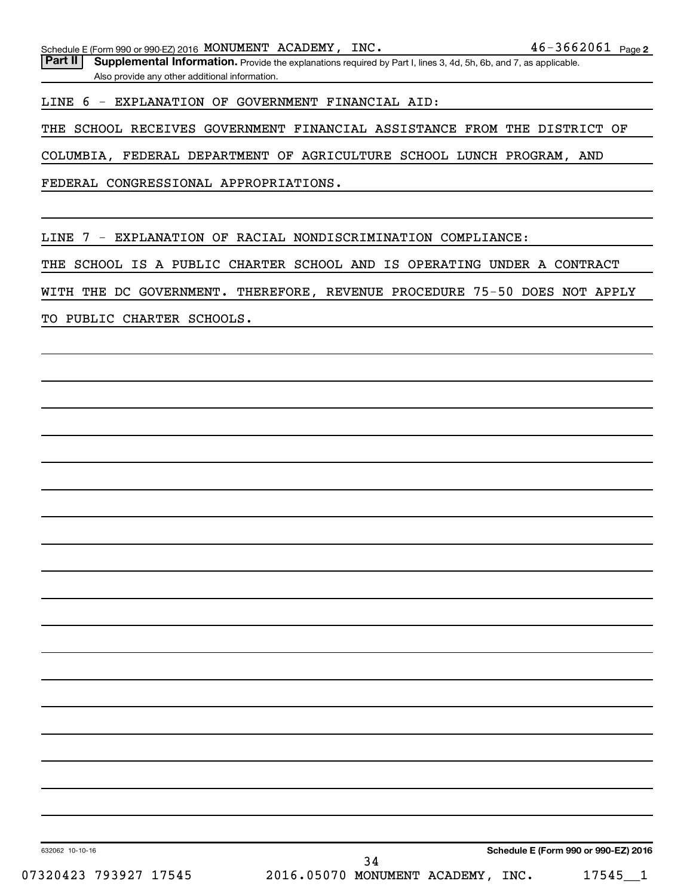Schedule E (Form 990 or 990-EZ) 2016 MONUMENT ACADEMY, INC. 46-3662061 Page 2

**Part II** **Supplemental Information.** Provide the explanations required by Part I, lines 3, 4d, 5h, 6b, and 7, as applicable. Also provide any other additional information.

LINE 6 - EXPLANATION OF GOVERNMENT FINANCIAL AID:

THE SCHOOL RECEIVES GOVERNMENT FINANCIAL ASSISTANCE FROM THE DISTRICT OF COLUMBIA, FEDERAL DEPARTMENT OF AGRICULTURE SCHOOL LUNCH PROGRAM, AND FEDERAL CONGRESSIONAL APPROPRIATIONS.

LINE 7 - EXPLANATION OF RACIAL NONDISCRIMINATION COMPLIANCE:

THE SCHOOL IS A PUBLIC CHARTER SCHOOL AND IS OPERATING UNDER A CONTRACT WITH THE DC GOVERNMENT. THEREFORE, REVENUE PROCEDURE 75-50 DOES NOT APPLY TO PUBLIC CHARTER SCHOOLS.

632062 10-10-16 **Schedule E (Form 990 or 990-EZ) 2016**

07320423 793927 17545 2016.05070 MONUMENT ACADEMY, INC. 17545__1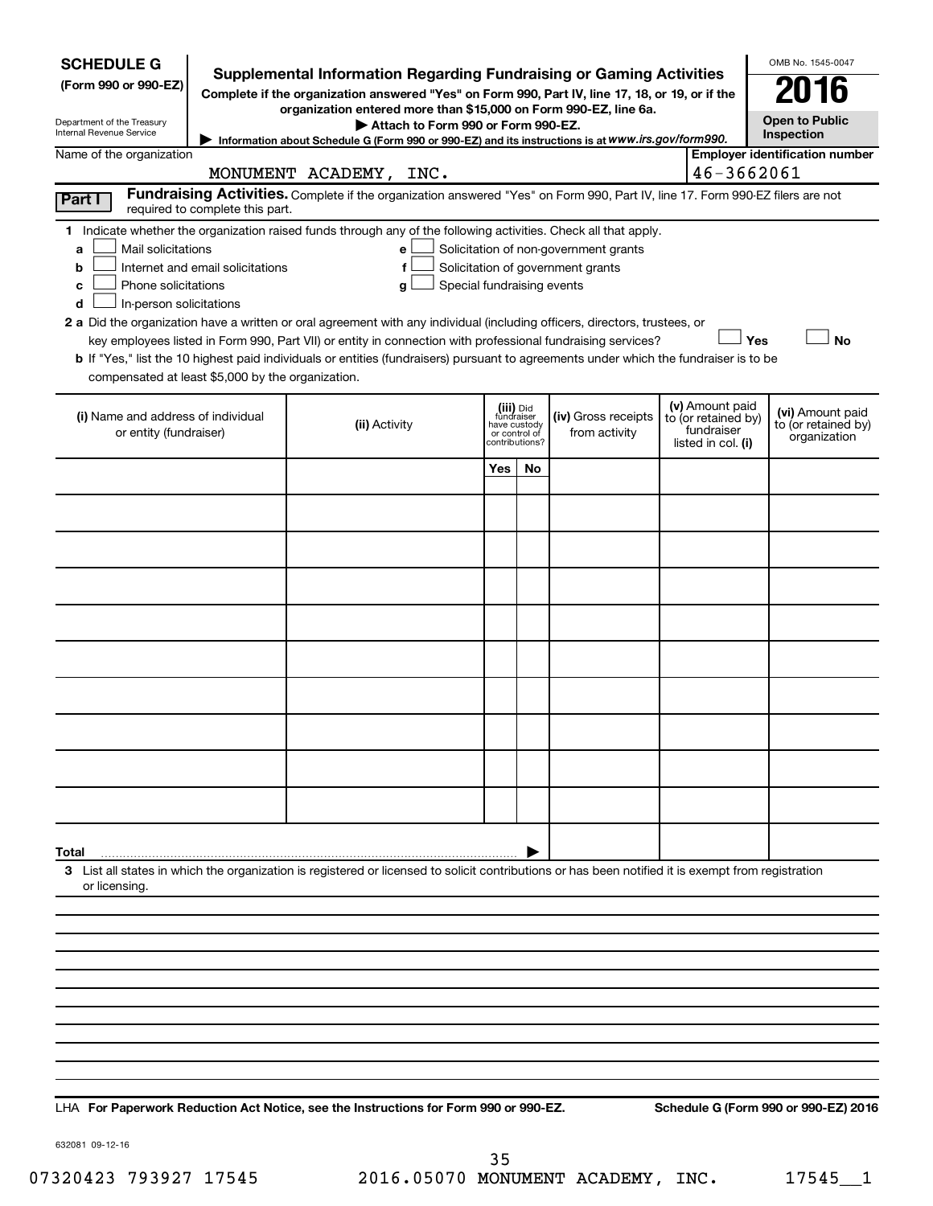**SCHEDULE G**
**(Form 990 or 990-EZ)**

Department of the Treasury
Internal Revenue Service

# Supplemental Information Regarding Fundraising or Gaming Activities

**Complete if the organization answered "Yes" on Form 990, Part IV, line 17, 18, or 19, or if the organization entered more than $15,000 on Form 990-EZ, line 6a.**

▶ **Attach to Form 990 or Form 990-EZ.**

▶ **Information about Schedule G (Form 990 or 990-EZ) and its instructions is at** ***www.irs.gov/form990.***

OMB No. 1545-0047

**2016**

**Open to Public Inspection**

Name of the organization: MONUMENT ACADEMY, INC.

**Employer identification number:** 46-3662061

**Part I** **Fundraising Activities.** Complete if the organization answered "Yes" on Form 990, Part IV, line 17. Form 990-EZ filers are not required to complete this part.

**1** Indicate whether the organization raised funds through any of the following activities. Check all that apply.

- **a** ☐ Mail solicitations
- **b** ☐ Internet and email solicitations
- **c** ☐ Phone solicitations
- **d** ☐ In-person solicitations
- **e** ☐ Solicitation of non-government grants
- **f** ☐ Solicitation of government grants
- **g** ☐ Special fundraising events

**2 a** Did the organization have a written or oral agreement with any individual (including officers, directors, trustees, or key employees listed in Form 990, Part VII) or entity in connection with professional fundraising services? ☐ **Yes** ☐ **No**

**b** If "Yes," list the 10 highest paid individuals or entities (fundraisers) pursuant to agreements under which the fundraiser is to be compensated at least $5,000 by the organization.

| **(i)** Name and address of individual or entity (fundraiser) | **(ii)** Activity | **(iii)** Did fundraiser have custody or control of contributions? | | **(iv)** Gross receipts from activity | **(v)** Amount paid to (or retained by) fundraiser listed in col. **(i)** | **(vi)** Amount paid to (or retained by) organization |
|---|---|---|---|---|---|---|
| | | **Yes** | **No** | | | |
| | | | | | | |
| | | | | | | |
| | | | | | | |
| | | | | | | |
| | | | | | | |
| | | | | | | |
| | | | | | | |
| | | | | | | |
| | | | | | | |
| | | | | | | |
| **Total** ▶ | | | | | | |

**3** List all states in which the organization is registered or licensed to solicit contributions or has been notified it is exempt from registration or licensing.

LHA **For Paperwork Reduction Act Notice, see the Instructions for Form 990 or 990-EZ.** **Schedule G (Form 990 or 990-EZ) 2016**

632081 09-12-16

07320423 793927 17545 2016.05070 MONUMENT ACADEMY, INC. 17545__1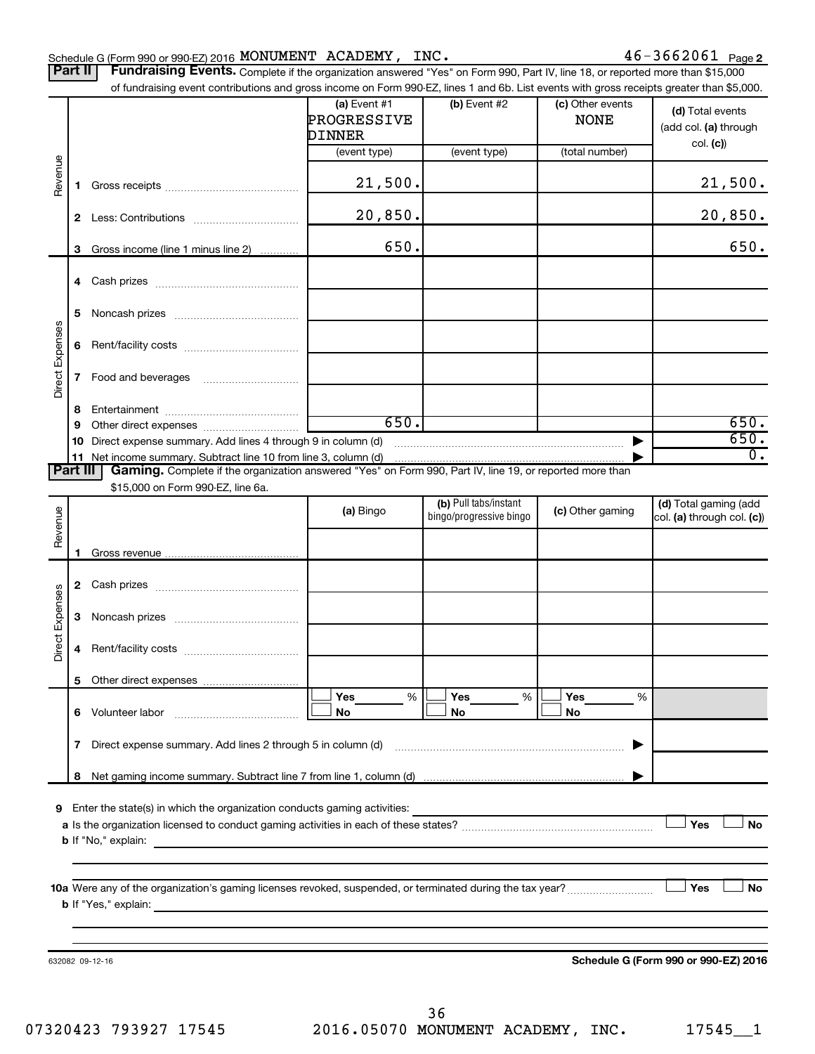Schedule G (Form 990 or 990-EZ) 2016 MONUMENT ACADEMY, INC. 46-3662061 Page 2

## Part II Fundraising Events.

Complete if the organization answered "Yes" on Form 990, Part IV, line 18, or reported more than $15,000 of fundraising event contributions and gross income on Form 990-EZ, lines 1 and 6b. List events with gross receipts greater than $5,000.

| | | (a) Event #1 PROGRESSIVE DINNER (event type) | (b) Event #2 (event type) | (c) Other events NONE (total number) | (d) Total events (add col. (a) through col. (c)) |
|---|---|---|---|---|---|
| Revenue | 1 Gross receipts | 21,500. | | | 21,500. |
| | 2 Less: Contributions | 20,850. | | | 20,850. |
| | 3 Gross income (line 1 minus line 2) | 650. | | | 650. |
| Direct Expenses | 4 Cash prizes | | | | |
| | 5 Noncash prizes | | | | |
| | 6 Rent/facility costs | | | | |
| | 7 Food and beverages | | | | |
| | 8 Entertainment | | | | |
| | 9 Other direct expenses | 650. | | | 650. |
| | 10 Direct expense summary. Add lines 4 through 9 in column (d) | | | ▶ | 650. |
| | 11 Net income summary. Subtract line 10 from line 3, column (d) | | | ▶ | 0. |

## Part III Gaming.

Complete if the organization answered "Yes" on Form 990, Part IV, line 19, or reported more than $15,000 on Form 990-EZ, line 6a.

| | | (a) Bingo | (b) Pull tabs/instant bingo/progressive bingo | (c) Other gaming | (d) Total gaming (add col. (a) through col. (c)) |
|---|---|---|---|---|---|
| Revenue | 1 Gross revenue | | | | |
| Direct Expenses | 2 Cash prizes | | | | |
| | 3 Noncash prizes | | | | |
| | 4 Rent/facility costs | | | | |
| | 5 Other direct expenses | | | | |
| | 6 Volunteer labor | ☐ Yes ___ % ☐ No | ☐ Yes ___ % ☐ No | ☐ Yes ___ % ☐ No | |
| | 7 Direct expense summary. Add lines 2 through 5 in column (d) | | | ▶ | |
| | 8 Net gaming income summary. Subtract line 7 from line 1, column (d) | | | ▶ | |

**9** Enter the state(s) in which the organization conducts gaming activities:

**a** Is the organization licensed to conduct gaming activities in each of these states? ☐ Yes ☐ No

**b** If "No," explain:

**10a** Were any of the organization's gaming licenses revoked, suspended, or terminated during the tax year? ☐ Yes ☐ No

**b** If "Yes," explain:

632082 09-12-16 **Schedule G (Form 990 or 990-EZ) 2016**

07320423 793927 17545 2016.05070 MONUMENT ACADEMY, INC. 17545__1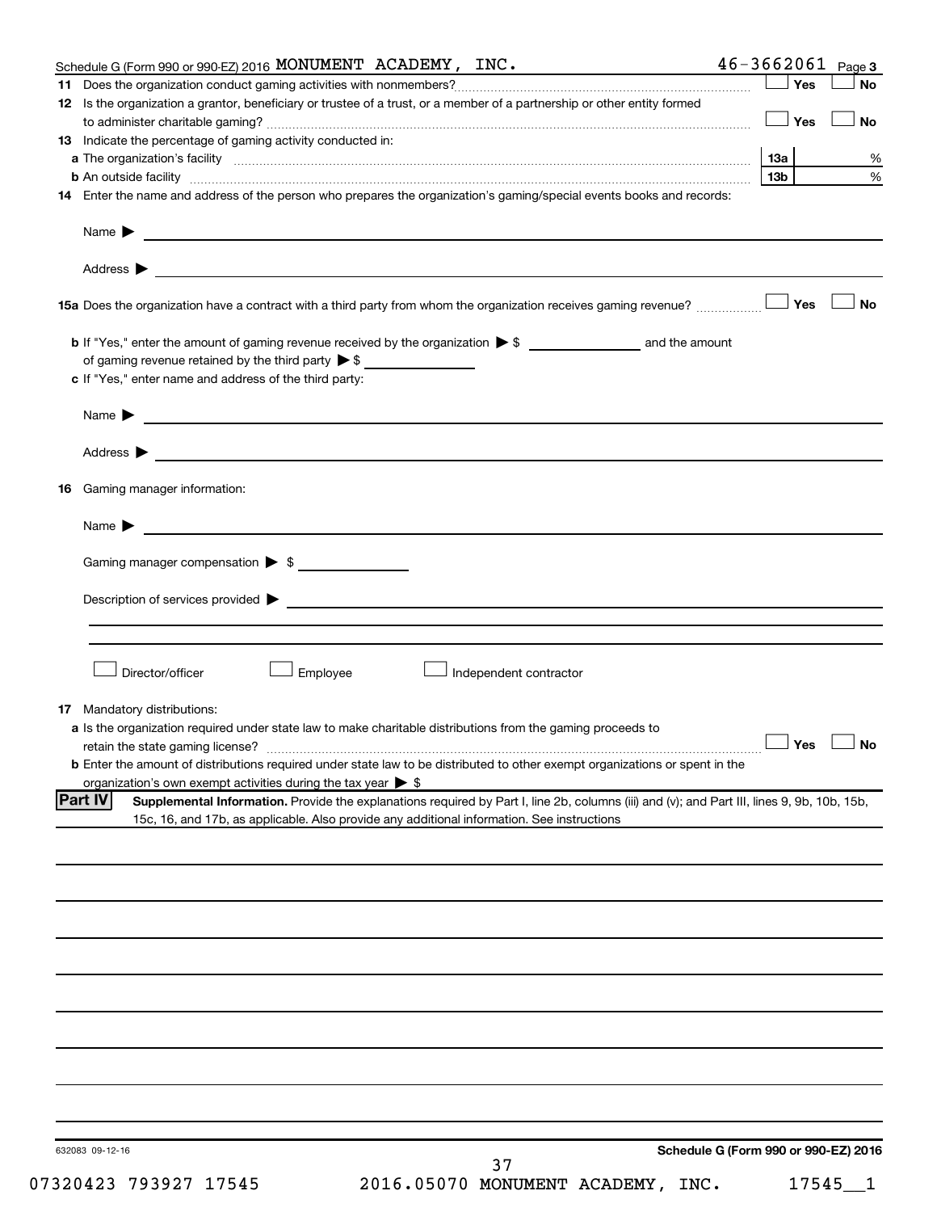Schedule G (Form 990 or 990-EZ) 2016 MONUMENT ACADEMY, INC. 46-3662061 Page 3

**11** Does the organization conduct gaming activities with nonmembers? ☐ Yes ☐ No

**12** Is the organization a grantor, beneficiary or trustee of a trust, or a member of a partnership or other entity formed to administer charitable gaming? ☐ Yes ☐ No

**13** Indicate the percentage of gaming activity conducted in:

**a** The organization's facility **13a** %

**b** An outside facility **13b** %

**14** Enter the name and address of the person who prepares the organization's gaming/special events books and records:

Name ▶

Address ▶

**15a** Does the organization have a contract with a third party from whom the organization receives gaming revenue? ☐ Yes ☐ No

**b** If "Yes," enter the amount of gaming revenue received by the organization ▶ $ ______ and the amount of gaming revenue retained by the third party ▶ $ ______

**c** If "Yes," enter name and address of the third party:

Name ▶

Address ▶

**16** Gaming manager information:

Name ▶

Gaming manager compensation ▶ $ ______

Description of services provided ▶

☐ Director/officer ☐ Employee ☐ Independent contractor

**17** Mandatory distributions:

**a** Is the organization required under state law to make charitable distributions from the gaming proceeds to retain the state gaming license? ☐ Yes ☐ No

**b** Enter the amount of distributions required under state law to be distributed to other exempt organizations or spent in the organization's own exempt activities during the tax year ▶ $

**Part IV** **Supplemental Information.** Provide the explanations required by Part I, line 2b, columns (iii) and (v); and Part III, lines 9, 9b, 10b, 15b, 15c, 16, and 17b, as applicable. Also provide any additional information. See instructions

632083 09-12-16 **Schedule G (Form 990 or 990-EZ) 2016**

07320423 793927 17545 2016.05070 MONUMENT ACADEMY, INC. 17545__1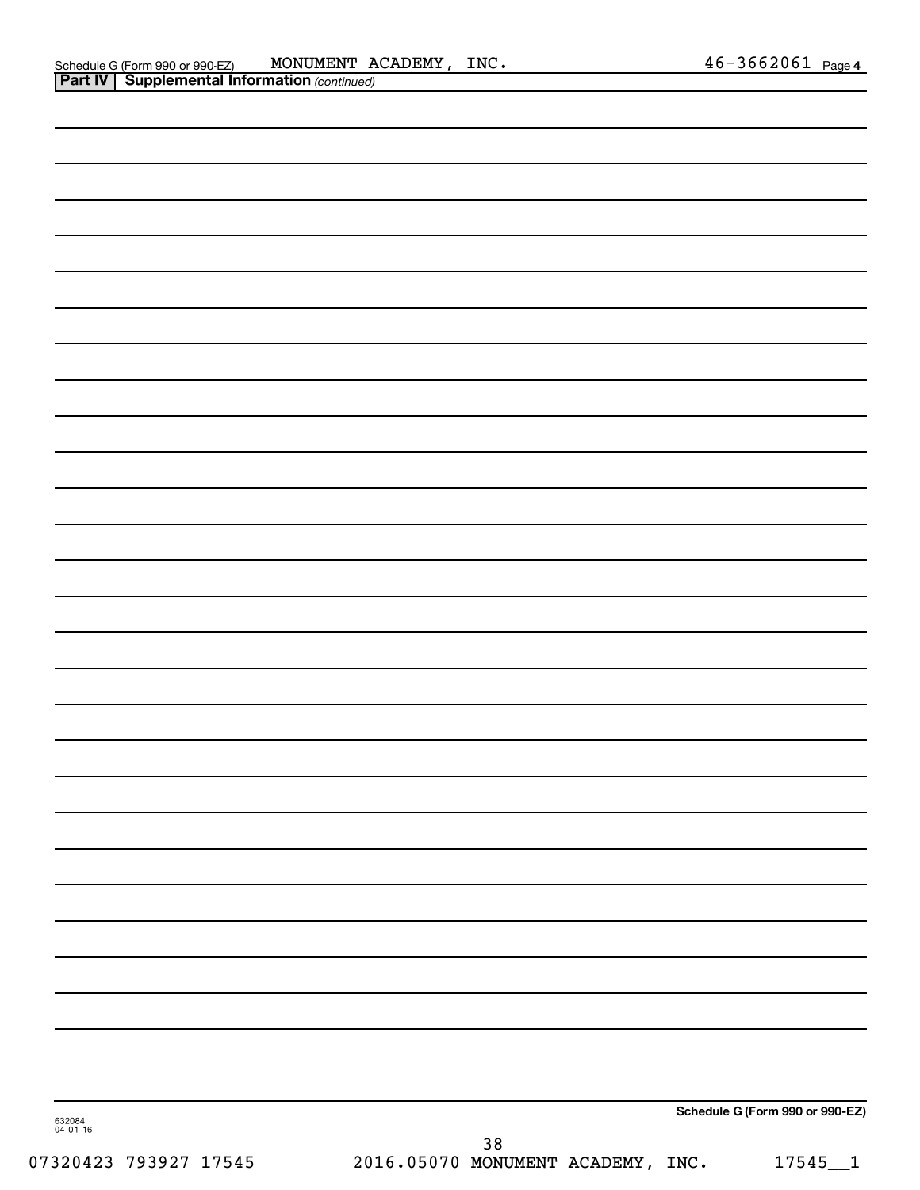Schedule G (Form 990 or 990-EZ) MONUMENT ACADEMY, INC. 46-3662061 Page 4

**Part IV | Supplemental Information** *(continued)*

**Schedule G (Form 990 or 990-EZ)**

632084
04-01-16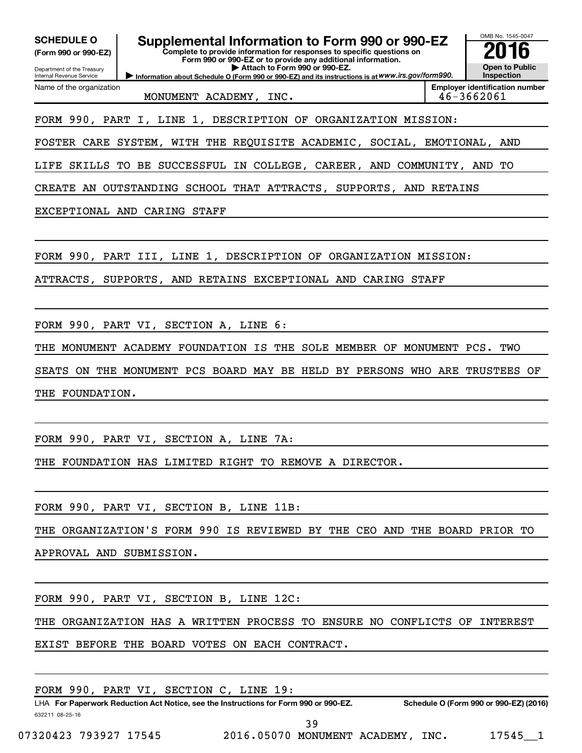**SCHEDULE O**
**(Form 990 or 990-EZ)**

Department of the Treasury
Internal Revenue Service

# Supplemental Information to Form 990 or 990-EZ

**Complete to provide information for responses to specific questions on Form 990 or 990-EZ or to provide any additional information.**
**▶ Attach to Form 990 or 990-EZ.**
**▶ Information about Schedule O (Form 990 or 990-EZ) and its instructions is at** *www.irs.gov/form990.*

OMB No. 1545-0047
**2016**
**Open to Public Inspection**

Name of the organization: MONUMENT ACADEMY, INC.
**Employer identification number:** 46-3662061

FORM 990, PART I, LINE 1, DESCRIPTION OF ORGANIZATION MISSION:

FOSTER CARE SYSTEM, WITH THE REQUISITE ACADEMIC, SOCIAL, EMOTIONAL, AND LIFE SKILLS TO BE SUCCESSFUL IN COLLEGE, CAREER, AND COMMUNITY, AND TO CREATE AN OUTSTANDING SCHOOL THAT ATTRACTS, SUPPORTS, AND RETAINS EXCEPTIONAL AND CARING STAFF

FORM 990, PART III, LINE 1, DESCRIPTION OF ORGANIZATION MISSION:

ATTRACTS, SUPPORTS, AND RETAINS EXCEPTIONAL AND CARING STAFF

FORM 990, PART VI, SECTION A, LINE 6:

THE MONUMENT ACADEMY FOUNDATION IS THE SOLE MEMBER OF MONUMENT PCS. TWO SEATS ON THE MONUMENT PCS BOARD MAY BE HELD BY PERSONS WHO ARE TRUSTEES OF THE FOUNDATION.

FORM 990, PART VI, SECTION A, LINE 7A:

THE FOUNDATION HAS LIMITED RIGHT TO REMOVE A DIRECTOR.

FORM 990, PART VI, SECTION B, LINE 11B:

THE ORGANIZATION'S FORM 990 IS REVIEWED BY THE CEO AND THE BOARD PRIOR TO APPROVAL AND SUBMISSION.

FORM 990, PART VI, SECTION B, LINE 12C:

THE ORGANIZATION HAS A WRITTEN PROCESS TO ENSURE NO CONFLICTS OF INTEREST EXIST BEFORE THE BOARD VOTES ON EACH CONTRACT.

FORM 990, PART VI, SECTION C, LINE 19:

LHA **For Paperwork Reduction Act Notice, see the Instructions for Form 990 or 990-EZ.** **Schedule O (Form 990 or 990-EZ) (2016)**

632211 08-25-16

07320423 793927 17545 2016.05070 MONUMENT ACADEMY, INC. 17545__1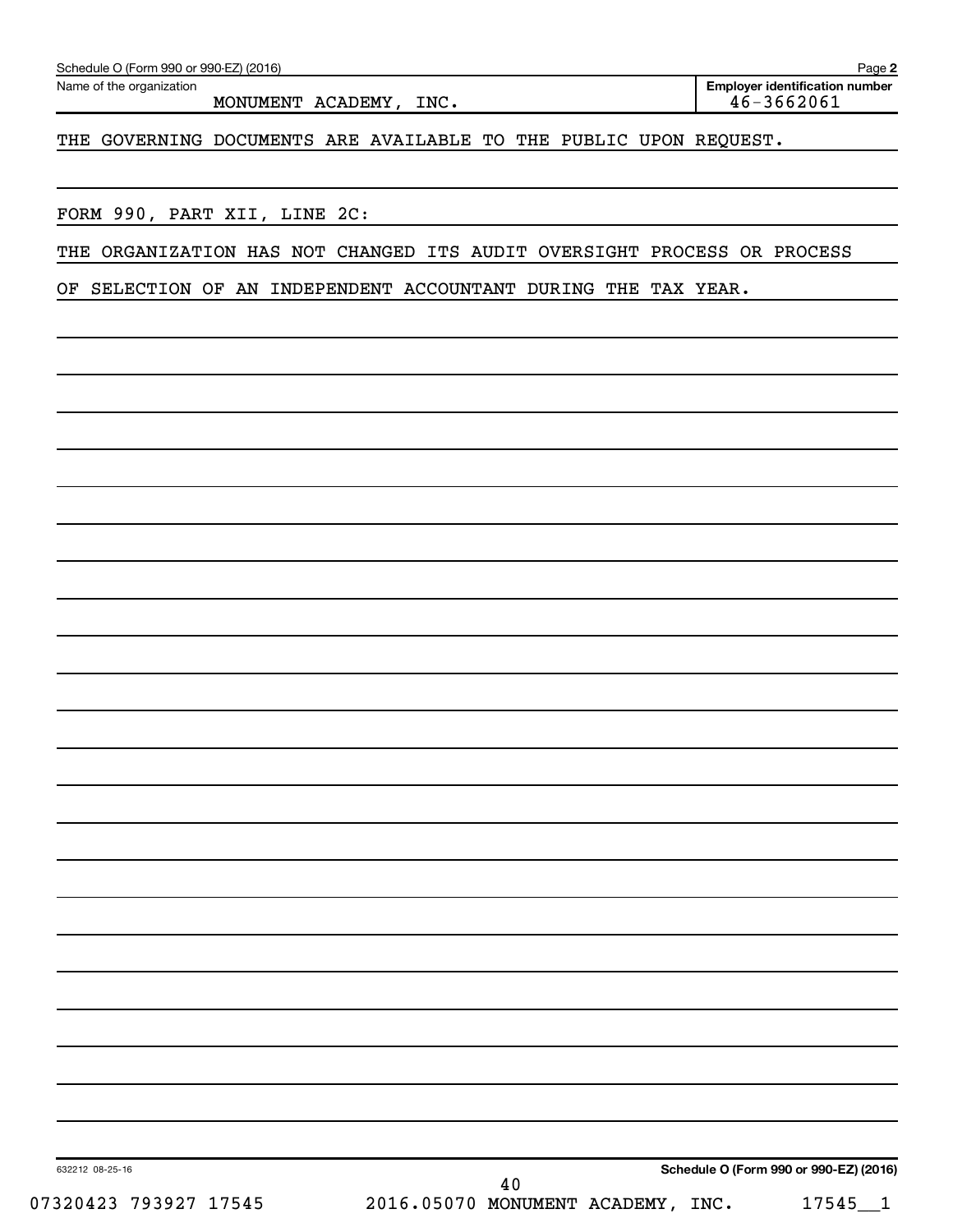Name of the organization

MONUMENT ACADEMY, INC.

**Employer identification number**

46-3662061

THE GOVERNING DOCUMENTS ARE AVAILABLE TO THE PUBLIC UPON REQUEST.

FORM 990, PART XII, LINE 2C:

THE ORGANIZATION HAS NOT CHANGED ITS AUDIT OVERSIGHT PROCESS OR PROCESS OF SELECTION OF AN INDEPENDENT ACCOUNTANT DURING THE TAX YEAR.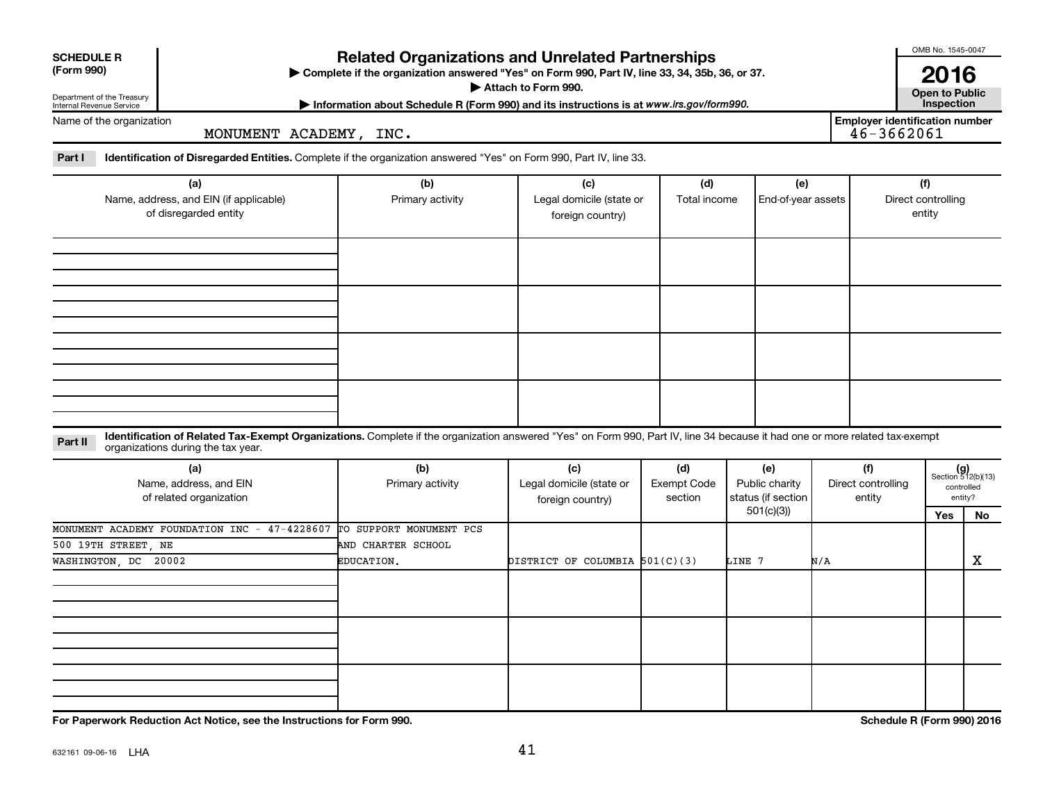**SCHEDULE R (Form 990)**

Department of the Treasury
Internal Revenue Service

# Related Organizations and Unrelated Partnerships

▶ Complete if the organization answered "Yes" on Form 990, Part IV, line 33, 34, 35b, 36, or 37.
▶ Attach to Form 990.
▶ Information about Schedule R (Form 990) and its instructions is at www.irs.gov/form990.

OMB No. 1545-0047
**2016**
**Open to Public Inspection**

Name of the organization: MONUMENT ACADEMY, INC.

Employer identification number: 46-3662061

**Part I** **Identification of Disregarded Entities.** Complete if the organization answered "Yes" on Form 990, Part IV, line 33.

| (a) Name, address, and EIN (if applicable) of disregarded entity | (b) Primary activity | (c) Legal domicile (state or foreign country) | (d) Total income | (e) End-of-year assets | (f) Direct controlling entity |
|---|---|---|---|---|---|
| | | | | | |
| | | | | | |
| | | | | | |
| | | | | | |

**Part II** **Identification of Related Tax-Exempt Organizations.** Complete if the organization answered "Yes" on Form 990, Part IV, line 34 because it had one or more related tax-exempt organizations during the tax year.

| (a) Name, address, and EIN of related organization | (b) Primary activity | (c) Legal domicile (state or foreign country) | (d) Exempt Code section | (e) Public charity status (if section 501(c)(3)) | (f) Direct controlling entity | (g) Section 512(b)(13) controlled entity? Yes | No |
|---|---|---|---|---|---|---|---|
| MONUMENT ACADEMY FOUNDATION INC - 47-4228607<br>500 19TH STREET, NE<br>WASHINGTON, DC 20002 | TO SUPPORT MONUMENT PCS AND CHARTER SCHOOL EDUCATION. | DISTRICT OF COLUMBIA | 501(C)(3) | LINE 7 | N/A | | X |
| | | | | | | | |
| | | | | | | | |
| | | | | | | | |

**For Paperwork Reduction Act Notice, see the Instructions for Form 990.** **Schedule R (Form 990) 2016**

632161 09-06-16 LHA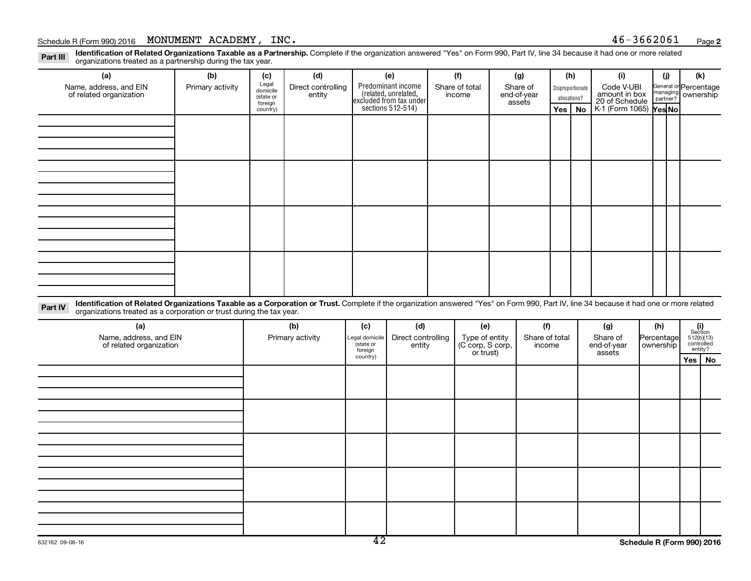Schedule R (Form 990) 2016 MONUMENT ACADEMY, INC. 46-3662061 Page 2

**Part III** **Identification of Related Organizations Taxable as a Partnership.** Complete if the organization answered "Yes" on Form 990, Part IV, line 34 because it had one or more related organizations treated as a partnership during the tax year.

| (a) Name, address, and EIN of related organization | (b) Primary activity | (c) Legal domicile (state or foreign country) | (d) Direct controlling entity | (e) Predominant income (related, unrelated, excluded from tax under sections 512-514) | (f) Share of total income | (g) Share of end-of-year assets | (h) Disproportionate allocations? Yes | (h) No | (i) Code V-UBI amount in box 20 of Schedule K-1 (Form 1065) | (j) General or managing partner? Yes | (j) No | (k) Percentage ownership |
|---|---|---|---|---|---|---|---|---|---|---|---|---|
| | | | | | | | | | | | | |
| | | | | | | | | | | | | |
| | | | | | | | | | | | | |
| | | | | | | | | | | | | |

**Part IV** **Identification of Related Organizations Taxable as a Corporation or Trust.** Complete if the organization answered "Yes" on Form 990, Part IV, line 34 because it had one or more related organizations treated as a corporation or trust during the tax year.

| (a) Name, address, and EIN of related organization | (b) Primary activity | (c) Legal domicile (state or foreign country) | (d) Direct controlling entity | (e) Type of entity (C corp, S corp, or trust) | (f) Share of total income | (g) Share of end-of-year assets | (h) Percentage ownership | (i) Section 512(b)(13) controlled entity? Yes | (i) No |
|---|---|---|---|---|---|---|---|---|---|
| | | | | | | | | | |
| | | | | | | | | | |
| | | | | | | | | | |
| | | | | | | | | | |
| | | | | | | | | | |

632162 09-06-16

Schedule R (Form 990) 2016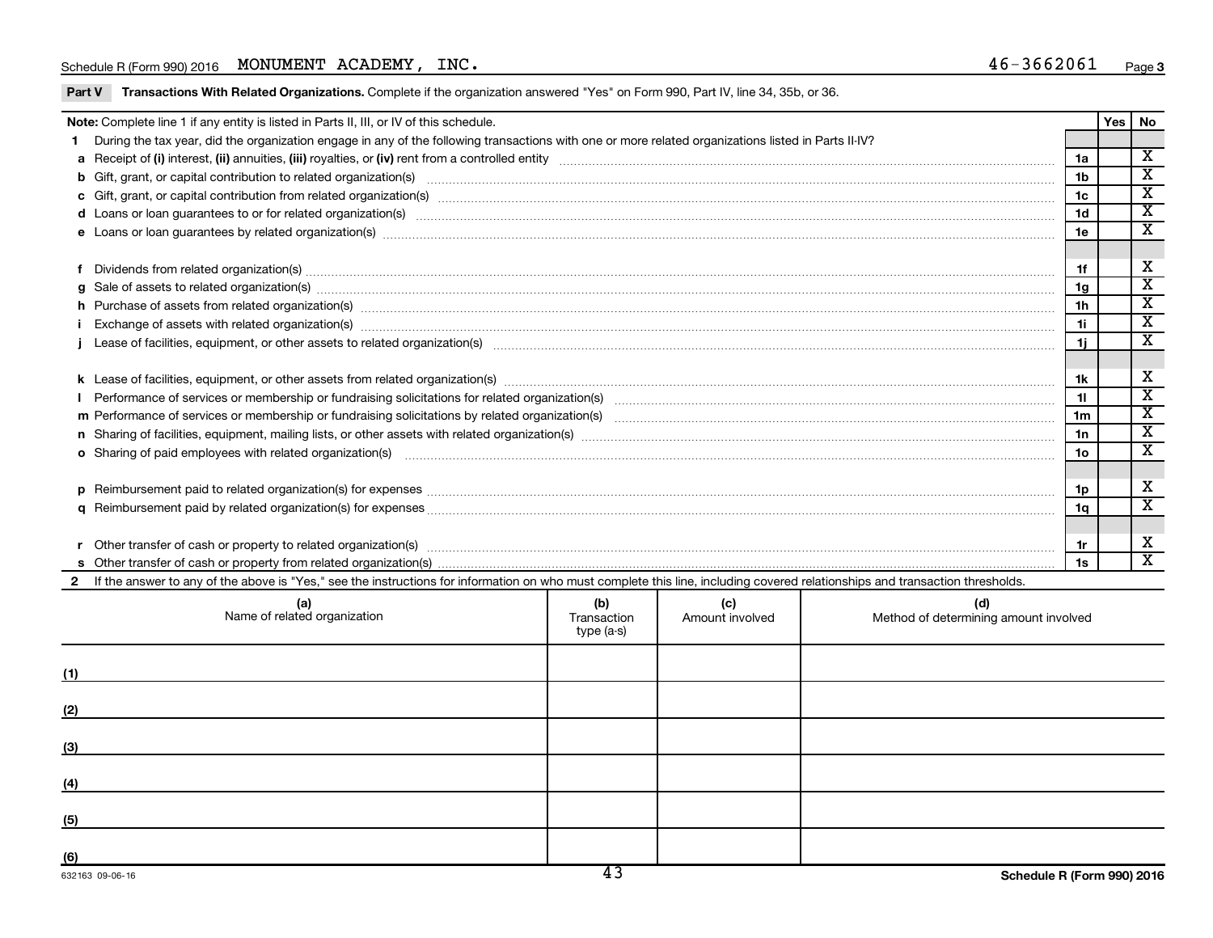Schedule R (Form 990) 2016 MONUMENT ACADEMY, INC. 46-3662061 Page 3

**Part V Transactions With Related Organizations.** Complete if the organization answered "Yes" on Form 990, Part IV, line 34, 35b, or 36.

| Note: Complete line 1 if any entity is listed in Parts II, III, or IV of this schedule. | | Yes | No |
|---|---|---|---|
| 1 During the tax year, did the organization engage in any of the following transactions with one or more related organizations listed in Parts II-IV? | | | |
| a Receipt of (i) interest, (ii) annuities, (iii) royalties, or (iv) rent from a controlled entity | 1a | | X |
| b Gift, grant, or capital contribution to related organization(s) | 1b | | X |
| c Gift, grant, or capital contribution from related organization(s) | 1c | | X |
| d Loans or loan guarantees to or for related organization(s) | 1d | | X |
| e Loans or loan guarantees by related organization(s) | 1e | | X |
| f Dividends from related organization(s) | 1f | | X |
| g Sale of assets to related organization(s) | 1g | | X |
| h Purchase of assets from related organization(s) | 1h | | X |
| i Exchange of assets with related organization(s) | 1i | | X |
| j Lease of facilities, equipment, or other assets to related organization(s) | 1j | | X |
| k Lease of facilities, equipment, or other assets from related organization(s) | 1k | | X |
| l Performance of services or membership or fundraising solicitations for related organization(s) | 1l | | X |
| m Performance of services or membership or fundraising solicitations by related organization(s) | 1m | | X |
| n Sharing of facilities, equipment, mailing lists, or other assets with related organization(s) | 1n | | X |
| o Sharing of paid employees with related organization(s) | 1o | | X |
| p Reimbursement paid to related organization(s) for expenses | 1p | | X |
| q Reimbursement paid by related organization(s) for expenses | 1q | | X |
| r Other transfer of cash or property to related organization(s) | 1r | | X |
| s Other transfer of cash or property from related organization(s) | 1s | | X |

2 If the answer to any of the above is "Yes," see the instructions for information on who must complete this line, including covered relationships and transaction thresholds.

| | (a) Name of related organization | (b) Transaction type (a-s) | (c) Amount involved | (d) Method of determining amount involved |
|---|---|---|---|---|
| (1) | | | | |
| (2) | | | | |
| (3) | | | | |
| (4) | | | | |
| (5) | | | | |
| (6) | | | | |

632163 09-06-16

Schedule R (Form 990) 2016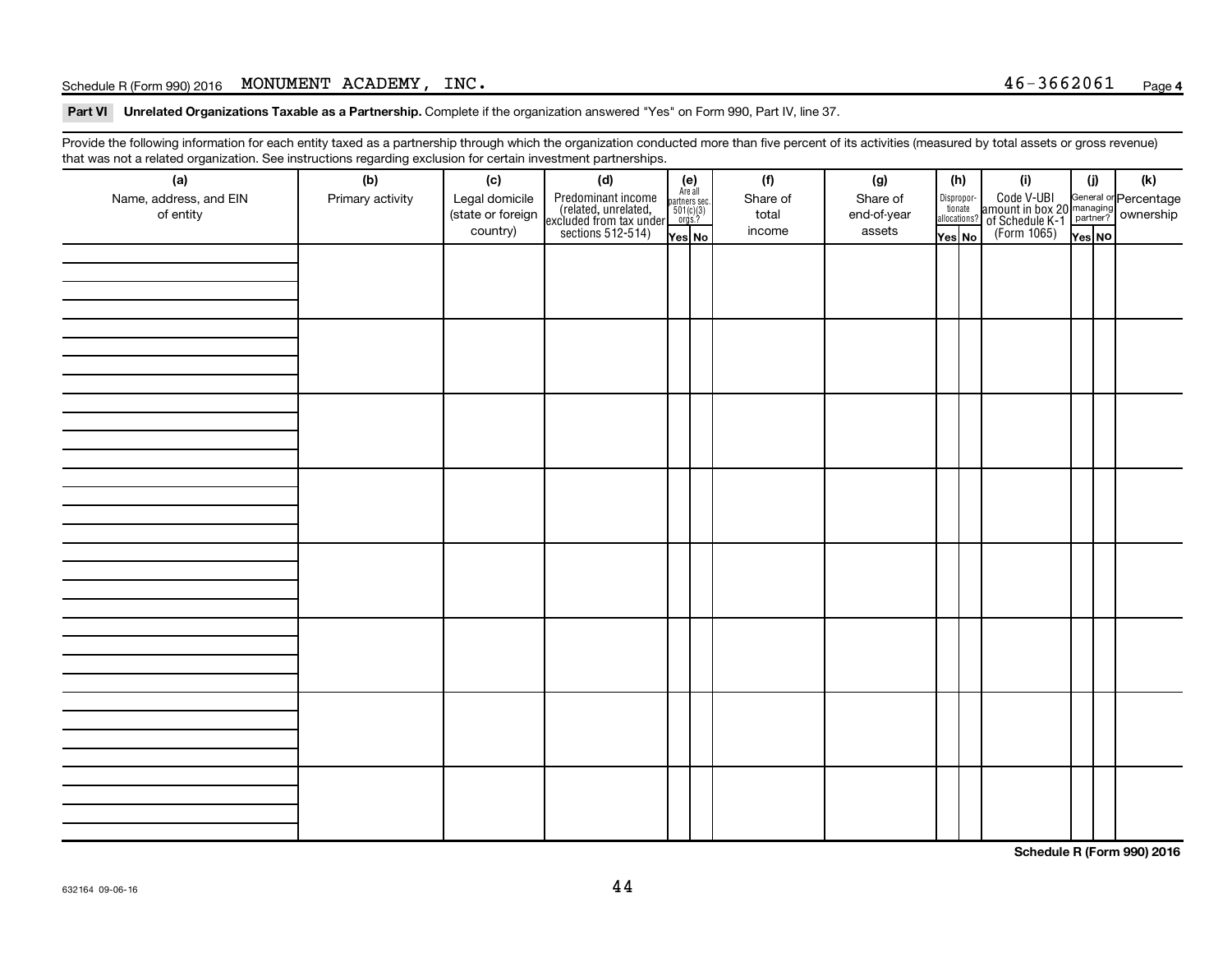Schedule R (Form 990) 2016 MONUMENT ACADEMY, INC. 46-3662061

**Part VI Unrelated Organizations Taxable as a Partnership.** Complete if the organization answered "Yes" on Form 990, Part IV, line 37.

Provide the following information for each entity taxed as a partnership through which the organization conducted more than five percent of its activities (measured by total assets or gross revenue) that was not a related organization. See instructions regarding exclusion for certain investment partnerships.

| (a) Name, address, and EIN of entity | (b) Primary activity | (c) Legal domicile (state or foreign country) | (d) Predominant income (related, unrelated, excluded from tax under sections 512-514) | (e) Are all partners sec. 501(c)(3) orgs.? Yes | (e) No | (f) Share of total income | (g) Share of end-of-year assets | (h) Dispropor-tionate allocations? Yes | (h) No | (i) Code V-UBI amount in box 20 of Schedule K-1 (Form 1065) | (j) General or managing partner? Yes | (j) No | (k) Percentage ownership |
|---|---|---|---|---|---|---|---|---|---|---|---|---|---|
| | | | | | | | | | | | | | |
| | | | | | | | | | | | | | |
| | | | | | | | | | | | | | |
| | | | | | | | | | | | | | |
| | | | | | | | | | | | | | |
| | | | | | | | | | | | | | |
| | | | | | | | | | | | | | |
| | | | | | | | | | | | | | |

632164 09-06-16

Schedule R (Form 990) 2016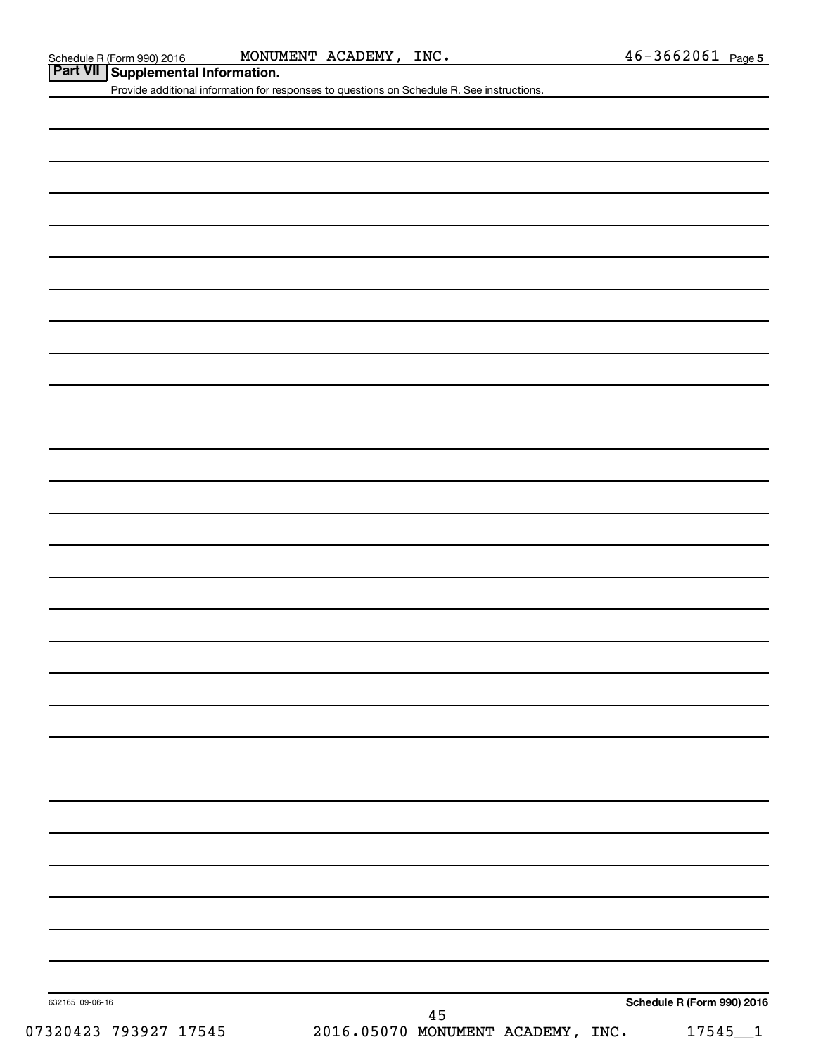## Part VII Supplemental Information.

Provide additional information for responses to questions on Schedule R. See instructions.